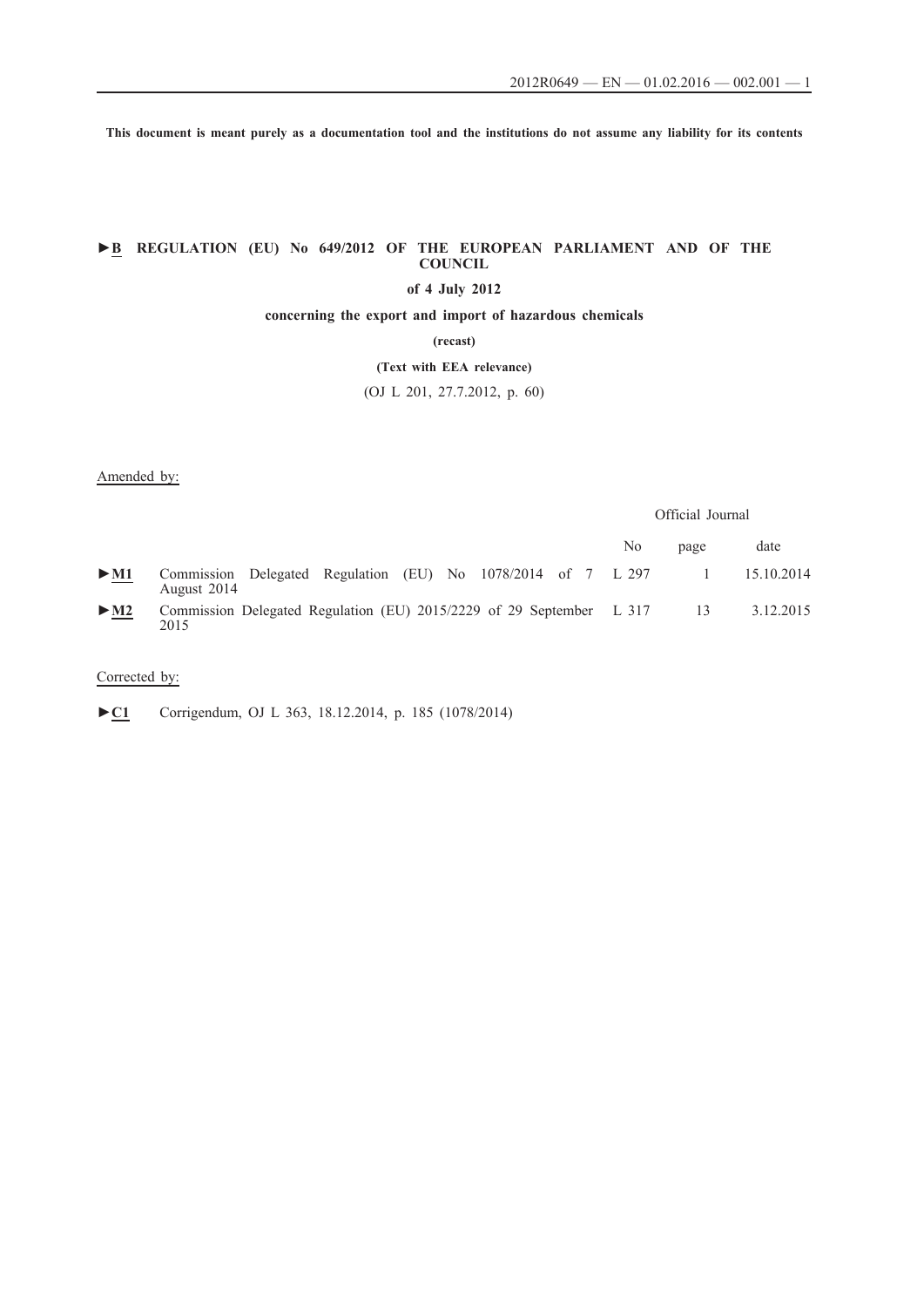This document is meant purely as a documentation tool and the institutions do not assume any liability for its contents

# ►B REGULATION (EU) No 649/2012 OF THE EUROPEAN PARLIAMENT AND OF THE COUNCIL

**of 4 July 2012**

**concerning the export and import of hazardous chemicals**

**(recast)**

**(Text with EEA relevance)**

(OJ L 201, 27.7.2012, p. 60)

Amended by:

| | | Official Journal | | |
|---|---|---|---|---|
| | | No | page | date |
| ►M1 | Commission Delegated Regulation (EU) No 1078/2014 of 7 August 2014 | L 297 | 1 | 15.10.2014 |
| ►M2 | Commission Delegated Regulation (EU) 2015/2229 of 29 September 2015 | L 317 | 13 | 3.12.2015 |

Corrected by:

►C1 Corrigendum, OJ L 363, 18.12.2014, p. 185 (1078/2014)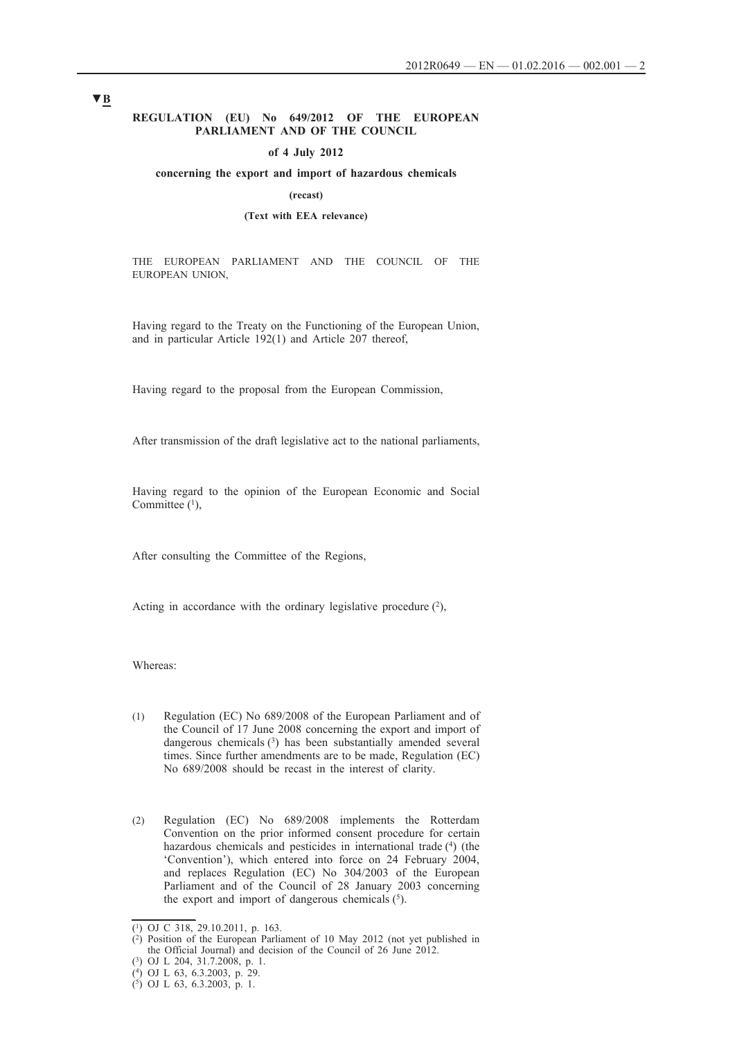▼B

**REGULATION (EU) No 649/2012 OF THE EUROPEAN PARLIAMENT AND OF THE COUNCIL**

**of 4 July 2012**

**concerning the export and import of hazardous chemicals**

**(recast)**

**(Text with EEA relevance)**

THE EUROPEAN PARLIAMENT AND THE COUNCIL OF THE EUROPEAN UNION,

Having regard to the Treaty on the Functioning of the European Union, and in particular Article 192(1) and Article 207 thereof,

Having regard to the proposal from the European Commission,

After transmission of the draft legislative act to the national parliaments,

Having regard to the opinion of the European Economic and Social Committee [1],

After consulting the Committee of the Regions,

Acting in accordance with the ordinary legislative procedure [2],

Whereas:

(1) Regulation (EC) No 689/2008 of the European Parliament and of the Council of 17 June 2008 concerning the export and import of dangerous chemicals [3] has been substantially amended several times. Since further amendments are to be made, Regulation (EC) No 689/2008 should be recast in the interest of clarity.

(2) Regulation (EC) No 689/2008 implements the Rotterdam Convention on the prior informed consent procedure for certain hazardous chemicals and pesticides in international trade [4] (the 'Convention'), which entered into force on 24 February 2004, and replaces Regulation (EC) No 304/2003 of the European Parliament and of the Council of 28 January 2003 concerning the export and import of dangerous chemicals [5].

---

[1] OJ C 318, 29.10.2011, p. 163.

[2] Position of the European Parliament of 10 May 2012 (not yet published in the Official Journal) and decision of the Council of 26 June 2012.

[3] OJ L 204, 31.7.2008, p. 1.

[4] OJ L 63, 6.3.2003, p. 29.

[5] OJ L 63, 6.3.2003, p. 1.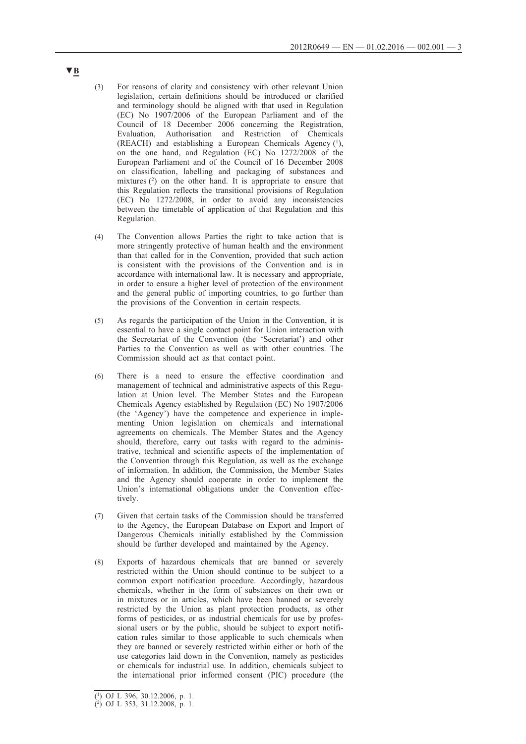▼B

(3) For reasons of clarity and consistency with other relevant Union legislation, certain definitions should be introduced or clarified and terminology should be aligned with that used in Regulation (EC) No 1907/2006 of the European Parliament and of the Council of 18 December 2006 concerning the Registration, Evaluation, Authorisation and Restriction of Chemicals (REACH) and establishing a European Chemicals Agency [1], on the one hand, and Regulation (EC) No 1272/2008 of the European Parliament and of the Council of 16 December 2008 on classification, labelling and packaging of substances and mixtures [2] on the other hand. It is appropriate to ensure that this Regulation reflects the transitional provisions of Regulation (EC) No 1272/2008, in order to avoid any inconsistencies between the timetable of application of that Regulation and this Regulation.

(4) The Convention allows Parties the right to take action that is more stringently protective of human health and the environment than that called for in the Convention, provided that such action is consistent with the provisions of the Convention and is in accordance with international law. It is necessary and appropriate, in order to ensure a higher level of protection of the environment and the general public of importing countries, to go further than the provisions of the Convention in certain respects.

(5) As regards the participation of the Union in the Convention, it is essential to have a single contact point for Union interaction with the Secretariat of the Convention (the 'Secretariat') and other Parties to the Convention as well as with other countries. The Commission should act as that contact point.

(6) There is a need to ensure the effective coordination and management of technical and administrative aspects of this Regulation at Union level. The Member States and the European Chemicals Agency established by Regulation (EC) No 1907/2006 (the 'Agency') have the competence and experience in implementing Union legislation on chemicals and international agreements on chemicals. The Member States and the Agency should, therefore, carry out tasks with regard to the administrative, technical and scientific aspects of the implementation of the Convention through this Regulation, as well as the exchange of information. In addition, the Commission, the Member States and the Agency should cooperate in order to implement the Union's international obligations under the Convention effectively.

(7) Given that certain tasks of the Commission should be transferred to the Agency, the European Database on Export and Import of Dangerous Chemicals initially established by the Commission should be further developed and maintained by the Agency.

(8) Exports of hazardous chemicals that are banned or severely restricted within the Union should continue to be subject to a common export notification procedure. Accordingly, hazardous chemicals, whether in the form of substances on their own or in mixtures or in articles, which have been banned or severely restricted by the Union as plant protection products, as other forms of pesticides, or as industrial chemicals for use by professional users or by the public, should be subject to export notification rules similar to those applicable to such chemicals when they are banned or severely restricted within either or both of the use categories laid down in the Convention, namely as pesticides or chemicals for industrial use. In addition, chemicals subject to the international prior informed consent (PIC) procedure (the

---

[1] OJ L 396, 30.12.2006, p. 1.

[2] OJ L 353, 31.12.2008, p. 1.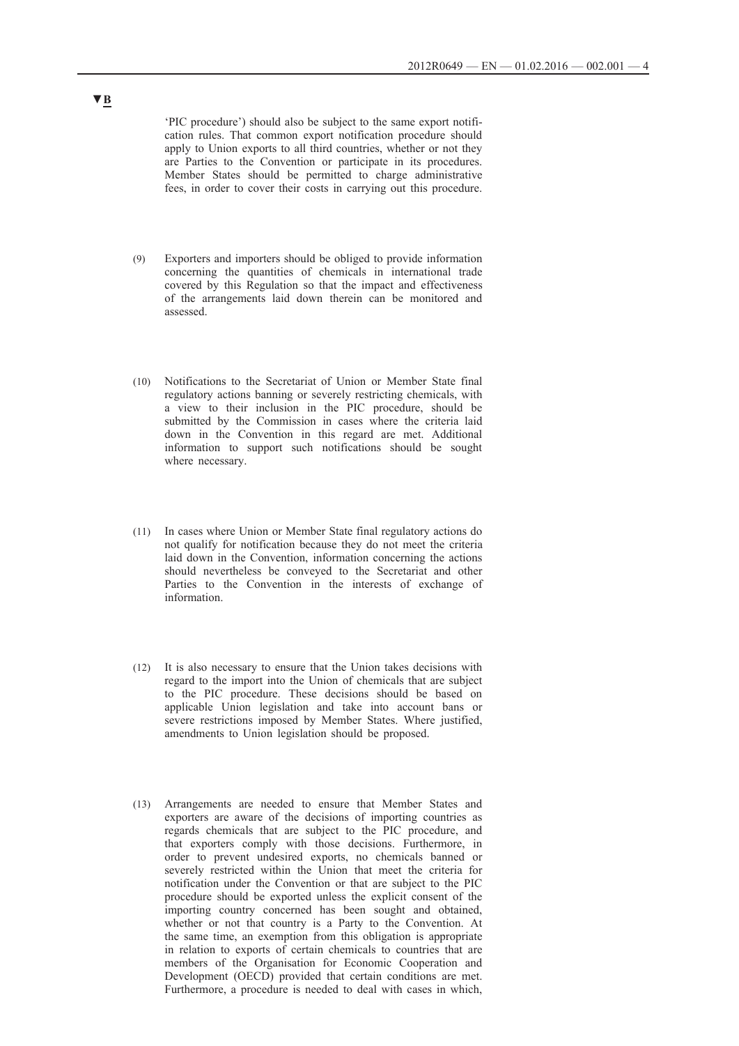▼B

'PIC procedure') should also be subject to the same export notification rules. That common export notification procedure should apply to Union exports to all third countries, whether or not they are Parties to the Convention or participate in its procedures. Member States should be permitted to charge administrative fees, in order to cover their costs in carrying out this procedure.

(9) Exporters and importers should be obliged to provide information concerning the quantities of chemicals in international trade covered by this Regulation so that the impact and effectiveness of the arrangements laid down therein can be monitored and assessed.

(10) Notifications to the Secretariat of Union or Member State final regulatory actions banning or severely restricting chemicals, with a view to their inclusion in the PIC procedure, should be submitted by the Commission in cases where the criteria laid down in the Convention in this regard are met. Additional information to support such notifications should be sought where necessary.

(11) In cases where Union or Member State final regulatory actions do not qualify for notification because they do not meet the criteria laid down in the Convention, information concerning the actions should nevertheless be conveyed to the Secretariat and other Parties to the Convention in the interests of exchange of information.

(12) It is also necessary to ensure that the Union takes decisions with regard to the import into the Union of chemicals that are subject to the PIC procedure. These decisions should be based on applicable Union legislation and take into account bans or severe restrictions imposed by Member States. Where justified, amendments to Union legislation should be proposed.

(13) Arrangements are needed to ensure that Member States and exporters are aware of the decisions of importing countries as regards chemicals that are subject to the PIC procedure, and that exporters comply with those decisions. Furthermore, in order to prevent undesired exports, no chemicals banned or severely restricted within the Union that meet the criteria for notification under the Convention or that are subject to the PIC procedure should be exported unless the explicit consent of the importing country concerned has been sought and obtained, whether or not that country is a Party to the Convention. At the same time, an exemption from this obligation is appropriate in relation to exports of certain chemicals to countries that are members of the Organisation for Economic Cooperation and Development (OECD) provided that certain conditions are met. Furthermore, a procedure is needed to deal with cases in which,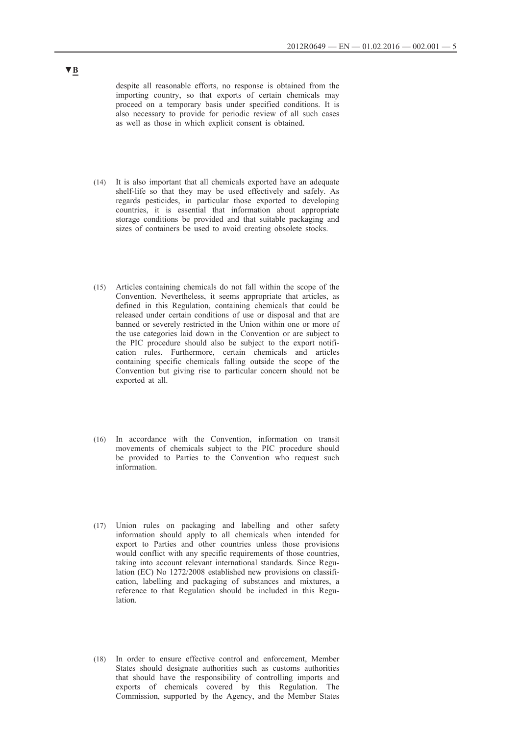▼B

despite all reasonable efforts, no response is obtained from the importing country, so that exports of certain chemicals may proceed on a temporary basis under specified conditions. It is also necessary to provide for periodic review of all such cases as well as those in which explicit consent is obtained.

(14) It is also important that all chemicals exported have an adequate shelf-life so that they may be used effectively and safely. As regards pesticides, in particular those exported to developing countries, it is essential that information about appropriate storage conditions be provided and that suitable packaging and sizes of containers be used to avoid creating obsolete stocks.

(15) Articles containing chemicals do not fall within the scope of the Convention. Nevertheless, it seems appropriate that articles, as defined in this Regulation, containing chemicals that could be released under certain conditions of use or disposal and that are banned or severely restricted in the Union within one or more of the use categories laid down in the Convention or are subject to the PIC procedure should also be subject to the export notification rules. Furthermore, certain chemicals and articles containing specific chemicals falling outside the scope of the Convention but giving rise to particular concern should not be exported at all.

(16) In accordance with the Convention, information on transit movements of chemicals subject to the PIC procedure should be provided to Parties to the Convention who request such information.

(17) Union rules on packaging and labelling and other safety information should apply to all chemicals when intended for export to Parties and other countries unless those provisions would conflict with any specific requirements of those countries, taking into account relevant international standards. Since Regulation (EC) No 1272/2008 established new provisions on classification, labelling and packaging of substances and mixtures, a reference to that Regulation should be included in this Regulation.

(18) In order to ensure effective control and enforcement, Member States should designate authorities such as customs authorities that should have the responsibility of controlling imports and exports of chemicals covered by this Regulation. The Commission, supported by the Agency, and the Member States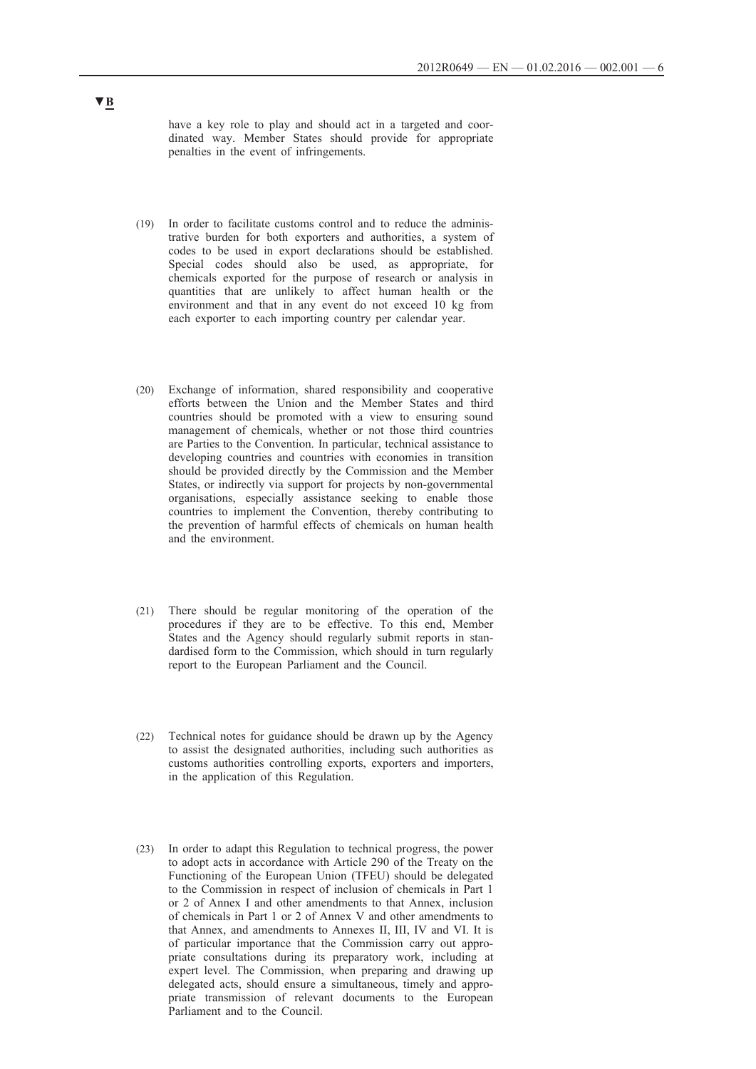▼B

have a key role to play and should act in a targeted and coordinated way. Member States should provide for appropriate penalties in the event of infringements.

(19) In order to facilitate customs control and to reduce the administrative burden for both exporters and authorities, a system of codes to be used in export declarations should be established. Special codes should also be used, as appropriate, for chemicals exported for the purpose of research or analysis in quantities that are unlikely to affect human health or the environment and that in any event do not exceed 10 kg from each exporter to each importing country per calendar year.

(20) Exchange of information, shared responsibility and cooperative efforts between the Union and the Member States and third countries should be promoted with a view to ensuring sound management of chemicals, whether or not those third countries are Parties to the Convention. In particular, technical assistance to developing countries and countries with economies in transition should be provided directly by the Commission and the Member States, or indirectly via support for projects by non-governmental organisations, especially assistance seeking to enable those countries to implement the Convention, thereby contributing to the prevention of harmful effects of chemicals on human health and the environment.

(21) There should be regular monitoring of the operation of the procedures if they are to be effective. To this end, Member States and the Agency should regularly submit reports in standardised form to the Commission, which should in turn regularly report to the European Parliament and the Council.

(22) Technical notes for guidance should be drawn up by the Agency to assist the designated authorities, including such authorities as customs authorities controlling exports, exporters and importers, in the application of this Regulation.

(23) In order to adapt this Regulation to technical progress, the power to adopt acts in accordance with Article 290 of the Treaty on the Functioning of the European Union (TFEU) should be delegated to the Commission in respect of inclusion of chemicals in Part 1 or 2 of Annex I and other amendments to that Annex, inclusion of chemicals in Part 1 or 2 of Annex V and other amendments to that Annex, and amendments to Annexes II, III, IV and VI. It is of particular importance that the Commission carry out appropriate consultations during its preparatory work, including at expert level. The Commission, when preparing and drawing up delegated acts, should ensure a simultaneous, timely and appropriate transmission of relevant documents to the European Parliament and to the Council.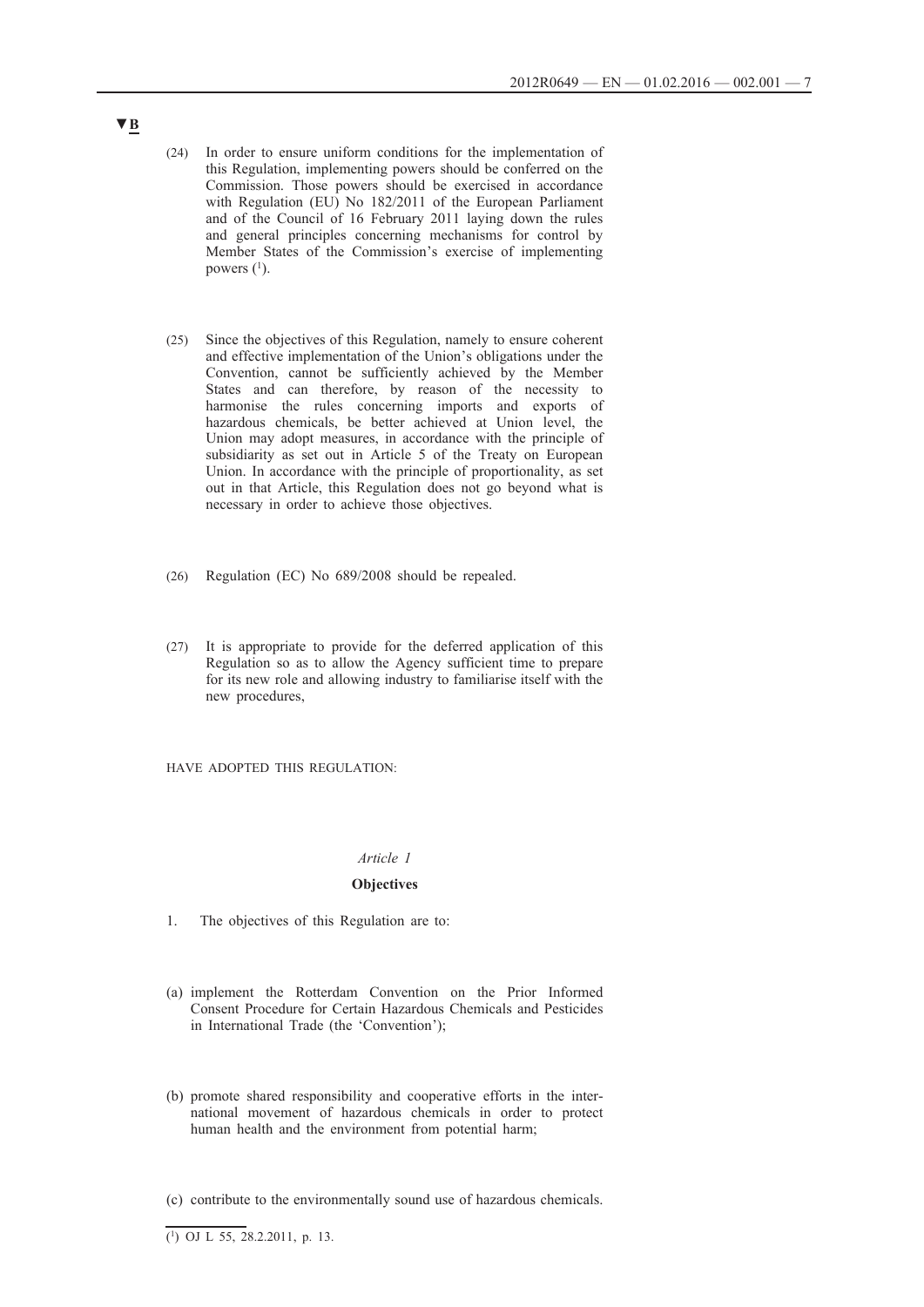▼B

(24) In order to ensure uniform conditions for the implementation of this Regulation, implementing powers should be conferred on the Commission. Those powers should be exercised in accordance with Regulation (EU) No 182/2011 of the European Parliament and of the Council of 16 February 2011 laying down the rules and general principles concerning mechanisms for control by Member States of the Commission's exercise of implementing powers [1].

(25) Since the objectives of this Regulation, namely to ensure coherent and effective implementation of the Union's obligations under the Convention, cannot be sufficiently achieved by the Member States and can therefore, by reason of the necessity to harmonise the rules concerning imports and exports of hazardous chemicals, be better achieved at Union level, the Union may adopt measures, in accordance with the principle of subsidiarity as set out in Article 5 of the Treaty on European Union. In accordance with the principle of proportionality, as set out in that Article, this Regulation does not go beyond what is necessary in order to achieve those objectives.

(26) Regulation (EC) No 689/2008 should be repealed.

(27) It is appropriate to provide for the deferred application of this Regulation so as to allow the Agency sufficient time to prepare for its new role and allowing industry to familiarise itself with the new procedures,

HAVE ADOPTED THIS REGULATION:

*Article 1*

**Objectives**

1. The objectives of this Regulation are to:

(a) implement the Rotterdam Convention on the Prior Informed Consent Procedure for Certain Hazardous Chemicals and Pesticides in International Trade (the 'Convention');

(b) promote shared responsibility and cooperative efforts in the international movement of hazardous chemicals in order to protect human health and the environment from potential harm;

(c) contribute to the environmentally sound use of hazardous chemicals.

---

[1] OJ L 55, 28.2.2011, p. 13.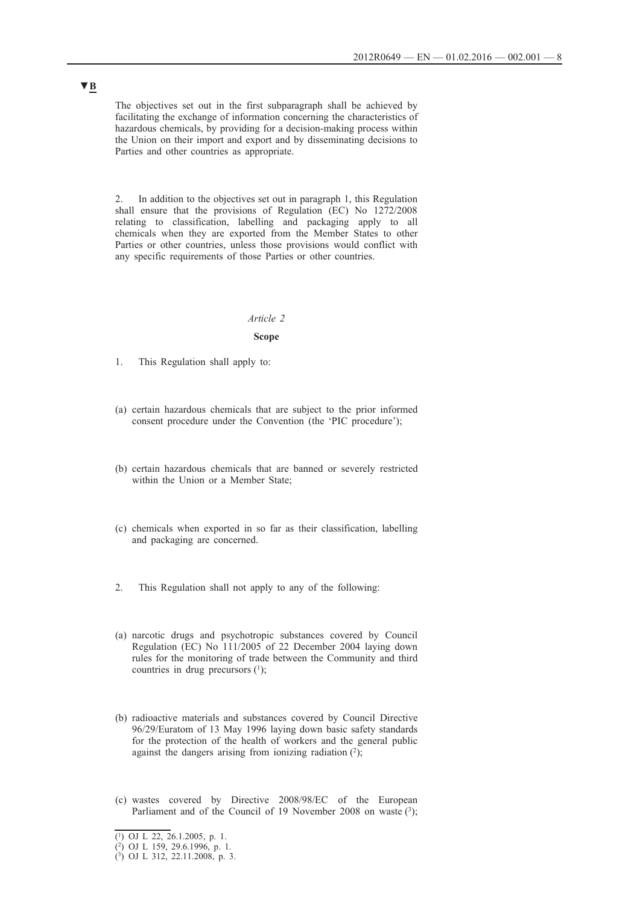▼B

The objectives set out in the first subparagraph shall be achieved by facilitating the exchange of information concerning the characteristics of hazardous chemicals, by providing for a decision-making process within the Union on their import and export and by disseminating decisions to Parties and other countries as appropriate.

2. In addition to the objectives set out in paragraph 1, this Regulation shall ensure that the provisions of Regulation (EC) No 1272/2008 relating to classification, labelling and packaging apply to all chemicals when they are exported from the Member States to other Parties or other countries, unless those provisions would conflict with any specific requirements of those Parties or other countries.

*Article 2*

**Scope**

1. This Regulation shall apply to:

(a) certain hazardous chemicals that are subject to the prior informed consent procedure under the Convention (the 'PIC procedure');

(b) certain hazardous chemicals that are banned or severely restricted within the Union or a Member State;

(c) chemicals when exported in so far as their classification, labelling and packaging are concerned.

2. This Regulation shall not apply to any of the following:

(a) narcotic drugs and psychotropic substances covered by Council Regulation (EC) No 111/2005 of 22 December 2004 laying down rules for the monitoring of trade between the Community and third countries in drug precursors [1];

(b) radioactive materials and substances covered by Council Directive 96/29/Euratom of 13 May 1996 laying down basic safety standards for the protection of the health of workers and the general public against the dangers arising from ionizing radiation [2];

(c) wastes covered by Directive 2008/98/EC of the European Parliament and of the Council of 19 November 2008 on waste [3];

---

[1] OJ L 22, 26.1.2005, p. 1.

[2] OJ L 159, 29.6.1996, p. 1.

[3] OJ L 312, 22.11.2008, p. 3.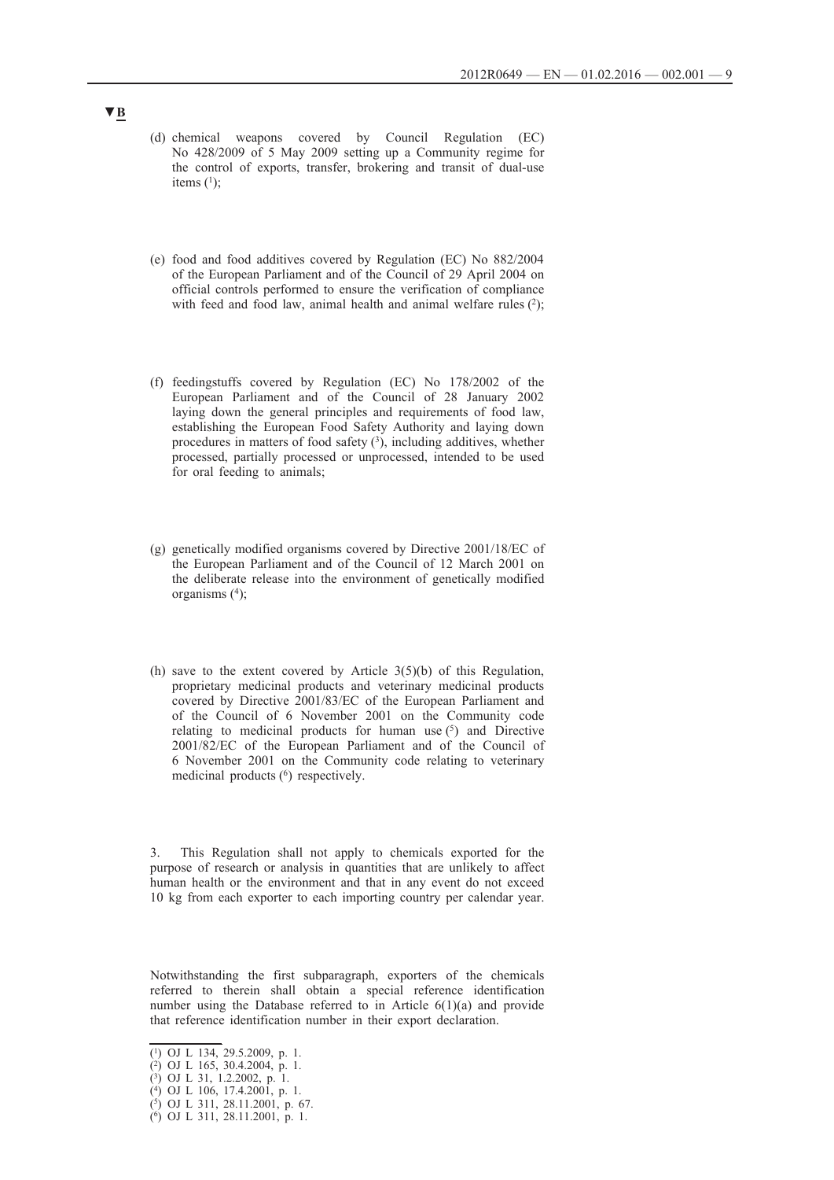▼B

(d) chemical weapons covered by Council Regulation (EC) No 428/2009 of 5 May 2009 setting up a Community regime for the control of exports, transfer, brokering and transit of dual-use items [1];

(e) food and food additives covered by Regulation (EC) No 882/2004 of the European Parliament and of the Council of 29 April 2004 on official controls performed to ensure the verification of compliance with feed and food law, animal health and animal welfare rules [2];

(f) feedingstuffs covered by Regulation (EC) No 178/2002 of the European Parliament and of the Council of 28 January 2002 laying down the general principles and requirements of food law, establishing the European Food Safety Authority and laying down procedures in matters of food safety [3], including additives, whether processed, partially processed or unprocessed, intended to be used for oral feeding to animals;

(g) genetically modified organisms covered by Directive 2001/18/EC of the European Parliament and of the Council of 12 March 2001 on the deliberate release into the environment of genetically modified organisms [4];

(h) save to the extent covered by Article 3(5)(b) of this Regulation, proprietary medicinal products and veterinary medicinal products covered by Directive 2001/83/EC of the European Parliament and of the Council of 6 November 2001 on the Community code relating to medicinal products for human use [5] and Directive 2001/82/EC of the European Parliament and of the Council of 6 November 2001 on the Community code relating to veterinary medicinal products [6] respectively.

3. This Regulation shall not apply to chemicals exported for the purpose of research or analysis in quantities that are unlikely to affect human health or the environment and that in any event do not exceed 10 kg from each exporter to each importing country per calendar year.

Notwithstanding the first subparagraph, exporters of the chemicals referred to therein shall obtain a special reference identification number using the Database referred to in Article 6(1)(a) and provide that reference identification number in their export declaration.

---

[1] OJ L 134, 29.5.2009, p. 1.
[2] OJ L 165, 30.4.2004, p. 1.
[3] OJ L 31, 1.2.2002, p. 1.
[4] OJ L 106, 17.4.2001, p. 1.
[5] OJ L 311, 28.11.2001, p. 67.
[6] OJ L 311, 28.11.2001, p. 1.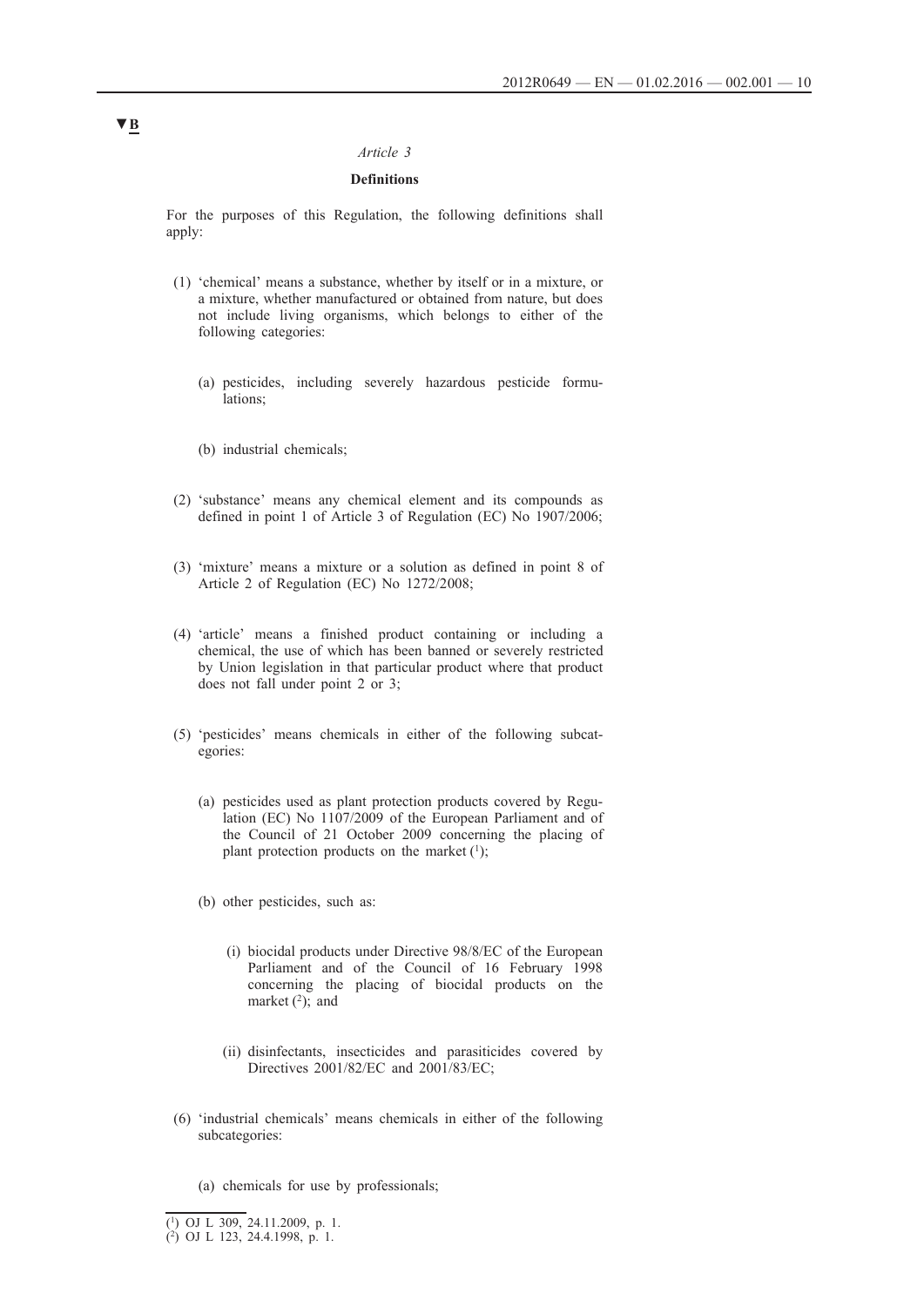▼B

*Article 3*

**Definitions**

For the purposes of this Regulation, the following definitions shall apply:

(1) 'chemical' means a substance, whether by itself or in a mixture, or a mixture, whether manufactured or obtained from nature, but does not include living organisms, which belongs to either of the following categories:

 (a) pesticides, including severely hazardous pesticide formulations;

 (b) industrial chemicals;

(2) 'substance' means any chemical element and its compounds as defined in point 1 of Article 3 of Regulation (EC) No 1907/2006;

(3) 'mixture' means a mixture or a solution as defined in point 8 of Article 2 of Regulation (EC) No 1272/2008;

(4) 'article' means a finished product containing or including a chemical, the use of which has been banned or severely restricted by Union legislation in that particular product where that product does not fall under point 2 or 3;

(5) 'pesticides' means chemicals in either of the following subcategories:

 (a) pesticides used as plant protection products covered by Regulation (EC) No 1107/2009 of the European Parliament and of the Council of 21 October 2009 concerning the placing of plant protection products on the market [1];

 (b) other pesticides, such as:

  (i) biocidal products under Directive 98/8/EC of the European Parliament and of the Council of 16 February 1998 concerning the placing of biocidal products on the market [2]; and

  (ii) disinfectants, insecticides and parasiticides covered by Directives 2001/82/EC and 2001/83/EC;

(6) 'industrial chemicals' means chemicals in either of the following subcategories:

 (a) chemicals for use by professionals;

---

[1] OJ L 309, 24.11.2009, p. 1.

[2] OJ L 123, 24.4.1998, p. 1.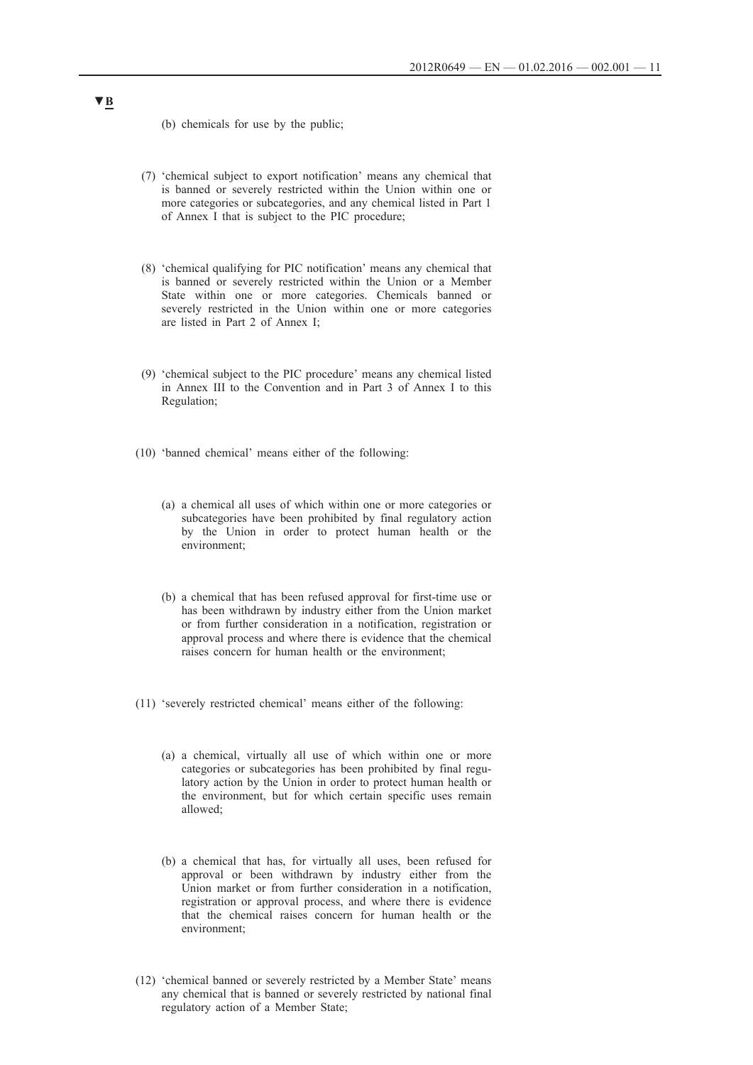▼B

(b) chemicals for use by the public;

(7) 'chemical subject to export notification' means any chemical that is banned or severely restricted within the Union within one or more categories or subcategories, and any chemical listed in Part 1 of Annex I that is subject to the PIC procedure;

(8) 'chemical qualifying for PIC notification' means any chemical that is banned or severely restricted within the Union or a Member State within one or more categories. Chemicals banned or severely restricted in the Union within one or more categories are listed in Part 2 of Annex I;

(9) 'chemical subject to the PIC procedure' means any chemical listed in Annex III to the Convention and in Part 3 of Annex I to this Regulation;

(10) 'banned chemical' means either of the following:

(a) a chemical all uses of which within one or more categories or subcategories have been prohibited by final regulatory action by the Union in order to protect human health or the environment;

(b) a chemical that has been refused approval for first-time use or has been withdrawn by industry either from the Union market or from further consideration in a notification, registration or approval process and where there is evidence that the chemical raises concern for human health or the environment;

(11) 'severely restricted chemical' means either of the following:

(a) a chemical, virtually all use of which within one or more categories or subcategories has been prohibited by final regulatory action by the Union in order to protect human health or the environment, but for which certain specific uses remain allowed;

(b) a chemical that has, for virtually all uses, been refused for approval or been withdrawn by industry either from the Union market or from further consideration in a notification, registration or approval process, and where there is evidence that the chemical raises concern for human health or the environment;

(12) 'chemical banned or severely restricted by a Member State' means any chemical that is banned or severely restricted by national final regulatory action of a Member State;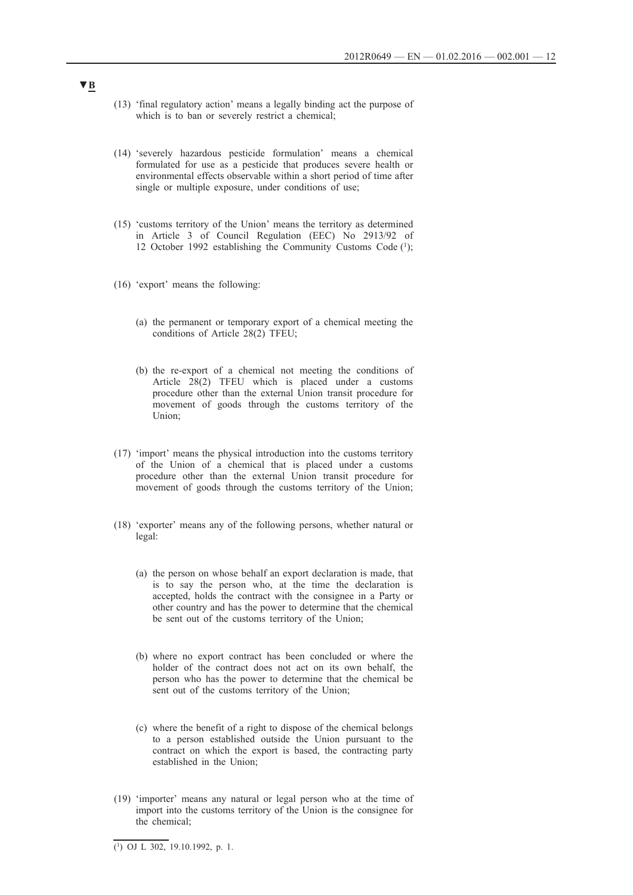▼B

(13) 'final regulatory action' means a legally binding act the purpose of which is to ban or severely restrict a chemical;

(14) 'severely hazardous pesticide formulation' means a chemical formulated for use as a pesticide that produces severe health or environmental effects observable within a short period of time after single or multiple exposure, under conditions of use;

(15) 'customs territory of the Union' means the territory as determined in Article 3 of Council Regulation (EEC) No 2913/92 of 12 October 1992 establishing the Community Customs Code [1];

(16) 'export' means the following:

(a) the permanent or temporary export of a chemical meeting the conditions of Article 28(2) TFEU;

(b) the re-export of a chemical not meeting the conditions of Article 28(2) TFEU which is placed under a customs procedure other than the external Union transit procedure for movement of goods through the customs territory of the Union;

(17) 'import' means the physical introduction into the customs territory of the Union of a chemical that is placed under a customs procedure other than the external Union transit procedure for movement of goods through the customs territory of the Union;

(18) 'exporter' means any of the following persons, whether natural or legal:

(a) the person on whose behalf an export declaration is made, that is to say the person who, at the time the declaration is accepted, holds the contract with the consignee in a Party or other country and has the power to determine that the chemical be sent out of the customs territory of the Union;

(b) where no export contract has been concluded or where the holder of the contract does not act on its own behalf, the person who has the power to determine that the chemical be sent out of the customs territory of the Union;

(c) where the benefit of a right to dispose of the chemical belongs to a person established outside the Union pursuant to the contract on which the export is based, the contracting party established in the Union;

(19) 'importer' means any natural or legal person who at the time of import into the customs territory of the Union is the consignee for the chemical;

---

[1] OJ L 302, 19.10.1992, p. 1.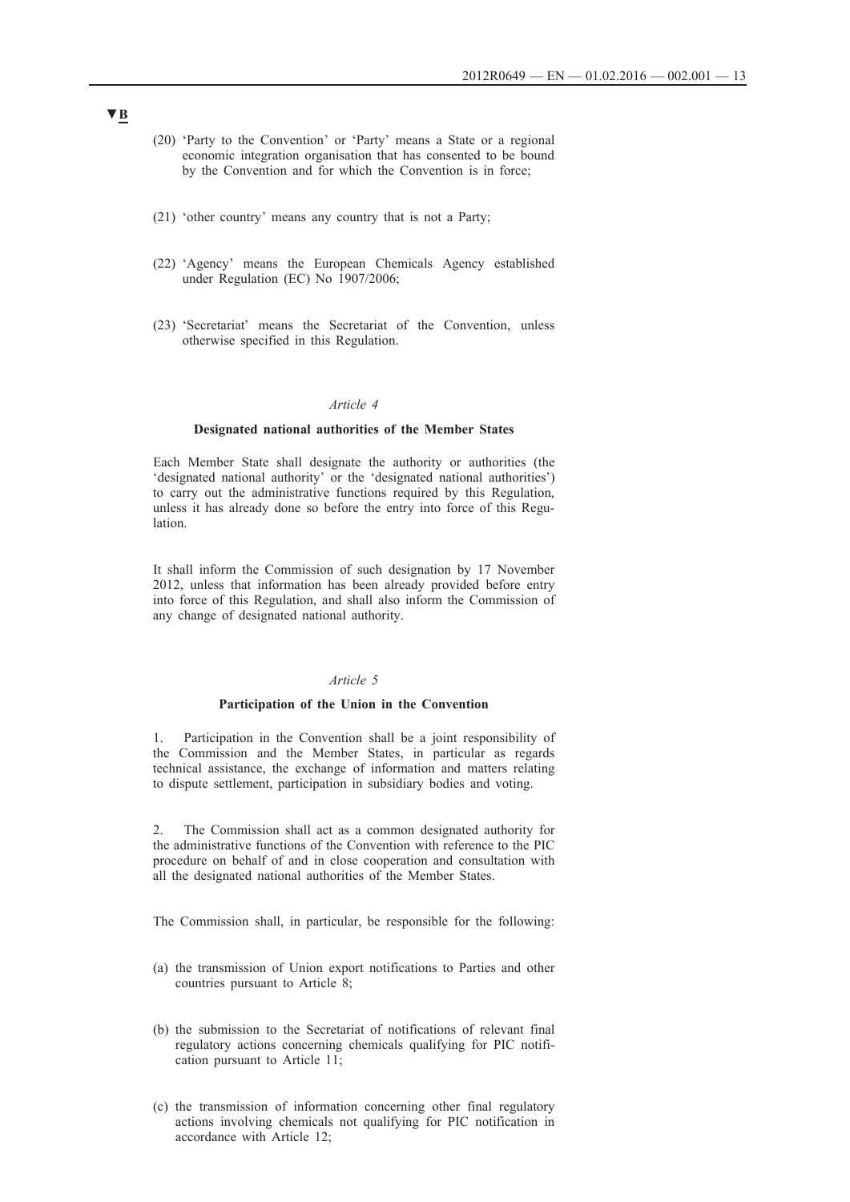▼B

(20) 'Party to the Convention' or 'Party' means a State or a regional economic integration organisation that has consented to be bound by the Convention and for which the Convention is in force;

(21) 'other country' means any country that is not a Party;

(22) 'Agency' means the European Chemicals Agency established under Regulation (EC) No 1907/2006;

(23) 'Secretariat' means the Secretariat of the Convention, unless otherwise specified in this Regulation.

*Article 4*

**Designated national authorities of the Member States**

Each Member State shall designate the authority or authorities (the 'designated national authority' or the 'designated national authorities') to carry out the administrative functions required by this Regulation, unless it has already done so before the entry into force of this Regulation.

It shall inform the Commission of such designation by 17 November 2012, unless that information has been already provided before entry into force of this Regulation, and shall also inform the Commission of any change of designated national authority.

*Article 5*

**Participation of the Union in the Convention**

1. Participation in the Convention shall be a joint responsibility of the Commission and the Member States, in particular as regards technical assistance, the exchange of information and matters relating to dispute settlement, participation in subsidiary bodies and voting.

2. The Commission shall act as a common designated authority for the administrative functions of the Convention with reference to the PIC procedure on behalf of and in close cooperation and consultation with all the designated national authorities of the Member States.

The Commission shall, in particular, be responsible for the following:

(a) the transmission of Union export notifications to Parties and other countries pursuant to Article 8;

(b) the submission to the Secretariat of notifications of relevant final regulatory actions concerning chemicals qualifying for PIC notification pursuant to Article 11;

(c) the transmission of information concerning other final regulatory actions involving chemicals not qualifying for PIC notification in accordance with Article 12;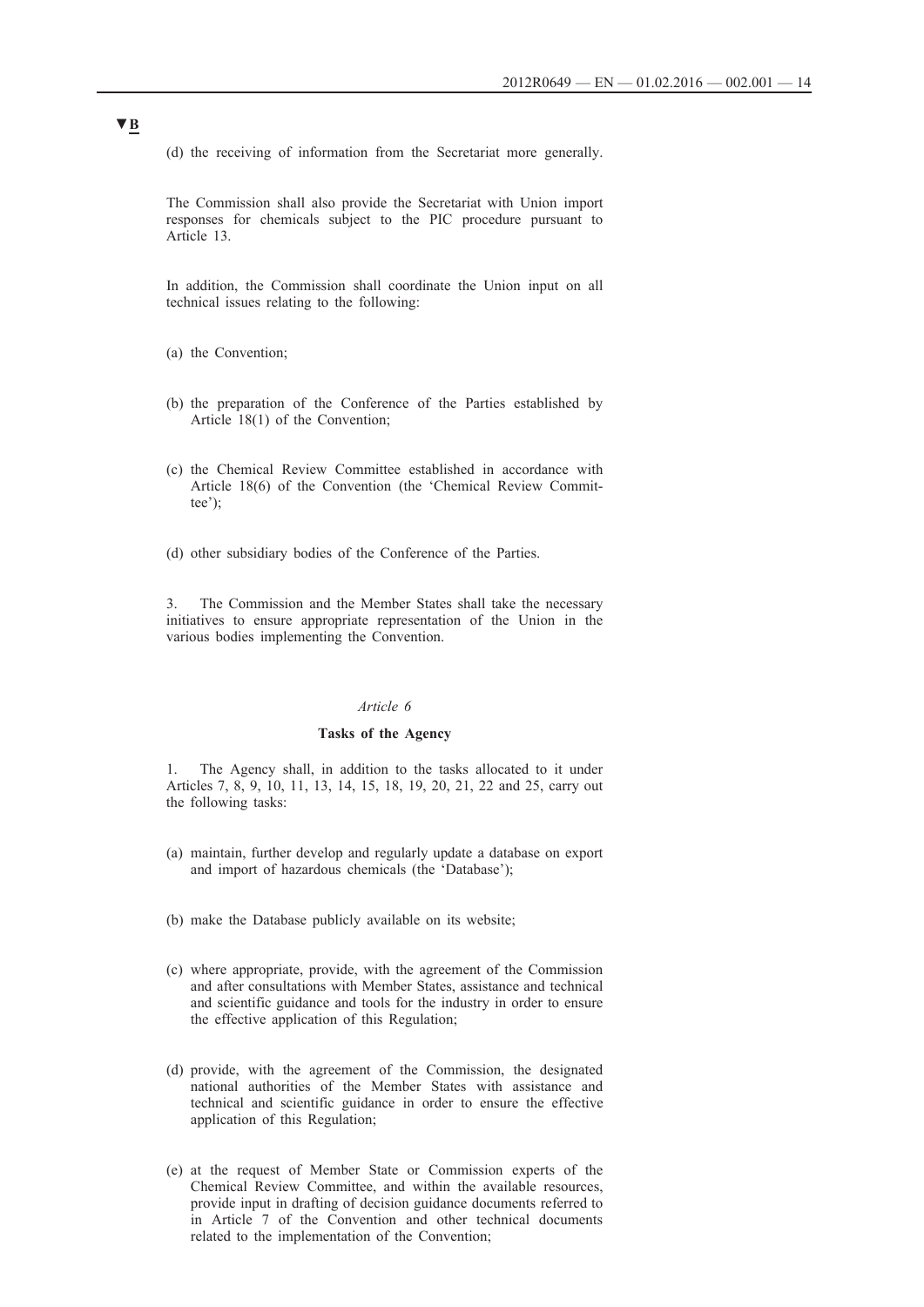▼B

(d) the receiving of information from the Secretariat more generally.

The Commission shall also provide the Secretariat with Union import responses for chemicals subject to the PIC procedure pursuant to Article 13.

In addition, the Commission shall coordinate the Union input on all technical issues relating to the following:

(a) the Convention;

(b) the preparation of the Conference of the Parties established by Article 18(1) of the Convention;

(c) the Chemical Review Committee established in accordance with Article 18(6) of the Convention (the 'Chemical Review Committee');

(d) other subsidiary bodies of the Conference of the Parties.

3. The Commission and the Member States shall take the necessary initiatives to ensure appropriate representation of the Union in the various bodies implementing the Convention.

*Article 6*

**Tasks of the Agency**

1. The Agency shall, in addition to the tasks allocated to it under Articles 7, 8, 9, 10, 11, 13, 14, 15, 18, 19, 20, 21, 22 and 25, carry out the following tasks:

(a) maintain, further develop and regularly update a database on export and import of hazardous chemicals (the 'Database');

(b) make the Database publicly available on its website;

(c) where appropriate, provide, with the agreement of the Commission and after consultations with Member States, assistance and technical and scientific guidance and tools for the industry in order to ensure the effective application of this Regulation;

(d) provide, with the agreement of the Commission, the designated national authorities of the Member States with assistance and technical and scientific guidance in order to ensure the effective application of this Regulation;

(e) at the request of Member State or Commission experts of the Chemical Review Committee, and within the available resources, provide input in drafting of decision guidance documents referred to in Article 7 of the Convention and other technical documents related to the implementation of the Convention;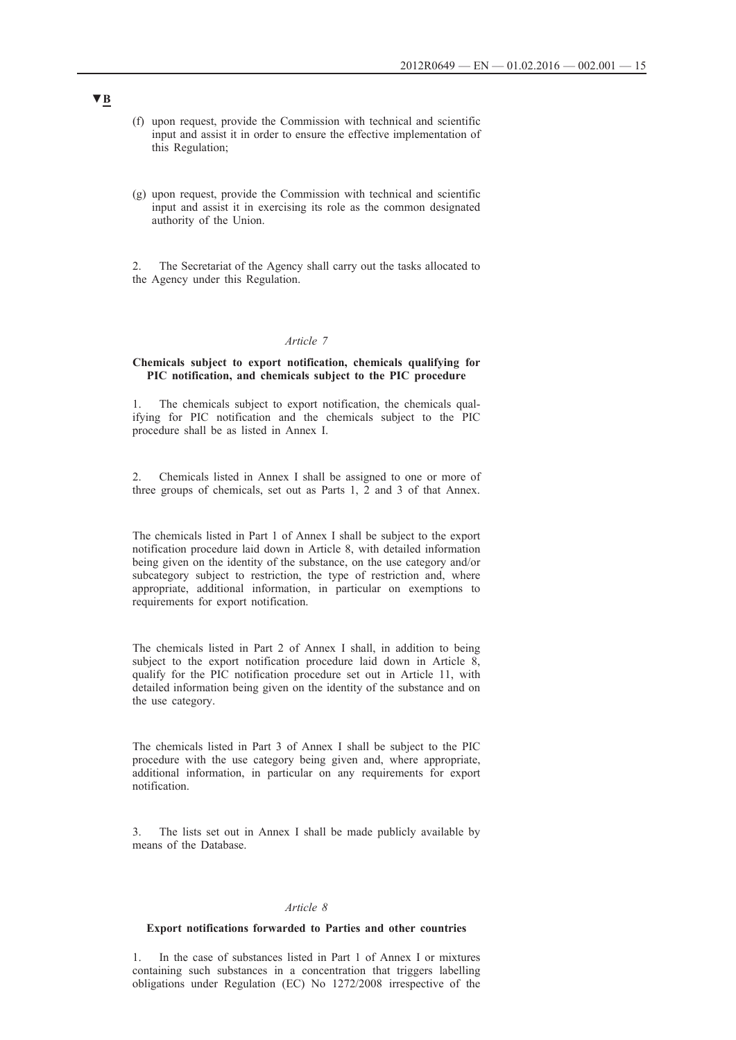▼B

(f) upon request, provide the Commission with technical and scientific input and assist it in order to ensure the effective implementation of this Regulation;

(g) upon request, provide the Commission with technical and scientific input and assist it in exercising its role as the common designated authority of the Union.

2. The Secretariat of the Agency shall carry out the tasks allocated to the Agency under this Regulation.

*Article 7*

**Chemicals subject to export notification, chemicals qualifying for PIC notification, and chemicals subject to the PIC procedure**

1. The chemicals subject to export notification, the chemicals qualifying for PIC notification and the chemicals subject to the PIC procedure shall be as listed in Annex I.

2. Chemicals listed in Annex I shall be assigned to one or more of three groups of chemicals, set out as Parts 1, 2 and 3 of that Annex.

The chemicals listed in Part 1 of Annex I shall be subject to the export notification procedure laid down in Article 8, with detailed information being given on the identity of the substance, on the use category and/or subcategory subject to restriction, the type of restriction and, where appropriate, additional information, in particular on exemptions to requirements for export notification.

The chemicals listed in Part 2 of Annex I shall, in addition to being subject to the export notification procedure laid down in Article 8, qualify for the PIC notification procedure set out in Article 11, with detailed information being given on the identity of the substance and on the use category.

The chemicals listed in Part 3 of Annex I shall be subject to the PIC procedure with the use category being given and, where appropriate, additional information, in particular on any requirements for export notification.

3. The lists set out in Annex I shall be made publicly available by means of the Database.

*Article 8*

**Export notifications forwarded to Parties and other countries**

1. In the case of substances listed in Part 1 of Annex I or mixtures containing such substances in a concentration that triggers labelling obligations under Regulation (EC) No 1272/2008 irrespective of the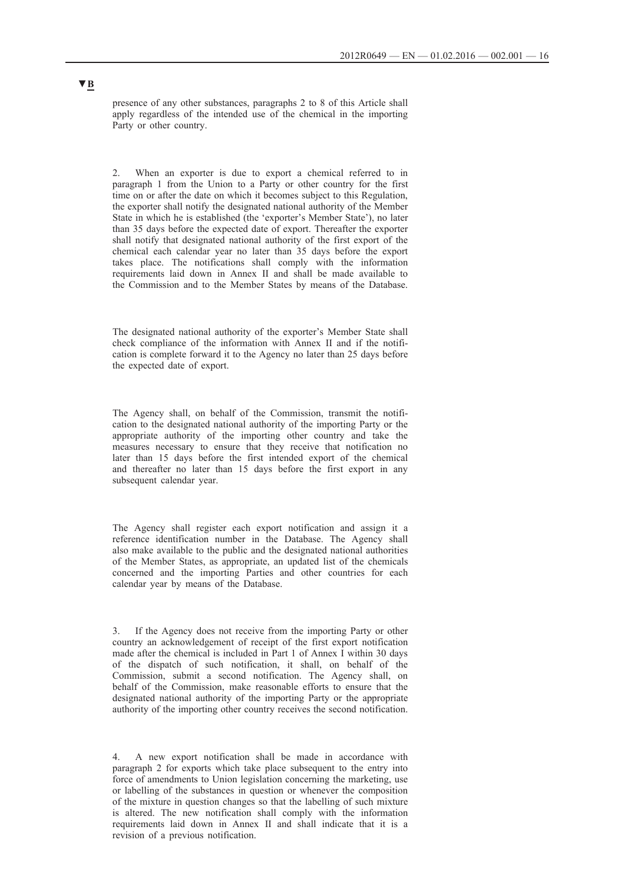▼B

presence of any other substances, paragraphs 2 to 8 of this Article shall apply regardless of the intended use of the chemical in the importing Party or other country.

2. When an exporter is due to export a chemical referred to in paragraph 1 from the Union to a Party or other country for the first time on or after the date on which it becomes subject to this Regulation, the exporter shall notify the designated national authority of the Member State in which he is established (the 'exporter's Member State'), no later than 35 days before the expected date of export. Thereafter the exporter shall notify that designated national authority of the first export of the chemical each calendar year no later than 35 days before the export takes place. The notifications shall comply with the information requirements laid down in Annex II and shall be made available to the Commission and to the Member States by means of the Database.

The designated national authority of the exporter's Member State shall check compliance of the information with Annex II and if the notification is complete forward it to the Agency no later than 25 days before the expected date of export.

The Agency shall, on behalf of the Commission, transmit the notification to the designated national authority of the importing Party or the appropriate authority of the importing other country and take the measures necessary to ensure that they receive that notification no later than 15 days before the first intended export of the chemical and thereafter no later than 15 days before the first export in any subsequent calendar year.

The Agency shall register each export notification and assign it a reference identification number in the Database. The Agency shall also make available to the public and the designated national authorities of the Member States, as appropriate, an updated list of the chemicals concerned and the importing Parties and other countries for each calendar year by means of the Database.

3. If the Agency does not receive from the importing Party or other country an acknowledgement of receipt of the first export notification made after the chemical is included in Part 1 of Annex I within 30 days of the dispatch of such notification, it shall, on behalf of the Commission, submit a second notification. The Agency shall, on behalf of the Commission, make reasonable efforts to ensure that the designated national authority of the importing Party or the appropriate authority of the importing other country receives the second notification.

4. A new export notification shall be made in accordance with paragraph 2 for exports which take place subsequent to the entry into force of amendments to Union legislation concerning the marketing, use or labelling of the substances in question or whenever the composition of the mixture in question changes so that the labelling of such mixture is altered. The new notification shall comply with the information requirements laid down in Annex II and shall indicate that it is a revision of a previous notification.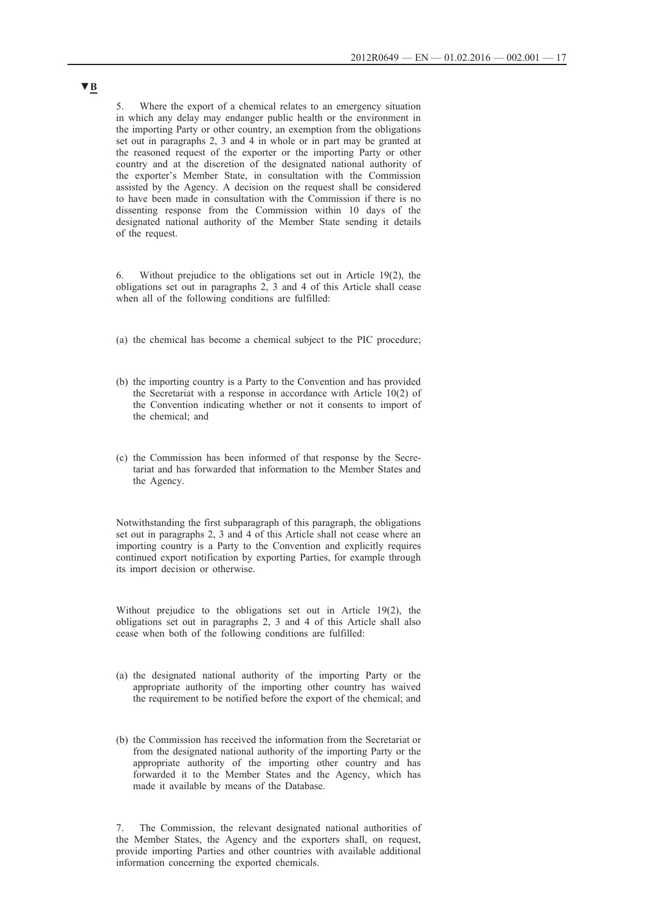▼B

5. Where the export of a chemical relates to an emergency situation in which any delay may endanger public health or the environment in the importing Party or other country, an exemption from the obligations set out in paragraphs 2, 3 and 4 in whole or in part may be granted at the reasoned request of the exporter or the importing Party or other country and at the discretion of the designated national authority of the exporter's Member State, in consultation with the Commission assisted by the Agency. A decision on the request shall be considered to have been made in consultation with the Commission if there is no dissenting response from the Commission within 10 days of the designated national authority of the Member State sending it details of the request.

6. Without prejudice to the obligations set out in Article 19(2), the obligations set out in paragraphs 2, 3 and 4 of this Article shall cease when all of the following conditions are fulfilled:

(a) the chemical has become a chemical subject to the PIC procedure;

(b) the importing country is a Party to the Convention and has provided the Secretariat with a response in accordance with Article 10(2) of the Convention indicating whether or not it consents to import of the chemical; and

(c) the Commission has been informed of that response by the Secretariat and has forwarded that information to the Member States and the Agency.

Notwithstanding the first subparagraph of this paragraph, the obligations set out in paragraphs 2, 3 and 4 of this Article shall not cease where an importing country is a Party to the Convention and explicitly requires continued export notification by exporting Parties, for example through its import decision or otherwise.

Without prejudice to the obligations set out in Article 19(2), the obligations set out in paragraphs 2, 3 and 4 of this Article shall also cease when both of the following conditions are fulfilled:

(a) the designated national authority of the importing Party or the appropriate authority of the importing other country has waived the requirement to be notified before the export of the chemical; and

(b) the Commission has received the information from the Secretariat or from the designated national authority of the importing Party or the appropriate authority of the importing other country and has forwarded it to the Member States and the Agency, which has made it available by means of the Database.

7. The Commission, the relevant designated national authorities of the Member States, the Agency and the exporters shall, on request, provide importing Parties and other countries with available additional information concerning the exported chemicals.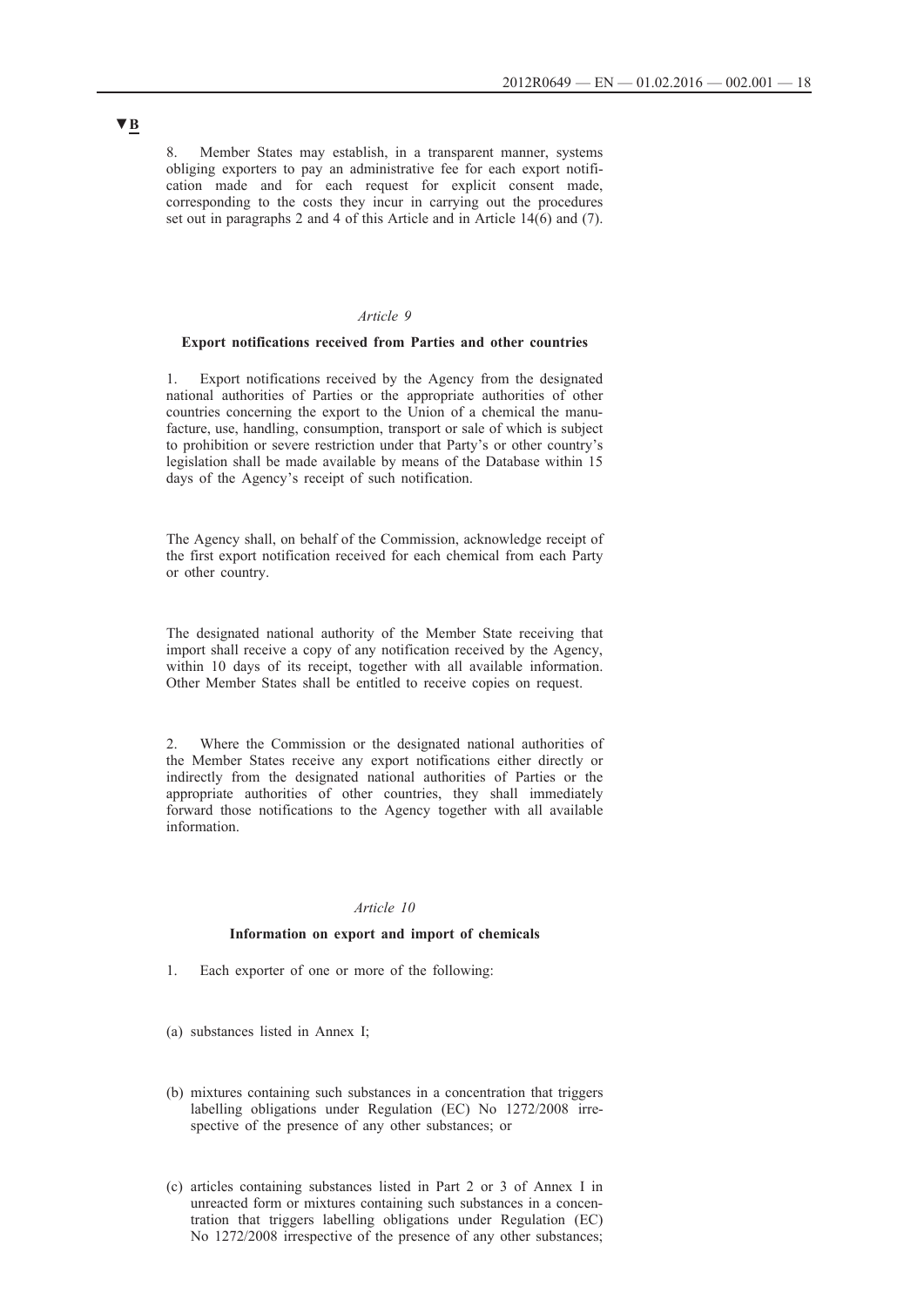▼B

8. Member States may establish, in a transparent manner, systems obliging exporters to pay an administrative fee for each export notification made and for each request for explicit consent made, corresponding to the costs they incur in carrying out the procedures set out in paragraphs 2 and 4 of this Article and in Article 14(6) and (7).

*Article 9*

**Export notifications received from Parties and other countries**

1. Export notifications received by the Agency from the designated national authorities of Parties or the appropriate authorities of other countries concerning the export to the Union of a chemical the manufacture, use, handling, consumption, transport or sale of which is subject to prohibition or severe restriction under that Party's or other country's legislation shall be made available by means of the Database within 15 days of the Agency's receipt of such notification.

The Agency shall, on behalf of the Commission, acknowledge receipt of the first export notification received for each chemical from each Party or other country.

The designated national authority of the Member State receiving that import shall receive a copy of any notification received by the Agency, within 10 days of its receipt, together with all available information. Other Member States shall be entitled to receive copies on request.

2. Where the Commission or the designated national authorities of the Member States receive any export notifications either directly or indirectly from the designated national authorities of Parties or the appropriate authorities of other countries, they shall immediately forward those notifications to the Agency together with all available information.

*Article 10*

**Information on export and import of chemicals**

1. Each exporter of one or more of the following:

(a) substances listed in Annex I;

(b) mixtures containing such substances in a concentration that triggers labelling obligations under Regulation (EC) No 1272/2008 irrespective of the presence of any other substances; or

(c) articles containing substances listed in Part 2 or 3 of Annex I in unreacted form or mixtures containing such substances in a concentration that triggers labelling obligations under Regulation (EC) No 1272/2008 irrespective of the presence of any other substances;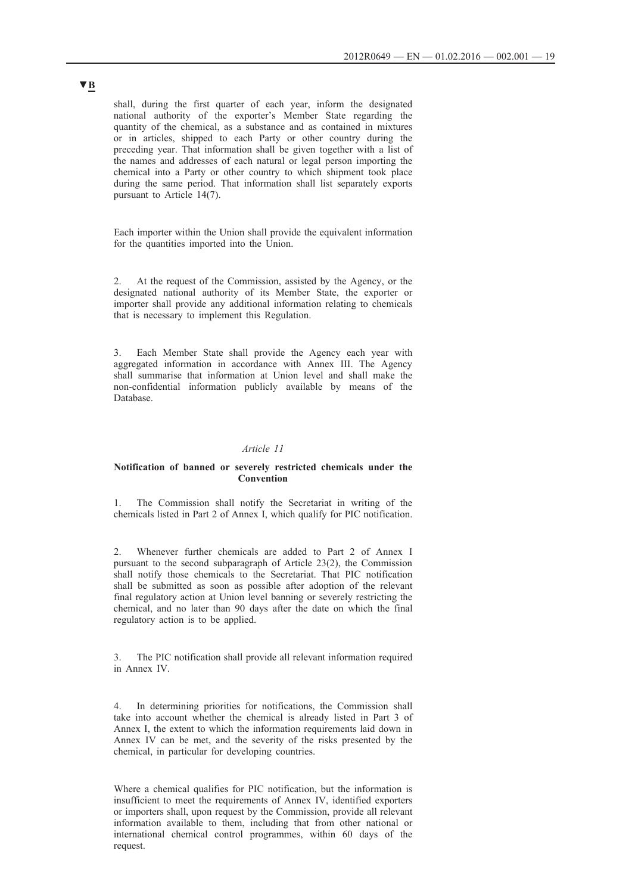shall, during the first quarter of each year, inform the designated national authority of the exporter's Member State regarding the quantity of the chemical, as a substance and as contained in mixtures or in articles, shipped to each Party or other country during the preceding year. That information shall be given together with a list of the names and addresses of each natural or legal person importing the chemical into a Party or other country to which shipment took place during the same period. That information shall list separately exports pursuant to Article 14(7).

Each importer within the Union shall provide the equivalent information for the quantities imported into the Union.

2. At the request of the Commission, assisted by the Agency, or the designated national authority of its Member State, the exporter or importer shall provide any additional information relating to chemicals that is necessary to implement this Regulation.

3. Each Member State shall provide the Agency each year with aggregated information in accordance with Annex III. The Agency shall summarise that information at Union level and shall make the non-confidential information publicly available by means of the Database.

*Article 11*

**Notification of banned or severely restricted chemicals under the Convention**

1. The Commission shall notify the Secretariat in writing of the chemicals listed in Part 2 of Annex I, which qualify for PIC notification.

2. Whenever further chemicals are added to Part 2 of Annex I pursuant to the second subparagraph of Article 23(2), the Commission shall notify those chemicals to the Secretariat. That PIC notification shall be submitted as soon as possible after adoption of the relevant final regulatory action at Union level banning or severely restricting the chemical, and no later than 90 days after the date on which the final regulatory action is to be applied.

3. The PIC notification shall provide all relevant information required in Annex IV.

4. In determining priorities for notifications, the Commission shall take into account whether the chemical is already listed in Part 3 of Annex I, the extent to which the information requirements laid down in Annex IV can be met, and the severity of the risks presented by the chemical, in particular for developing countries.

Where a chemical qualifies for PIC notification, but the information is insufficient to meet the requirements of Annex IV, identified exporters or importers shall, upon request by the Commission, provide all relevant information available to them, including that from other national or international chemical control programmes, within 60 days of the request.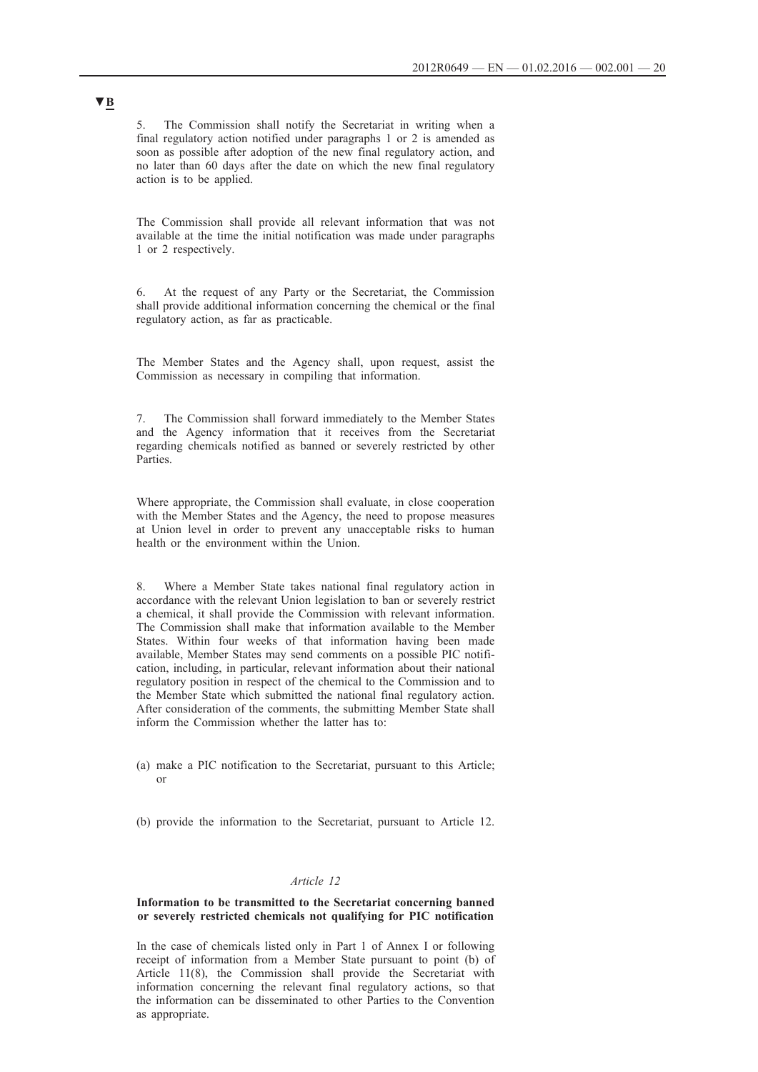▼B

5. The Commission shall notify the Secretariat in writing when a final regulatory action notified under paragraphs 1 or 2 is amended as soon as possible after adoption of the new final regulatory action, and no later than 60 days after the date on which the new final regulatory action is to be applied.

The Commission shall provide all relevant information that was not available at the time the initial notification was made under paragraphs 1 or 2 respectively.

6. At the request of any Party or the Secretariat, the Commission shall provide additional information concerning the chemical or the final regulatory action, as far as practicable.

The Member States and the Agency shall, upon request, assist the Commission as necessary in compiling that information.

7. The Commission shall forward immediately to the Member States and the Agency information that it receives from the Secretariat regarding chemicals notified as banned or severely restricted by other Parties.

Where appropriate, the Commission shall evaluate, in close cooperation with the Member States and the Agency, the need to propose measures at Union level in order to prevent any unacceptable risks to human health or the environment within the Union.

8. Where a Member State takes national final regulatory action in accordance with the relevant Union legislation to ban or severely restrict a chemical, it shall provide the Commission with relevant information. The Commission shall make that information available to the Member States. Within four weeks of that information having been made available, Member States may send comments on a possible PIC notification, including, in particular, relevant information about their national regulatory position in respect of the chemical to the Commission and to the Member State which submitted the national final regulatory action. After consideration of the comments, the submitting Member State shall inform the Commission whether the latter has to:

(a) make a PIC notification to the Secretariat, pursuant to this Article; or

(b) provide the information to the Secretariat, pursuant to Article 12.

*Article 12*

**Information to be transmitted to the Secretariat concerning banned or severely restricted chemicals not qualifying for PIC notification**

In the case of chemicals listed only in Part 1 of Annex I or following receipt of information from a Member State pursuant to point (b) of Article 11(8), the Commission shall provide the Secretariat with information concerning the relevant final regulatory actions, so that the information can be disseminated to other Parties to the Convention as appropriate.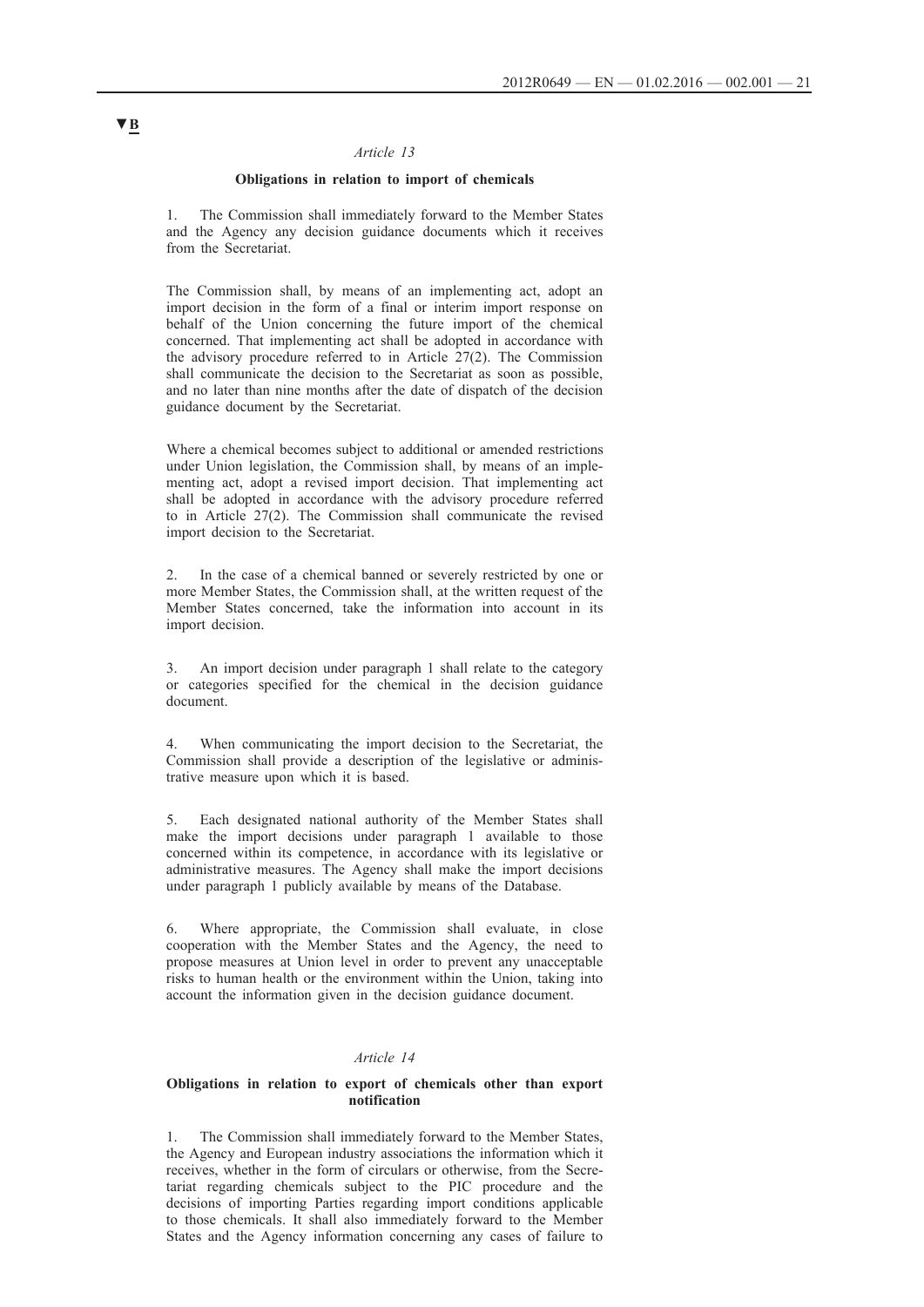▼B

*Article 13*

**Obligations in relation to import of chemicals**

1. The Commission shall immediately forward to the Member States and the Agency any decision guidance documents which it receives from the Secretariat.

The Commission shall, by means of an implementing act, adopt an import decision in the form of a final or interim import response on behalf of the Union concerning the future import of the chemical concerned. That implementing act shall be adopted in accordance with the advisory procedure referred to in Article 27(2). The Commission shall communicate the decision to the Secretariat as soon as possible, and no later than nine months after the date of dispatch of the decision guidance document by the Secretariat.

Where a chemical becomes subject to additional or amended restrictions under Union legislation, the Commission shall, by means of an implementing act, adopt a revised import decision. That implementing act shall be adopted in accordance with the advisory procedure referred to in Article 27(2). The Commission shall communicate the revised import decision to the Secretariat.

2. In the case of a chemical banned or severely restricted by one or more Member States, the Commission shall, at the written request of the Member States concerned, take the information into account in its import decision.

3. An import decision under paragraph 1 shall relate to the category or categories specified for the chemical in the decision guidance document.

4. When communicating the import decision to the Secretariat, the Commission shall provide a description of the legislative or administrative measure upon which it is based.

5. Each designated national authority of the Member States shall make the import decisions under paragraph 1 available to those concerned within its competence, in accordance with its legislative or administrative measures. The Agency shall make the import decisions under paragraph 1 publicly available by means of the Database.

6. Where appropriate, the Commission shall evaluate, in close cooperation with the Member States and the Agency, the need to propose measures at Union level in order to prevent any unacceptable risks to human health or the environment within the Union, taking into account the information given in the decision guidance document.

*Article 14*

**Obligations in relation to export of chemicals other than export notification**

1. The Commission shall immediately forward to the Member States, the Agency and European industry associations the information which it receives, whether in the form of circulars or otherwise, from the Secretariat regarding chemicals subject to the PIC procedure and the decisions of importing Parties regarding import conditions applicable to those chemicals. It shall also immediately forward to the Member States and the Agency information concerning any cases of failure to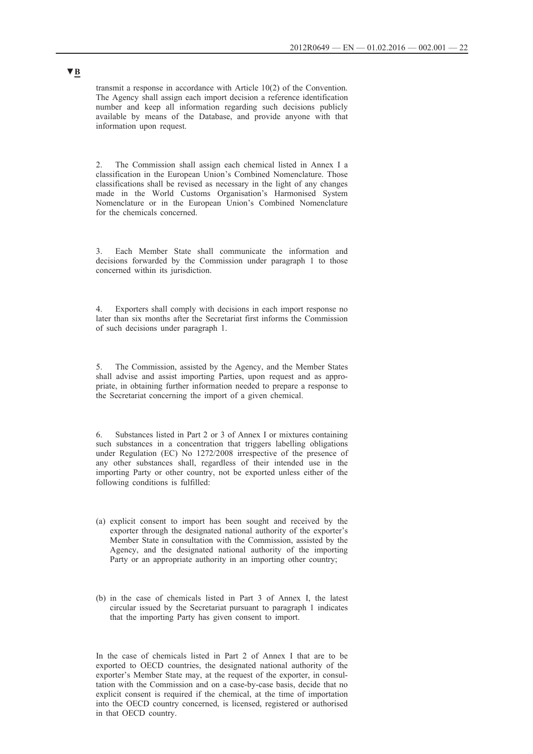▼B

transmit a response in accordance with Article 10(2) of the Convention. The Agency shall assign each import decision a reference identification number and keep all information regarding such decisions publicly available by means of the Database, and provide anyone with that information upon request.

2. The Commission shall assign each chemical listed in Annex I a classification in the European Union's Combined Nomenclature. Those classifications shall be revised as necessary in the light of any changes made in the World Customs Organisation's Harmonised System Nomenclature or in the European Union's Combined Nomenclature for the chemicals concerned.

3. Each Member State shall communicate the information and decisions forwarded by the Commission under paragraph 1 to those concerned within its jurisdiction.

4. Exporters shall comply with decisions in each import response no later than six months after the Secretariat first informs the Commission of such decisions under paragraph 1.

5. The Commission, assisted by the Agency, and the Member States shall advise and assist importing Parties, upon request and as appropriate, in obtaining further information needed to prepare a response to the Secretariat concerning the import of a given chemical.

6. Substances listed in Part 2 or 3 of Annex I or mixtures containing such substances in a concentration that triggers labelling obligations under Regulation (EC) No 1272/2008 irrespective of the presence of any other substances shall, regardless of their intended use in the importing Party or other country, not be exported unless either of the following conditions is fulfilled:

(a) explicit consent to import has been sought and received by the exporter through the designated national authority of the exporter's Member State in consultation with the Commission, assisted by the Agency, and the designated national authority of the importing Party or an appropriate authority in an importing other country;

(b) in the case of chemicals listed in Part 3 of Annex I, the latest circular issued by the Secretariat pursuant to paragraph 1 indicates that the importing Party has given consent to import.

In the case of chemicals listed in Part 2 of Annex I that are to be exported to OECD countries, the designated national authority of the exporter's Member State may, at the request of the exporter, in consultation with the Commission and on a case-by-case basis, decide that no explicit consent is required if the chemical, at the time of importation into the OECD country concerned, is licensed, registered or authorised in that OECD country.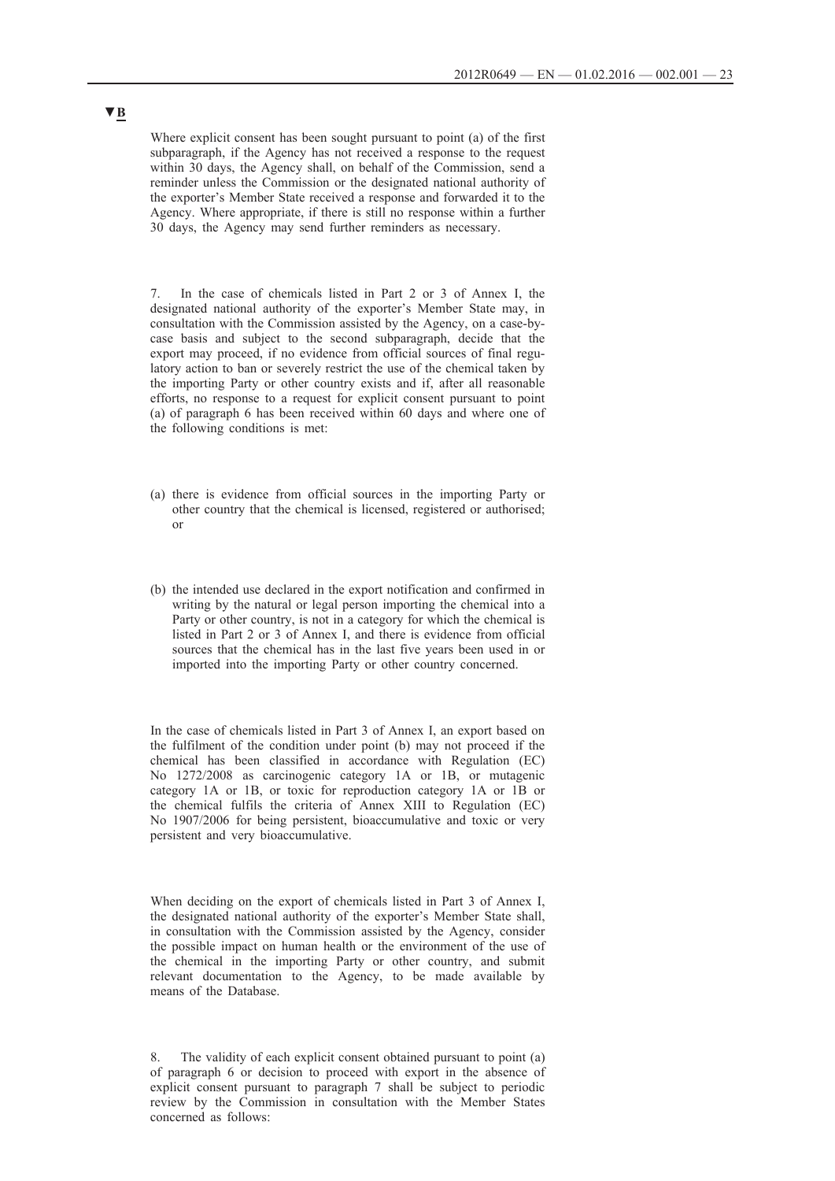▼B

Where explicit consent has been sought pursuant to point (a) of the first subparagraph, if the Agency has not received a response to the request within 30 days, the Agency shall, on behalf of the Commission, send a reminder unless the Commission or the designated national authority of the exporter's Member State received a response and forwarded it to the Agency. Where appropriate, if there is still no response within a further 30 days, the Agency may send further reminders as necessary.

7. In the case of chemicals listed in Part 2 or 3 of Annex I, the designated national authority of the exporter's Member State may, in consultation with the Commission assisted by the Agency, on a case-by-case basis and subject to the second subparagraph, decide that the export may proceed, if no evidence from official sources of final regulatory action to ban or severely restrict the use of the chemical taken by the importing Party or other country exists and if, after all reasonable efforts, no response to a request for explicit consent pursuant to point (a) of paragraph 6 has been received within 60 days and where one of the following conditions is met:

(a) there is evidence from official sources in the importing Party or other country that the chemical is licensed, registered or authorised; or

(b) the intended use declared in the export notification and confirmed in writing by the natural or legal person importing the chemical into a Party or other country, is not in a category for which the chemical is listed in Part 2 or 3 of Annex I, and there is evidence from official sources that the chemical has in the last five years been used in or imported into the importing Party or other country concerned.

In the case of chemicals listed in Part 3 of Annex I, an export based on the fulfilment of the condition under point (b) may not proceed if the chemical has been classified in accordance with Regulation (EC) No 1272/2008 as carcinogenic category 1A or 1B, or mutagenic category 1A or 1B, or toxic for reproduction category 1A or 1B or the chemical fulfils the criteria of Annex XIII to Regulation (EC) No 1907/2006 for being persistent, bioaccumulative and toxic or very persistent and very bioaccumulative.

When deciding on the export of chemicals listed in Part 3 of Annex I, the designated national authority of the exporter's Member State shall, in consultation with the Commission assisted by the Agency, consider the possible impact on human health or the environment of the use of the chemical in the importing Party or other country, and submit relevant documentation to the Agency, to be made available by means of the Database.

8. The validity of each explicit consent obtained pursuant to point (a) of paragraph 6 or decision to proceed with export in the absence of explicit consent pursuant to paragraph 7 shall be subject to periodic review by the Commission in consultation with the Member States concerned as follows: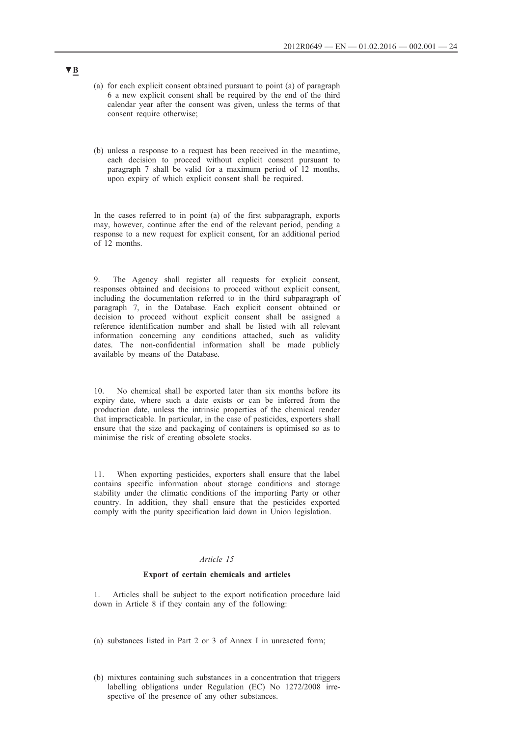▼B

(a) for each explicit consent obtained pursuant to point (a) of paragraph 6 a new explicit consent shall be required by the end of the third calendar year after the consent was given, unless the terms of that consent require otherwise;

(b) unless a response to a request has been received in the meantime, each decision to proceed without explicit consent pursuant to paragraph 7 shall be valid for a maximum period of 12 months, upon expiry of which explicit consent shall be required.

In the cases referred to in point (a) of the first subparagraph, exports may, however, continue after the end of the relevant period, pending a response to a new request for explicit consent, for an additional period of 12 months.

9. The Agency shall register all requests for explicit consent, responses obtained and decisions to proceed without explicit consent, including the documentation referred to in the third subparagraph of paragraph 7, in the Database. Each explicit consent obtained or decision to proceed without explicit consent shall be assigned a reference identification number and shall be listed with all relevant information concerning any conditions attached, such as validity dates. The non-confidential information shall be made publicly available by means of the Database.

10. No chemical shall be exported later than six months before its expiry date, where such a date exists or can be inferred from the production date, unless the intrinsic properties of the chemical render that impracticable. In particular, in the case of pesticides, exporters shall ensure that the size and packaging of containers is optimised so as to minimise the risk of creating obsolete stocks.

11. When exporting pesticides, exporters shall ensure that the label contains specific information about storage conditions and storage stability under the climatic conditions of the importing Party or other country. In addition, they shall ensure that the pesticides exported comply with the purity specification laid down in Union legislation.

*Article 15*

**Export of certain chemicals and articles**

1. Articles shall be subject to the export notification procedure laid down in Article 8 if they contain any of the following:

(a) substances listed in Part 2 or 3 of Annex I in unreacted form;

(b) mixtures containing such substances in a concentration that triggers labelling obligations under Regulation (EC) No 1272/2008 irrespective of the presence of any other substances.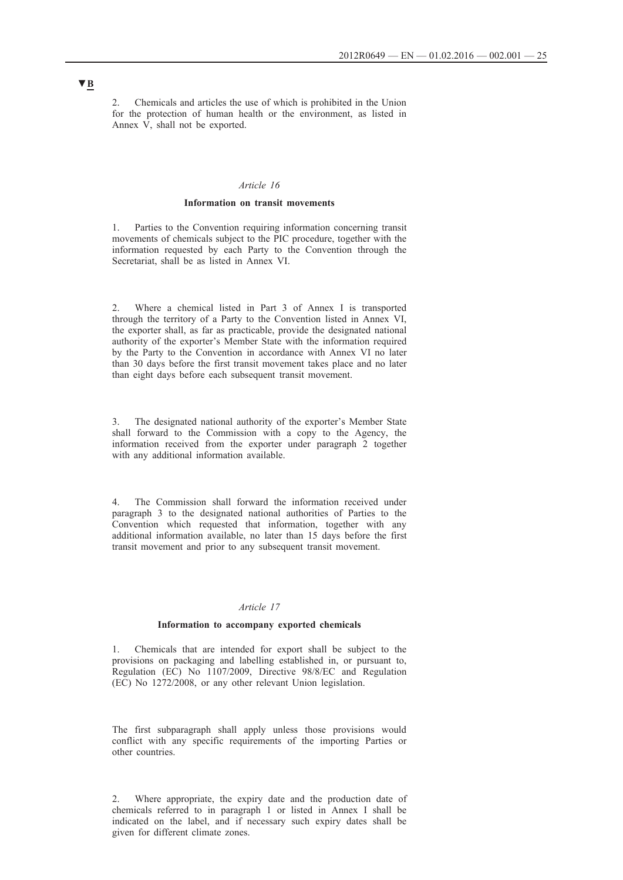▼B

2. Chemicals and articles the use of which is prohibited in the Union for the protection of human health or the environment, as listed in Annex V, shall not be exported.

*Article 16*

**Information on transit movements**

1. Parties to the Convention requiring information concerning transit movements of chemicals subject to the PIC procedure, together with the information requested by each Party to the Convention through the Secretariat, shall be as listed in Annex VI.

2. Where a chemical listed in Part 3 of Annex I is transported through the territory of a Party to the Convention listed in Annex VI, the exporter shall, as far as practicable, provide the designated national authority of the exporter's Member State with the information required by the Party to the Convention in accordance with Annex VI no later than 30 days before the first transit movement takes place and no later than eight days before each subsequent transit movement.

3. The designated national authority of the exporter's Member State shall forward to the Commission with a copy to the Agency, the information received from the exporter under paragraph 2 together with any additional information available.

4. The Commission shall forward the information received under paragraph 3 to the designated national authorities of Parties to the Convention which requested that information, together with any additional information available, no later than 15 days before the first transit movement and prior to any subsequent transit movement.

*Article 17*

**Information to accompany exported chemicals**

1. Chemicals that are intended for export shall be subject to the provisions on packaging and labelling established in, or pursuant to, Regulation (EC) No 1107/2009, Directive 98/8/EC and Regulation (EC) No 1272/2008, or any other relevant Union legislation.

The first subparagraph shall apply unless those provisions would conflict with any specific requirements of the importing Parties or other countries.

2. Where appropriate, the expiry date and the production date of chemicals referred to in paragraph 1 or listed in Annex I shall be indicated on the label, and if necessary such expiry dates shall be given for different climate zones.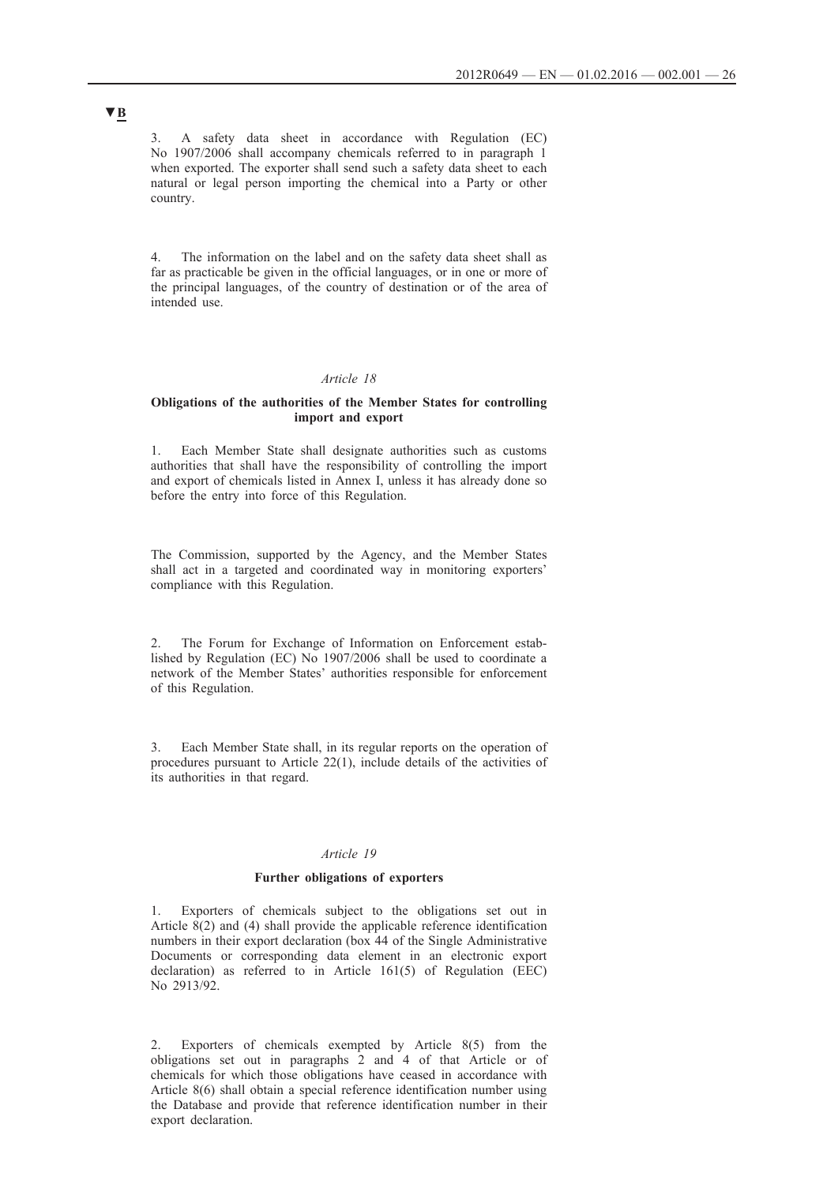▼B

3. A safety data sheet in accordance with Regulation (EC) No 1907/2006 shall accompany chemicals referred to in paragraph 1 when exported. The exporter shall send such a safety data sheet to each natural or legal person importing the chemical into a Party or other country.

4. The information on the label and on the safety data sheet shall as far as practicable be given in the official languages, or in one or more of the principal languages, of the country of destination or of the area of intended use.

*Article 18*

**Obligations of the authorities of the Member States for controlling import and export**

1. Each Member State shall designate authorities such as customs authorities that shall have the responsibility of controlling the import and export of chemicals listed in Annex I, unless it has already done so before the entry into force of this Regulation.

The Commission, supported by the Agency, and the Member States shall act in a targeted and coordinated way in monitoring exporters' compliance with this Regulation.

2. The Forum for Exchange of Information on Enforcement established by Regulation (EC) No 1907/2006 shall be used to coordinate a network of the Member States' authorities responsible for enforcement of this Regulation.

3. Each Member State shall, in its regular reports on the operation of procedures pursuant to Article 22(1), include details of the activities of its authorities in that regard.

*Article 19*

**Further obligations of exporters**

1. Exporters of chemicals subject to the obligations set out in Article 8(2) and (4) shall provide the applicable reference identification numbers in their export declaration (box 44 of the Single Administrative Documents or corresponding data element in an electronic export declaration) as referred to in Article 161(5) of Regulation (EEC) No 2913/92.

2. Exporters of chemicals exempted by Article 8(5) from the obligations set out in paragraphs 2 and 4 of that Article or of chemicals for which those obligations have ceased in accordance with Article 8(6) shall obtain a special reference identification number using the Database and provide that reference identification number in their export declaration.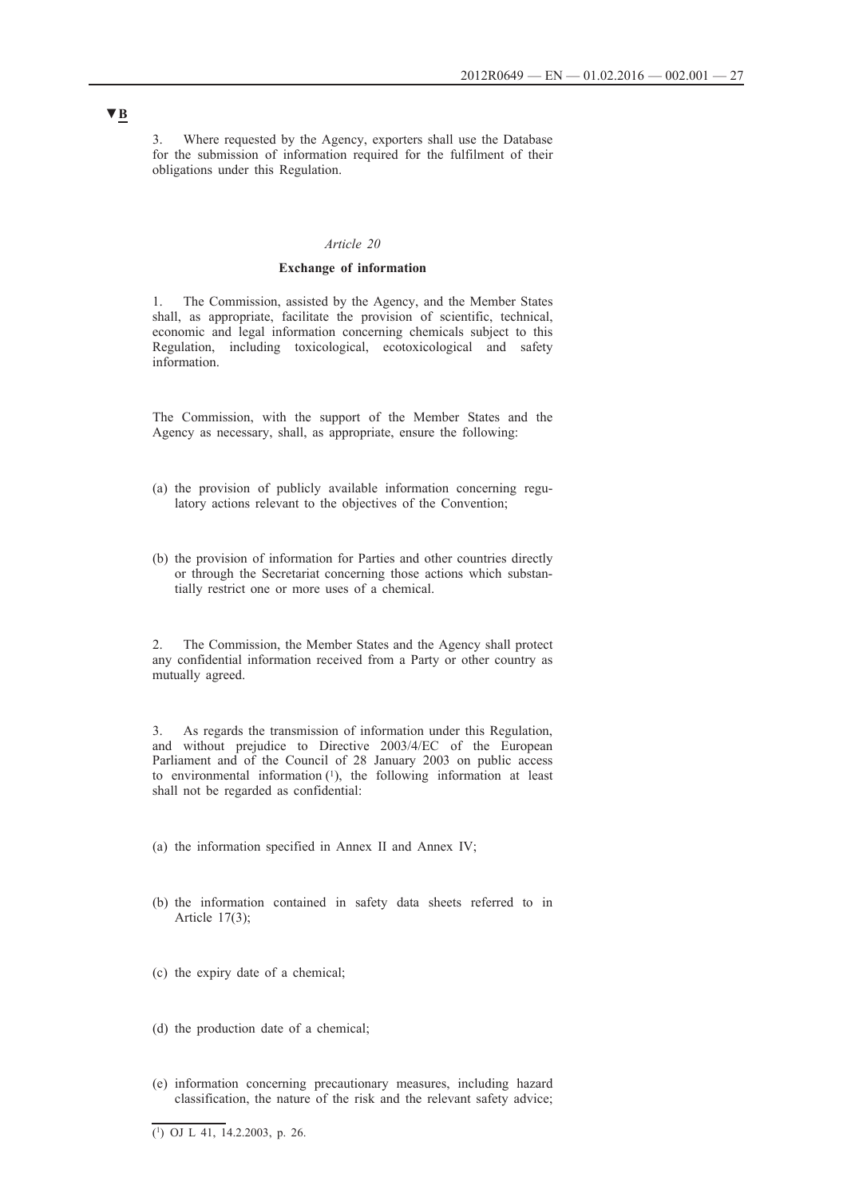▼B

3. Where requested by the Agency, exporters shall use the Database for the submission of information required for the fulfilment of their obligations under this Regulation.

*Article 20*

**Exchange of information**

1. The Commission, assisted by the Agency, and the Member States shall, as appropriate, facilitate the provision of scientific, technical, economic and legal information concerning chemicals subject to this Regulation, including toxicological, ecotoxicological and safety information.

The Commission, with the support of the Member States and the Agency as necessary, shall, as appropriate, ensure the following:

(a) the provision of publicly available information concerning regulatory actions relevant to the objectives of the Convention;

(b) the provision of information for Parties and other countries directly or through the Secretariat concerning those actions which substantially restrict one or more uses of a chemical.

2. The Commission, the Member States and the Agency shall protect any confidential information received from a Party or other country as mutually agreed.

3. As regards the transmission of information under this Regulation, and without prejudice to Directive 2003/4/EC of the European Parliament and of the Council of 28 January 2003 on public access to environmental information [1], the following information at least shall not be regarded as confidential:

(a) the information specified in Annex II and Annex IV;

(b) the information contained in safety data sheets referred to in Article 17(3);

(c) the expiry date of a chemical;

(d) the production date of a chemical;

(e) information concerning precautionary measures, including hazard classification, the nature of the risk and the relevant safety advice;

[1] OJ L 41, 14.2.2003, p. 26.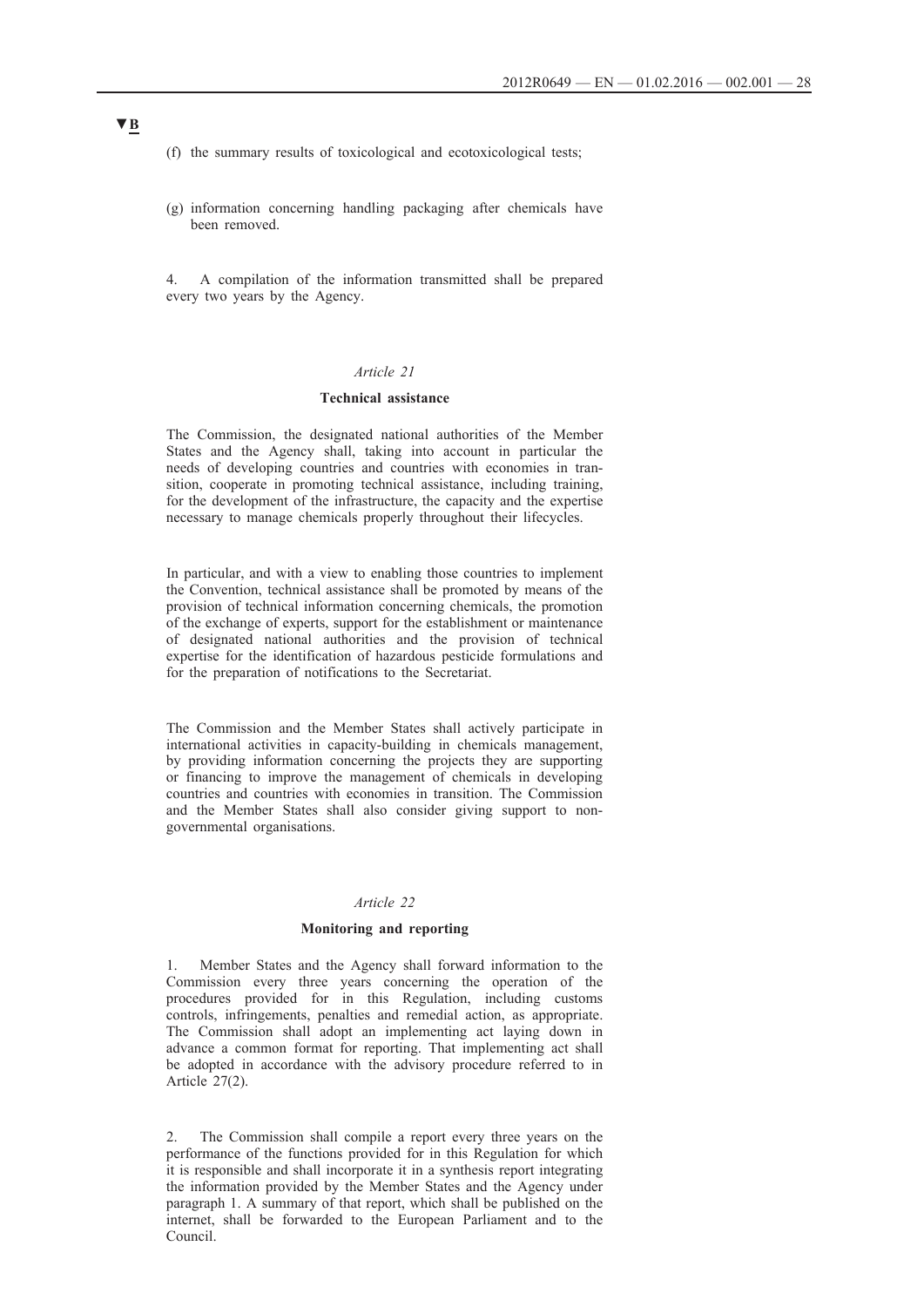▼B

(f) the summary results of toxicological and ecotoxicological tests;

(g) information concerning handling packaging after chemicals have been removed.

4. A compilation of the information transmitted shall be prepared every two years by the Agency.

*Article 21*

**Technical assistance**

The Commission, the designated national authorities of the Member States and the Agency shall, taking into account in particular the needs of developing countries and countries with economies in transition, cooperate in promoting technical assistance, including training, for the development of the infrastructure, the capacity and the expertise necessary to manage chemicals properly throughout their lifecycles.

In particular, and with a view to enabling those countries to implement the Convention, technical assistance shall be promoted by means of the provision of technical information concerning chemicals, the promotion of the exchange of experts, support for the establishment or maintenance of designated national authorities and the provision of technical expertise for the identification of hazardous pesticide formulations and for the preparation of notifications to the Secretariat.

The Commission and the Member States shall actively participate in international activities in capacity-building in chemicals management, by providing information concerning the projects they are supporting or financing to improve the management of chemicals in developing countries and countries with economies in transition. The Commission and the Member States shall also consider giving support to non-governmental organisations.

*Article 22*

**Monitoring and reporting**

1. Member States and the Agency shall forward information to the Commission every three years concerning the operation of the procedures provided for in this Regulation, including customs controls, infringements, penalties and remedial action, as appropriate. The Commission shall adopt an implementing act laying down in advance a common format for reporting. That implementing act shall be adopted in accordance with the advisory procedure referred to in Article 27(2).

2. The Commission shall compile a report every three years on the performance of the functions provided for in this Regulation for which it is responsible and shall incorporate it in a synthesis report integrating the information provided by the Member States and the Agency under paragraph 1. A summary of that report, which shall be published on the internet, shall be forwarded to the European Parliament and to the Council.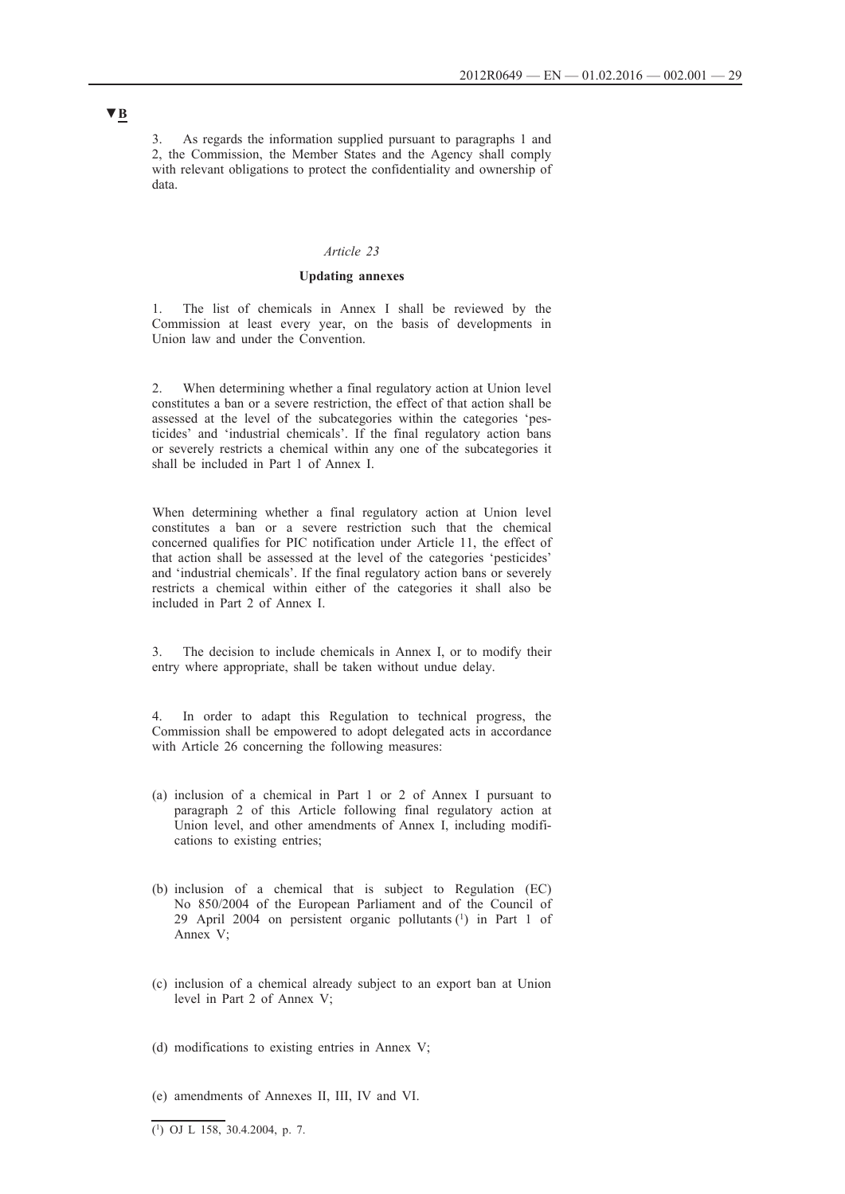▼B

3. As regards the information supplied pursuant to paragraphs 1 and 2, the Commission, the Member States and the Agency shall comply with relevant obligations to protect the confidentiality and ownership of data.

*Article 23*

**Updating annexes**

1. The list of chemicals in Annex I shall be reviewed by the Commission at least every year, on the basis of developments in Union law and under the Convention.

2. When determining whether a final regulatory action at Union level constitutes a ban or a severe restriction, the effect of that action shall be assessed at the level of the subcategories within the categories 'pesticides' and 'industrial chemicals'. If the final regulatory action bans or severely restricts a chemical within any one of the subcategories it shall be included in Part 1 of Annex I.

When determining whether a final regulatory action at Union level constitutes a ban or a severe restriction such that the chemical concerned qualifies for PIC notification under Article 11, the effect of that action shall be assessed at the level of the categories 'pesticides' and 'industrial chemicals'. If the final regulatory action bans or severely restricts a chemical within either of the categories it shall also be included in Part 2 of Annex I.

3. The decision to include chemicals in Annex I, or to modify their entry where appropriate, shall be taken without undue delay.

4. In order to adapt this Regulation to technical progress, the Commission shall be empowered to adopt delegated acts in accordance with Article 26 concerning the following measures:

(a) inclusion of a chemical in Part 1 or 2 of Annex I pursuant to paragraph 2 of this Article following final regulatory action at Union level, and other amendments of Annex I, including modifications to existing entries;

(b) inclusion of a chemical that is subject to Regulation (EC) No 850/2004 of the European Parliament and of the Council of 29 April 2004 on persistent organic pollutants [1] in Part 1 of Annex V;

(c) inclusion of a chemical already subject to an export ban at Union level in Part 2 of Annex V;

(d) modifications to existing entries in Annex V;

(e) amendments of Annexes II, III, IV and VI.

---

[1] OJ L 158, 30.4.2004, p. 7.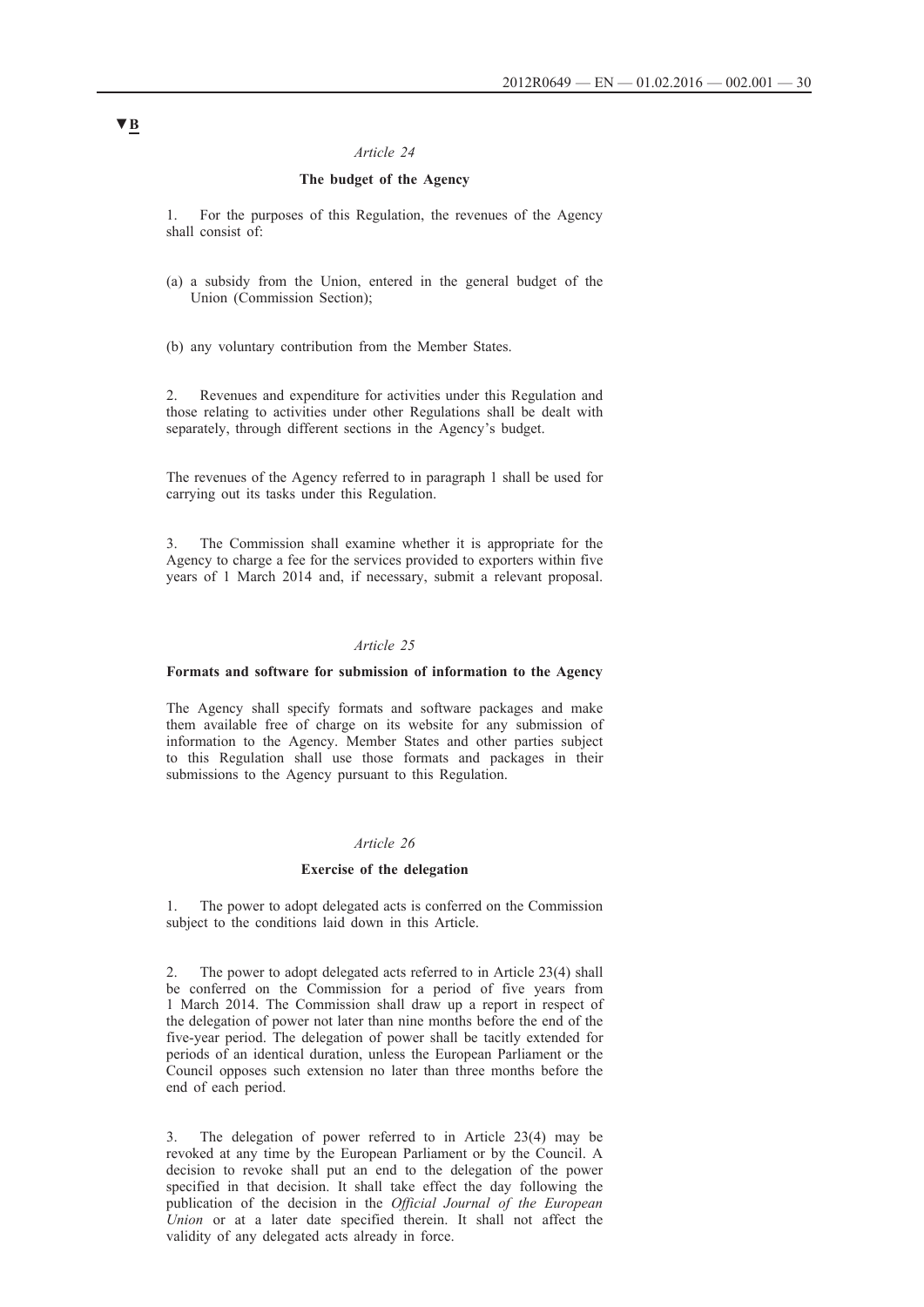▼B

*Article 24*

**The budget of the Agency**

1. For the purposes of this Regulation, the revenues of the Agency shall consist of:

(a) a subsidy from the Union, entered in the general budget of the Union (Commission Section);

(b) any voluntary contribution from the Member States.

2. Revenues and expenditure for activities under this Regulation and those relating to activities under other Regulations shall be dealt with separately, through different sections in the Agency's budget.

The revenues of the Agency referred to in paragraph 1 shall be used for carrying out its tasks under this Regulation.

3. The Commission shall examine whether it is appropriate for the Agency to charge a fee for the services provided to exporters within five years of 1 March 2014 and, if necessary, submit a relevant proposal.

*Article 25*

**Formats and software for submission of information to the Agency**

The Agency shall specify formats and software packages and make them available free of charge on its website for any submission of information to the Agency. Member States and other parties subject to this Regulation shall use those formats and packages in their submissions to the Agency pursuant to this Regulation.

*Article 26*

**Exercise of the delegation**

1. The power to adopt delegated acts is conferred on the Commission subject to the conditions laid down in this Article.

2. The power to adopt delegated acts referred to in Article 23(4) shall be conferred on the Commission for a period of five years from 1 March 2014. The Commission shall draw up a report in respect of the delegation of power not later than nine months before the end of the five-year period. The delegation of power shall be tacitly extended for periods of an identical duration, unless the European Parliament or the Council opposes such extension no later than three months before the end of each period.

3. The delegation of power referred to in Article 23(4) may be revoked at any time by the European Parliament or by the Council. A decision to revoke shall put an end to the delegation of the power specified in that decision. It shall take effect the day following the publication of the decision in the *Official Journal of the European Union* or at a later date specified therein. It shall not affect the validity of any delegated acts already in force.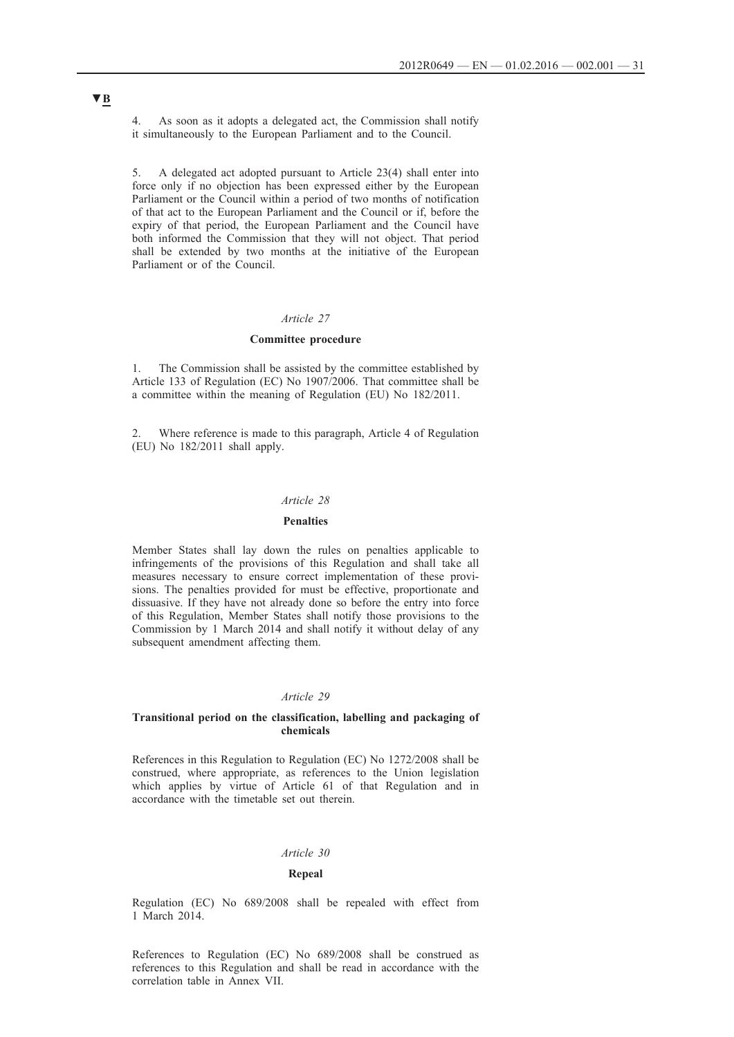▼B

4. As soon as it adopts a delegated act, the Commission shall notify it simultaneously to the European Parliament and to the Council.

5. A delegated act adopted pursuant to Article 23(4) shall enter into force only if no objection has been expressed either by the European Parliament or the Council within a period of two months of notification of that act to the European Parliament and the Council or if, before the expiry of that period, the European Parliament and the Council have both informed the Commission that they will not object. That period shall be extended by two months at the initiative of the European Parliament or of the Council.

*Article 27*

**Committee procedure**

1. The Commission shall be assisted by the committee established by Article 133 of Regulation (EC) No 1907/2006. That committee shall be a committee within the meaning of Regulation (EU) No 182/2011.

2. Where reference is made to this paragraph, Article 4 of Regulation (EU) No 182/2011 shall apply.

*Article 28*

**Penalties**

Member States shall lay down the rules on penalties applicable to infringements of the provisions of this Regulation and shall take all measures necessary to ensure correct implementation of these provisions. The penalties provided for must be effective, proportionate and dissuasive. If they have not already done so before the entry into force of this Regulation, Member States shall notify those provisions to the Commission by 1 March 2014 and shall notify it without delay of any subsequent amendment affecting them.

*Article 29*

**Transitional period on the classification, labelling and packaging of chemicals**

References in this Regulation to Regulation (EC) No 1272/2008 shall be construed, where appropriate, as references to the Union legislation which applies by virtue of Article 61 of that Regulation and in accordance with the timetable set out therein.

*Article 30*

**Repeal**

Regulation (EC) No 689/2008 shall be repealed with effect from 1 March 2014.

References to Regulation (EC) No 689/2008 shall be construed as references to this Regulation and shall be read in accordance with the correlation table in Annex VII.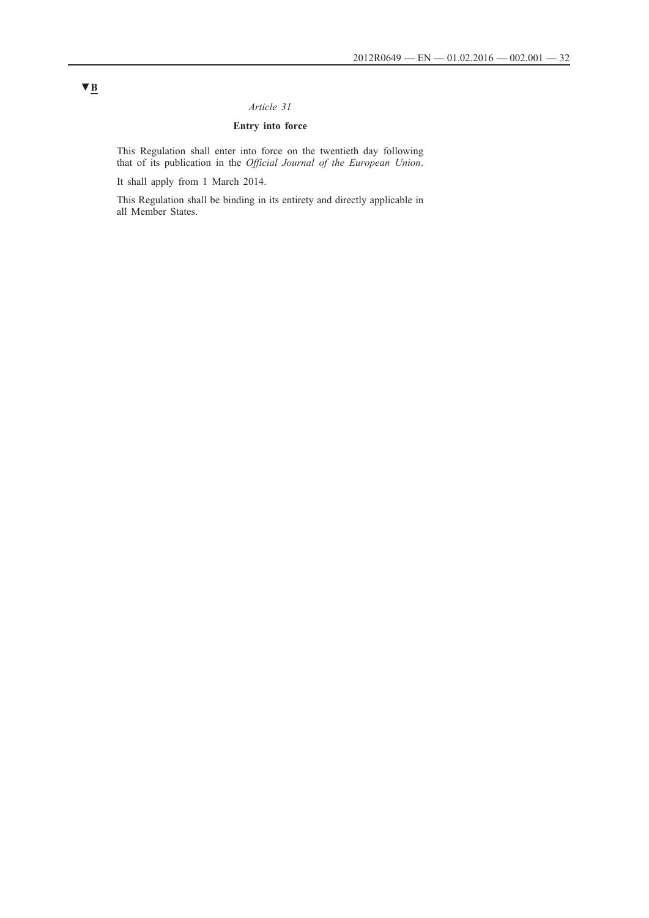▼B

*Article 31*

**Entry into force**

This Regulation shall enter into force on the twentieth day following that of its publication in the *Official Journal of the European Union*.

It shall apply from 1 March 2014.

This Regulation shall be binding in its entirety and directly applicable in all Member States.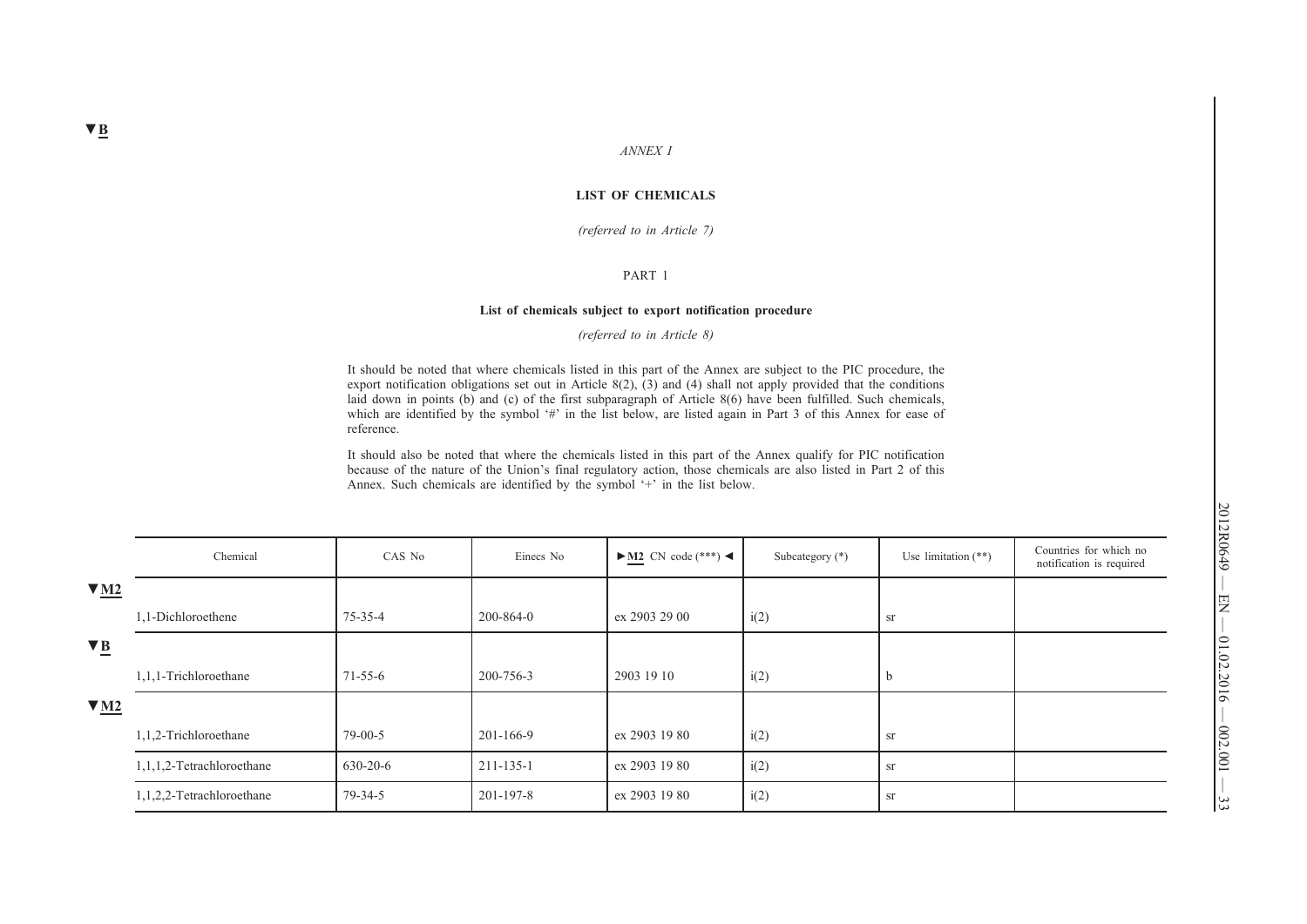▼B

*ANNEX I*

**LIST OF CHEMICALS**

*(referred to in Article 7)*

PART 1

**List of chemicals subject to export notification procedure**

*(referred to in Article 8)*

It should be noted that where chemicals listed in this part of the Annex are subject to the PIC procedure, the export notification obligations set out in Article 8(2), (3) and (4) shall not apply provided that the conditions laid down in points (b) and (c) of the first subparagraph of Article 8(6) have been fulfilled. Such chemicals, which are identified by the symbol '#' in the list below, are listed again in Part 3 of this Annex for ease of reference.

It should also be noted that where the chemicals listed in this part of the Annex qualify for PIC notification because of the nature of the Union's final regulatory action, those chemicals are also listed in Part 2 of this Annex. Such chemicals are identified by the symbol '+' in the list below.

| Chemical | CAS No | Einecs No | ►M2 CN code (***) ◄ | Subcategory (*) | Use limitation (**) | Countries for which no notification is required |
|---|---|---|---|---|---|---|
| ▼M2 | | | | | | |
| 1,1-Dichloroethene | 75-35-4 | 200-864-0 | ex 2903 29 00 | i(2) | sr | |
| ▼B | | | | | | |
| 1,1,1-Trichloroethane | 71-55-6 | 200-756-3 | 2903 19 10 | i(2) | b | |
| ▼M2 | | | | | | |
| 1,1,2-Trichloroethane | 79-00-5 | 201-166-9 | ex 2903 19 80 | i(2) | sr | |
| 1,1,1,2-Tetrachloroethane | 630-20-6 | 211-135-1 | ex 2903 19 80 | i(2) | sr | |
| 1,1,2,2-Tetrachloroethane | 79-34-5 | 201-197-8 | ex 2903 19 80 | i(2) | sr | |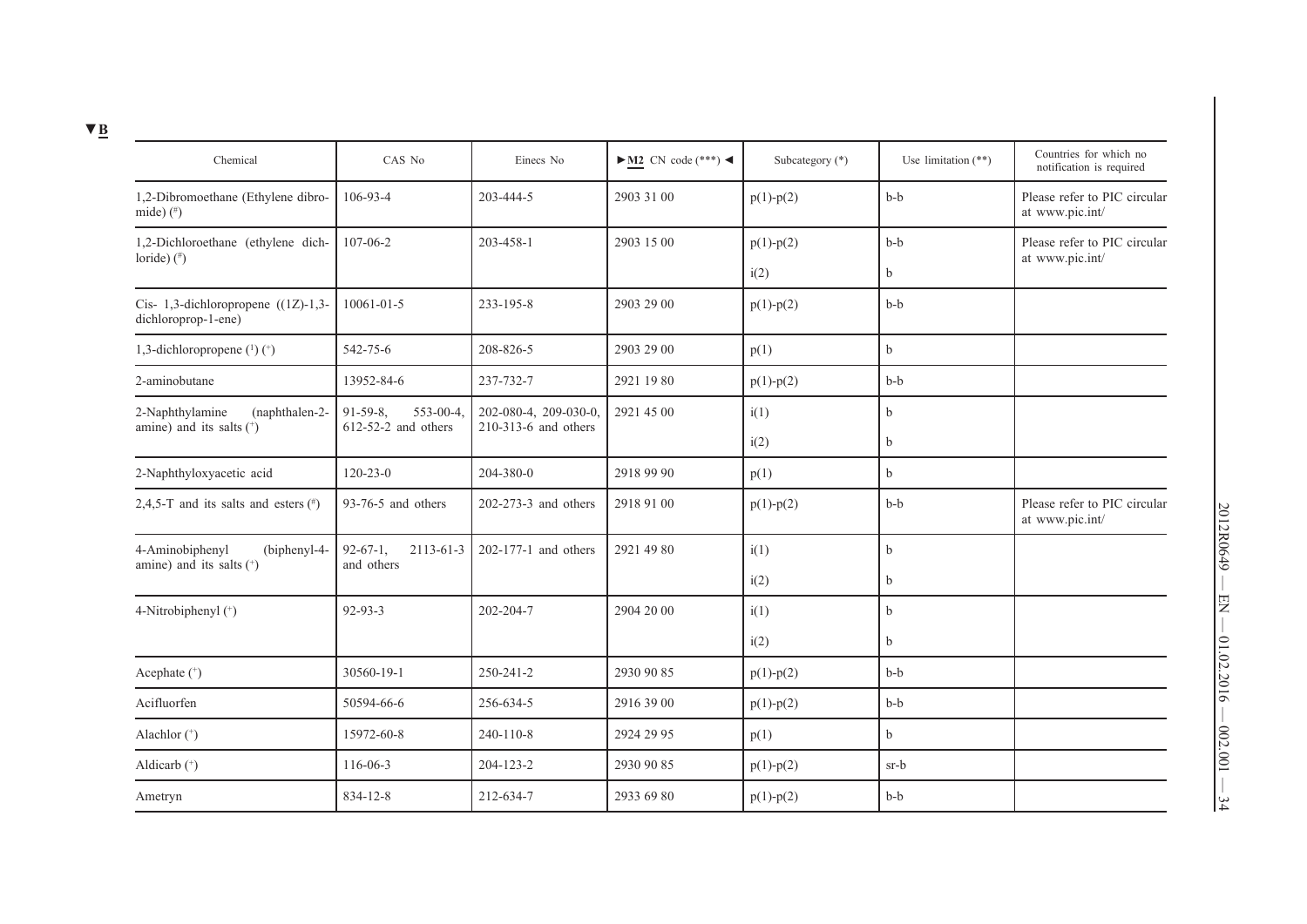▼B

| Chemical | CAS No | Einecs No | ►M2 CN code (***) ◄ | Subcategory (*) | Use limitation (**) | Countries for which no notification is required |
|---|---|---|---|---|---|---|
| 1,2-Dibromoethane (Ethylene dibromide) (#) | 106-93-4 | 203-444-5 | 2903 31 00 | p(1)-p(2) | b-b | Please refer to PIC circular at www.pic.int/ |
| 1,2-Dichloroethane (ethylene dichloride) (#) | 107-06-2 | 203-458-1 | 2903 15 00 | p(1)-p(2)<br>i(2) | b-b<br>b | Please refer to PIC circular at www.pic.int/ |
| Cis- 1,3-dichloropropene ((1Z)-1,3-dichloroprop-1-ene) | 10061-01-5 | 233-195-8 | 2903 29 00 | p(1)-p(2) | b-b | |
| 1,3-dichloropropene (1) (+) | 542-75-6 | 208-826-5 | 2903 29 00 | p(1) | b | |
| 2-aminobutane | 13952-84-6 | 237-732-7 | 2921 19 80 | p(1)-p(2) | b-b | |
| 2-Naphthylamine (naphthalen-2-amine) and its salts (+) | 91-59-8, 553-00-4, 612-52-2 and others | 202-080-4, 209-030-0, 210-313-6 and others | 2921 45 00 | i(1)<br>i(2) | b<br>b | |
| 2-Naphthyloxyacetic acid | 120-23-0 | 204-380-0 | 2918 99 90 | p(1) | b | |
| 2,4,5-T and its salts and esters (#) | 93-76-5 and others | 202-273-3 and others | 2918 91 00 | p(1)-p(2) | b-b | Please refer to PIC circular at www.pic.int/ |
| 4-Aminobiphenyl (biphenyl-4-amine) and its salts (+) | 92-67-1, 2113-61-3 and others | 202-177-1 and others | 2921 49 80 | i(1)<br>i(2) | b<br>b | |
| 4-Nitrobiphenyl (+) | 92-93-3 | 202-204-7 | 2904 20 00 | i(1)<br>i(2) | b<br>b | |
| Acephate (+) | 30560-19-1 | 250-241-2 | 2930 90 85 | p(1)-p(2) | b-b | |
| Acifluorfen | 50594-66-6 | 256-634-5 | 2916 39 00 | p(1)-p(2) | b-b | |
| Alachlor (+) | 15972-60-8 | 240-110-8 | 2924 29 95 | p(1) | b | |
| Aldicarb (+) | 116-06-3 | 204-123-2 | 2930 90 85 | p(1)-p(2) | sr-b | |
| Ametryn | 834-12-8 | 212-634-7 | 2933 69 80 | p(1)-p(2) | b-b | |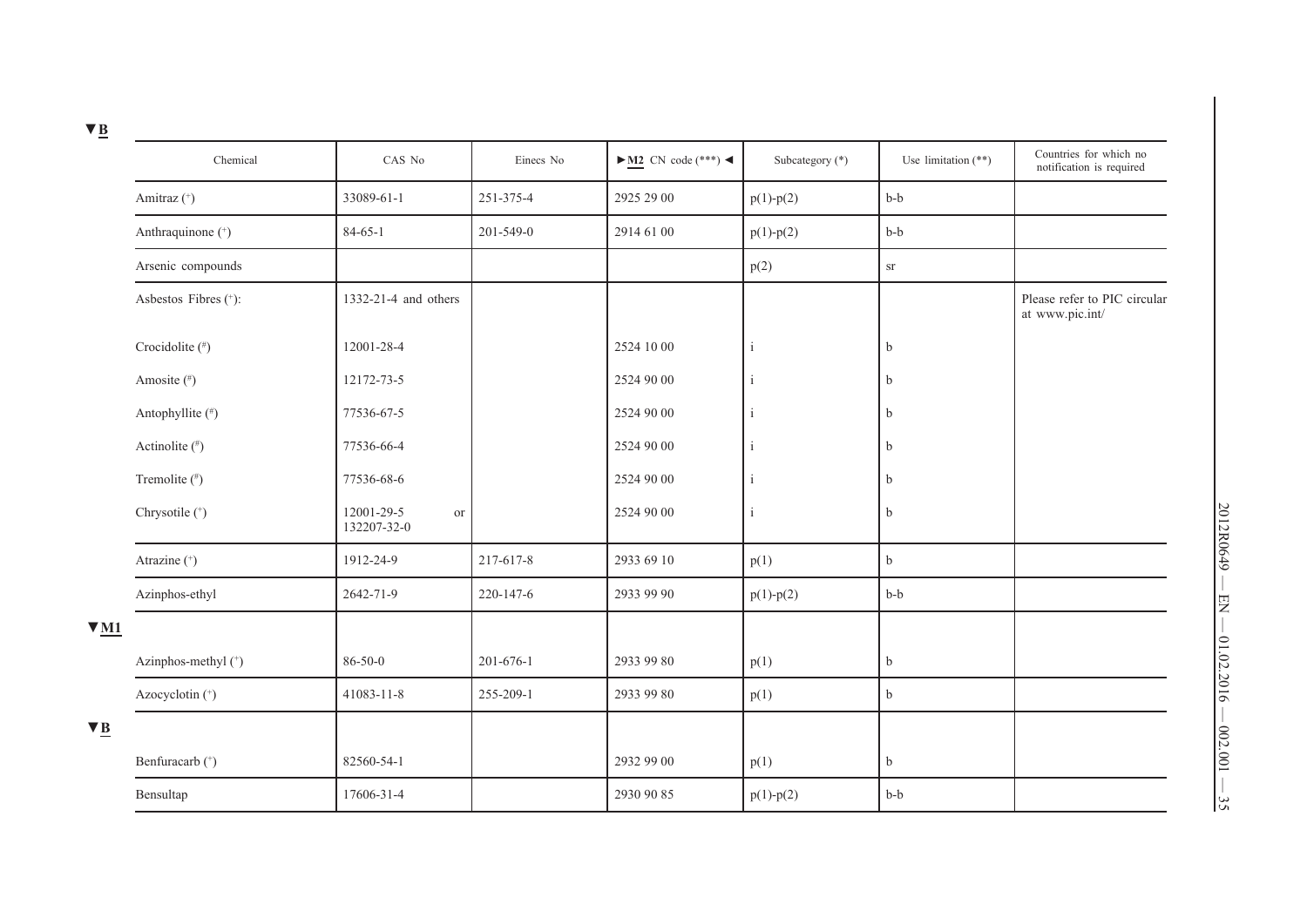▼B

| Chemical | CAS No | Einecs No | ►M2 CN code (***) ◄ | Subcategory (*) | Use limitation (**) | Countries for which no notification is required |
|---|---|---|---|---|---|---|
| Amitraz (+) | 33089-61-1 | 251-375-4 | 2925 29 00 | p(1)-p(2) | b-b | |
| Anthraquinone (+) | 84-65-1 | 201-549-0 | 2914 61 00 | p(1)-p(2) | b-b | |
| Arsenic compounds | | | | p(2) | sr | |
| Asbestos Fibres (+): | 1332-21-4 and others | | | | | Please refer to PIC circular at www.pic.int/ |
| Crocidolite (#) | 12001-28-4 | | 2524 10 00 | i | b | |
| Amosite (#) | 12172-73-5 | | 2524 90 00 | i | b | |
| Antophyllite (#) | 77536-67-5 | | 2524 90 00 | i | b | |
| Actinolite (#) | 77536-66-4 | | 2524 90 00 | i | b | |
| Tremolite (#) | 77536-68-6 | | 2524 90 00 | i | b | |
| Chrysotile (+) | 12001-29-5 or 132207-32-0 | | 2524 90 00 | i | b | |
| Atrazine (+) | 1912-24-9 | 217-617-8 | 2933 69 10 | p(1) | b | |
| Azinphos-ethyl | 2642-71-9 | 220-147-6 | 2933 99 90 | p(1)-p(2) | b-b | |

▼M1

| Chemical | CAS No | Einecs No | CN code | Subcategory | Use limitation | Countries for which no notification is required |
|---|---|---|---|---|---|---|
| Azinphos-methyl (+) | 86-50-0 | 201-676-1 | 2933 99 80 | p(1) | b | |
| Azocyclotin (+) | 41083-11-8 | 255-209-1 | 2933 99 80 | p(1) | b | |

▼B

| Chemical | CAS No | Einecs No | CN code | Subcategory | Use limitation | Countries for which no notification is required |
|---|---|---|---|---|---|---|
| Benfuracarb (+) | 82560-54-1 | | 2932 99 00 | p(1) | b | |
| Bensultap | 17606-31-4 | | 2930 90 85 | p(1)-p(2) | b-b | |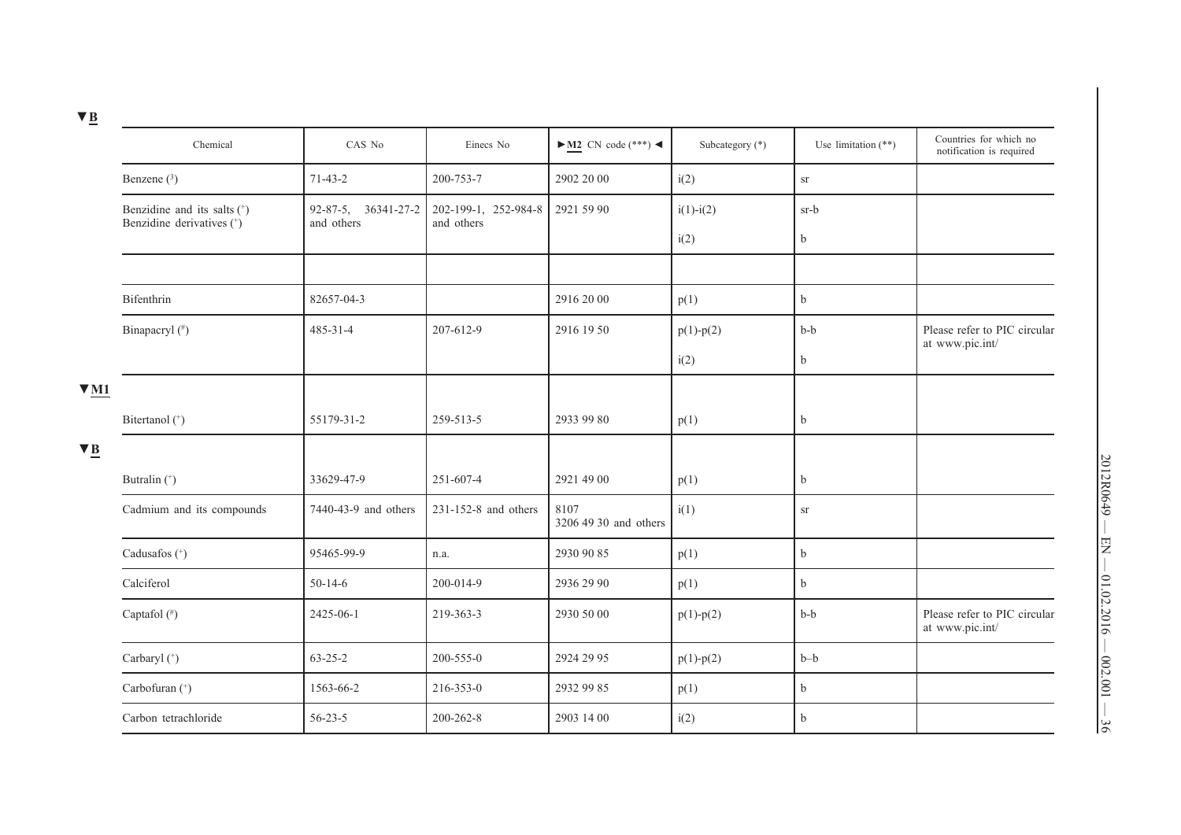▼B

| Chemical | CAS No | Einecs No | ►M2 CN code (***) ◄ | Subcategory (*) | Use limitation (**) | Countries for which no notification is required |
|---|---|---|---|---|---|---|
| Benzene (³) | 71-43-2 | 200-753-7 | 2902 20 00 | i(2) | sr | |
| Benzidine and its salts (⁺)<br>Benzidine derivatives (⁺) | 92-87-5, 36341-27-2 and others | 202-199-1, 252-984-8 and others | 2921 59 90 | i(1)-i(2)<br>i(2) | sr-b<br>b | |
| | | | | | | |
| Bifenthrin | 82657-04-3 | | 2916 20 00 | p(1) | b | |
| Binapacryl (#) | 485-31-4 | 207-612-9 | 2916 19 50 | p(1)-p(2)<br>i(2) | b-b<br>b | Please refer to PIC circular at www.pic.int/ |
| ▼M1 | | | | | | |
| Bitertanol (⁺) | 55179-31-2 | 259-513-5 | 2933 99 80 | p(1) | b | |
| ▼B | | | | | | |
| Butralin (⁺) | 33629-47-9 | 251-607-4 | 2921 49 00 | p(1) | b | |
| Cadmium and its compounds | 7440-43-9 and others | 231-152-8 and others | 8107<br>3206 49 30 and others | i(1) | sr | |
| Cadusafos (⁺) | 95465-99-9 | n.a. | 2930 90 85 | p(1) | b | |
| Calciferol | 50-14-6 | 200-014-9 | 2936 29 90 | p(1) | b | |
| Captafol (#) | 2425-06-1 | 219-363-3 | 2930 50 00 | p(1)-p(2) | b-b | Please refer to PIC circular at www.pic.int/ |
| Carbaryl (⁺) | 63-25-2 | 200-555-0 | 2924 29 95 | p(1)-p(2) | b–b | |
| Carbofuran (⁺) | 1563-66-2 | 216-353-0 | 2932 99 85 | p(1) | b | |
| Carbon tetrachloride | 56-23-5 | 200-262-8 | 2903 14 00 | i(2) | b | |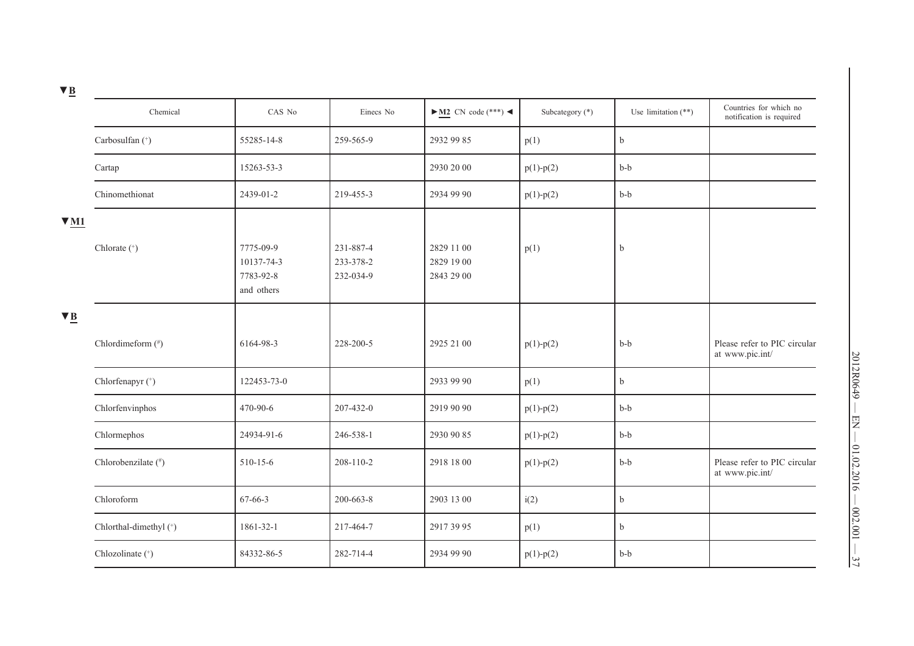▼B

| Chemical | CAS No | Einecs No | ►M2 CN code (***) ◄ | Subcategory (*) | Use limitation (**) | Countries for which no notification is required |
|---|---|---|---|---|---|---|
| Carbosulfan (+) | 55285-14-8 | 259-565-9 | 2932 99 85 | p(1) | b | |
| Cartap | 15263-53-3 | | 2930 20 00 | p(1)-p(2) | b-b | |
| Chinomethionat | 2439-01-2 | 219-455-3 | 2934 99 90 | p(1)-p(2) | b-b | |
| ▼M1 Chlorate (+) | 7775-09-9<br>10137-74-3<br>7783-92-8<br>and others | 231-887-4<br>233-378-2<br>232-034-9 | 2829 11 00<br>2829 19 00<br>2843 29 00 | p(1) | b | |
| ▼B Chlordimeform (#) | 6164-98-3 | 228-200-5 | 2925 21 00 | p(1)-p(2) | b-b | Please refer to PIC circular at www.pic.int/ |
| Chlorfenapyr (+) | 122453-73-0 | | 2933 99 90 | p(1) | b | |
| Chlorfenvinphos | 470-90-6 | 207-432-0 | 2919 90 90 | p(1)-p(2) | b-b | |
| Chlormephos | 24934-91-6 | 246-538-1 | 2930 90 85 | p(1)-p(2) | b-b | |
| Chlorobenzilate (#) | 510-15-6 | 208-110-2 | 2918 18 00 | p(1)-p(2) | b-b | Please refer to PIC circular at www.pic.int/ |
| Chloroform | 67-66-3 | 200-663-8 | 2903 13 00 | i(2) | b | |
| Chlorthal-dimethyl (+) | 1861-32-1 | 217-464-7 | 2917 39 95 | p(1) | b | |
| Chlozolinate (+) | 84332-86-5 | 282-714-4 | 2934 99 90 | p(1)-p(2) | b-b | |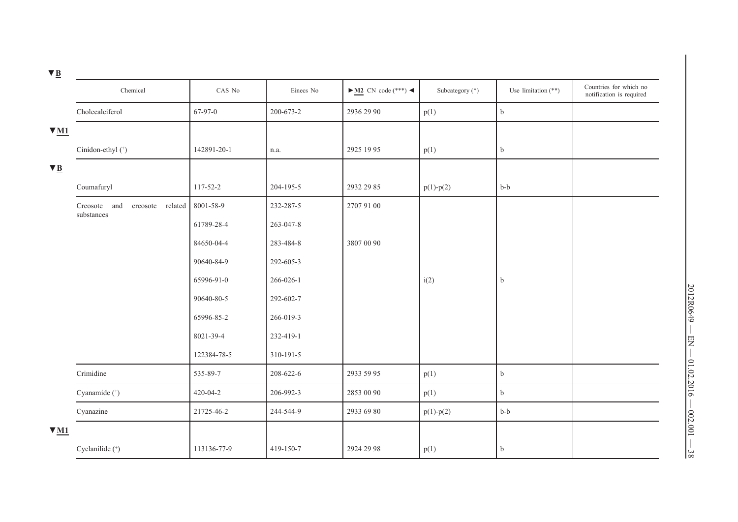▼B

| Chemical | CAS No | Einecs No | ►M2 CN code (***) ◄ | Subcategory (*) | Use limitation (**) | Countries for which no notification is required |
|---|---|---|---|---|---|---|
| Cholecalciferol | 67-97-0 | 200-673-2 | 2936 29 90 | p(1) | b | |

▼M1

| Chemical | CAS No | Einecs No | ►M2 CN code (***) ◄ | Subcategory (*) | Use limitation (**) | Countries for which no notification is required |
|---|---|---|---|---|---|---|
| Cinidon-ethyl (+) | 142891-20-1 | n.a. | 2925 19 95 | p(1) | b | |

▼B

| Chemical | CAS No | Einecs No | ►M2 CN code (***) ◄ | Subcategory (*) | Use limitation (**) | Countries for which no notification is required |
|---|---|---|---|---|---|---|
| Coumafuryl | 117-52-2 | 204-195-5 | 2932 29 85 | p(1)-p(2) | b-b | |
| Creosote and creosote related substances | 8001-58-9 | 232-287-5 | 2707 91 00 | i(2) | b | |
| | 61789-28-4 | 263-047-8 | | | | |
| | 84650-04-4 | 283-484-8 | 3807 00 90 | | | |
| | 90640-84-9 | 292-605-3 | | | | |
| | 65996-91-0 | 266-026-1 | | | | |
| | 90640-80-5 | 292-602-7 | | | | |
| | 65996-85-2 | 266-019-3 | | | | |
| | 8021-39-4 | 232-419-1 | | | | |
| | 122384-78-5 | 310-191-5 | | | | |
| Crimidine | 535-89-7 | 208-622-6 | 2933 59 95 | p(1) | b | |
| Cyanamide (+) | 420-04-2 | 206-992-3 | 2853 00 90 | p(1) | b | |
| Cyanazine | 21725-46-2 | 244-544-9 | 2933 69 80 | p(1)-p(2) | b-b | |

▼M1

| Chemical | CAS No | Einecs No | ►M2 CN code (***) ◄ | Subcategory (*) | Use limitation (**) | Countries for which no notification is required |
|---|---|---|---|---|---|---|
| Cyclanilide (+) | 113136-77-9 | 419-150-7 | 2924 29 98 | p(1) | b | |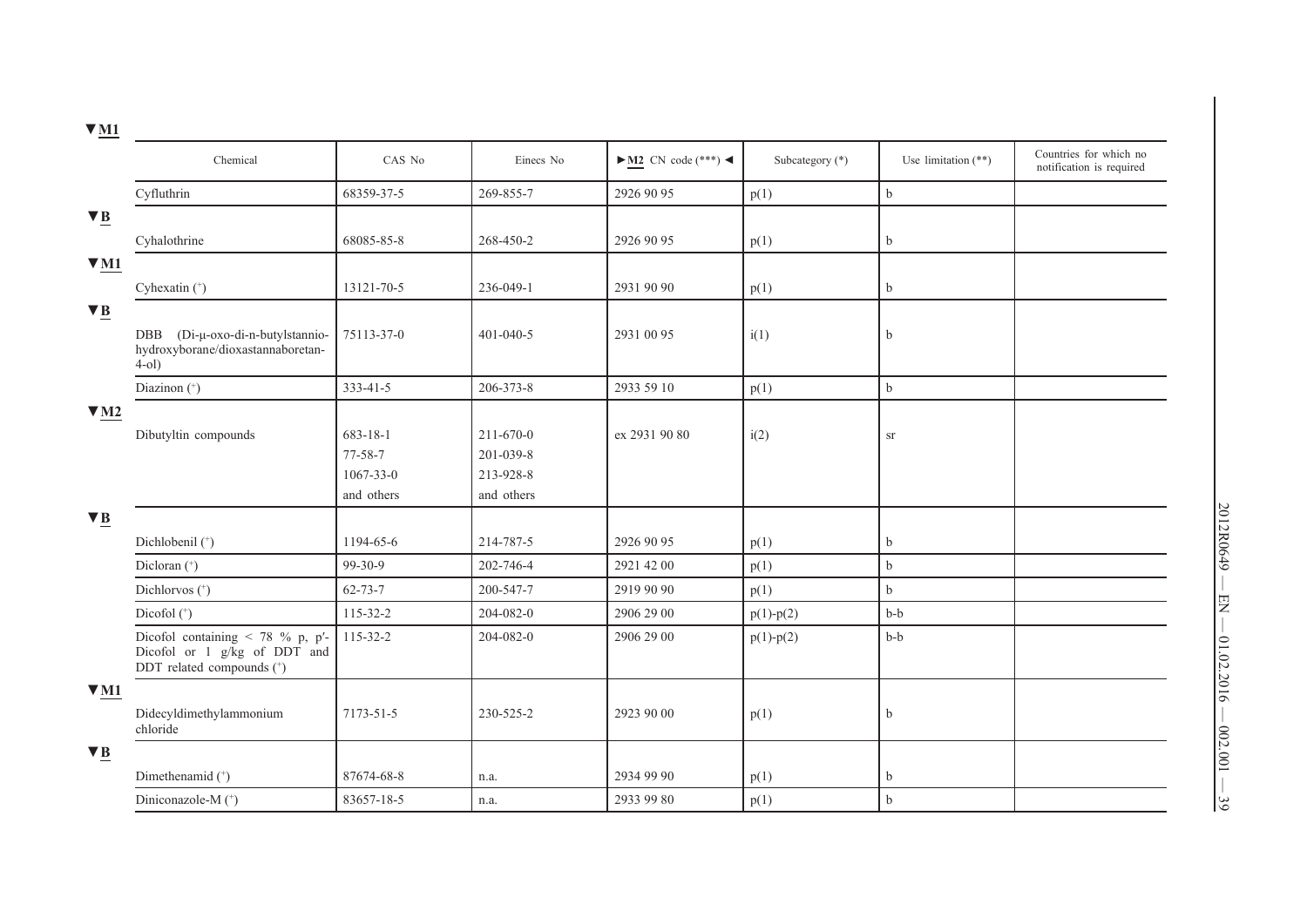▼M1

| Chemical | CAS No | Einecs No | ►M2 CN code (***) ◄ | Subcategory (*) | Use limitation (**) | Countries for which no notification is required |
|---|---|---|---|---|---|---|
| Cyfluthrin | 68359-37-5 | 269-855-7 | 2926 90 95 | p(1) | b | |
| ▼B | | | | | | |
| Cyhalothrine | 68085-85-8 | 268-450-2 | 2926 90 95 | p(1) | b | |
| ▼M1 | | | | | | |
| Cyhexatin (+) | 13121-70-5 | 236-049-1 | 2931 90 90 | p(1) | b | |
| ▼B | | | | | | |
| DBB (Di-μ-oxo-di-n-butylstannio-hydroxyborane/dioxastannaboretan-4-ol) | 75113-37-0 | 401-040-5 | 2931 00 95 | i(1) | b | |
| Diazinon (+) | 333-41-5 | 206-373-8 | 2933 59 10 | p(1) | b | |
| ▼M2 | | | | | | |
| Dibutyltin compounds | 683-18-1<br>77-58-7<br>1067-33-0<br>and others | 211-670-0<br>201-039-8<br>213-928-8<br>and others | ex 2931 90 80 | i(2) | sr | |
| ▼B | | | | | | |
| Dichlobenil (+) | 1194-65-6 | 214-787-5 | 2926 90 95 | p(1) | b | |
| Dicloran (+) | 99-30-9 | 202-746-4 | 2921 42 00 | p(1) | b | |
| Dichlorvos (+) | 62-73-7 | 200-547-7 | 2919 90 90 | p(1) | b | |
| Dicofol (+) | 115-32-2 | 204-082-0 | 2906 29 00 | p(1)-p(2) | b-b | |
| Dicofol containing < 78 % p, p′-Dicofol or 1 g/kg of DDT and DDT related compounds (+) | 115-32-2 | 204-082-0 | 2906 29 00 | p(1)-p(2) | b-b | |
| ▼M1 | | | | | | |
| Didecyldimethylammonium chloride | 7173-51-5 | 230-525-2 | 2923 90 00 | p(1) | b | |
| ▼B | | | | | | |
| Dimethenamid (+) | 87674-68-8 | n.a. | 2934 99 90 | p(1) | b | |
| Diniconazole-M (+) | 83657-18-5 | n.a. | 2933 99 80 | p(1) | b | |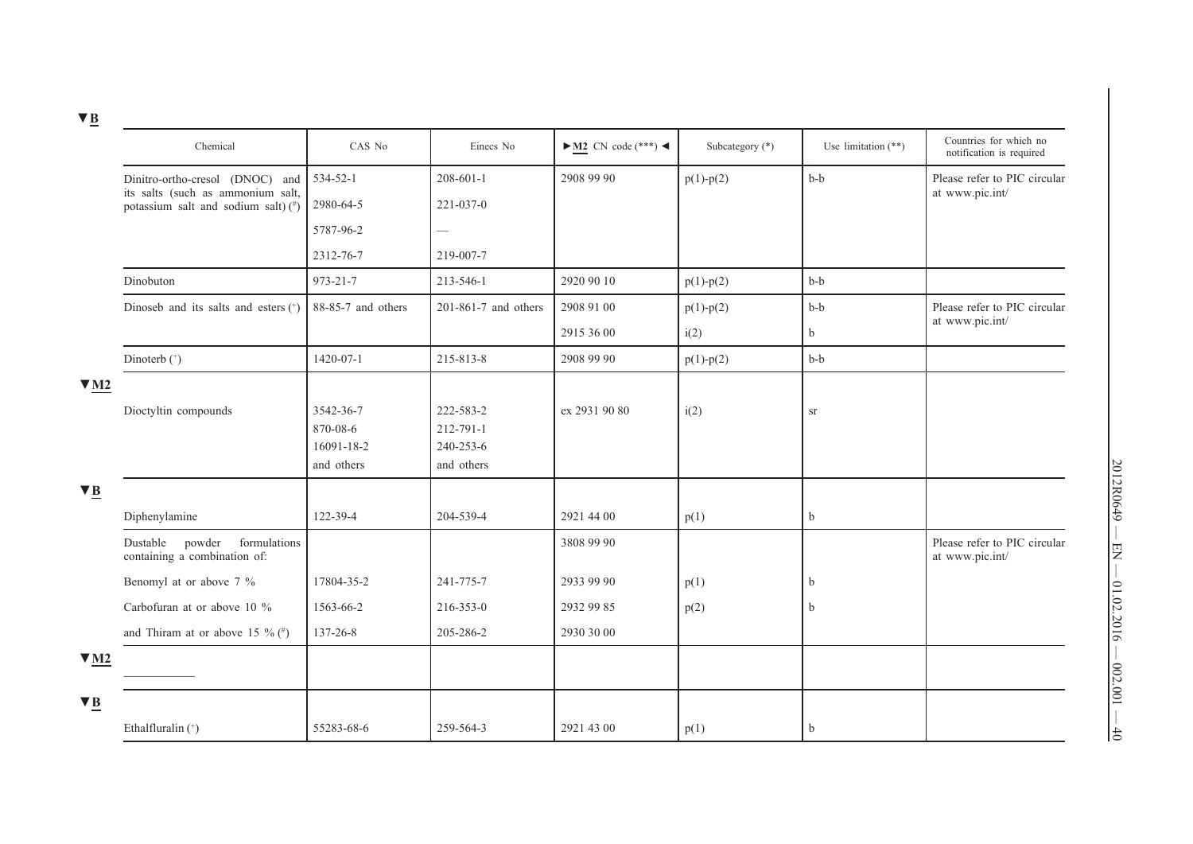▼B

| Chemical | CAS No | Einecs No | ►M2 CN code (***) ◄ | Subcategory (*) | Use limitation (**) | Countries for which no notification is required |
|---|---|---|---|---|---|---|
| Dinitro-ortho-cresol (DNOC) and its salts (such as ammonium salt, potassium salt and sodium salt) (#) | 534-52-1 | 208-601-1 | 2908 99 90 | p(1)-p(2) | b-b | Please refer to PIC circular at www.pic.int/ |
| | 2980-64-5 | 221-037-0 | | | | |
| | 5787-96-2 | — | | | | |
| | 2312-76-7 | 219-007-7 | | | | |
| Dinobuton | 973-21-7 | 213-546-1 | 2920 90 10 | p(1)-p(2) | b-b | |
| Dinoseb and its salts and esters (+) | 88-85-7 and others | 201-861-7 and others | 2908 91 00 | p(1)-p(2) | b-b | Please refer to PIC circular at www.pic.int/ |
| | | | 2915 36 00 | i(2) | b | |
| Dinoterb (+) | 1420-07-1 | 215-813-8 | 2908 99 90 | p(1)-p(2) | b-b | |
| ▼M2 | | | | | | |
| Dioctyltin compounds | 3542-36-7<br>870-08-6<br>16091-18-2<br>and others | 222-583-2<br>212-791-1<br>240-253-6<br>and others | ex 2931 90 80 | i(2) | sr | |
| ▼B | | | | | | |
| Diphenylamine | 122-39-4 | 204-539-4 | 2921 44 00 | p(1) | b | |
| Dustable powder formulations containing a combination of: | | | 3808 99 90 | | | Please refer to PIC circular at www.pic.int/ |
| Benomyl at or above 7 % | 17804-35-2 | 241-775-7 | 2933 99 90 | p(1) | b | |
| Carbofuran at or above 10 % | 1563-66-2 | 216-353-0 | 2932 99 85 | p(2) | b | |
| and Thiram at or above 15 % (#) | 137-26-8 | 205-286-2 | 2930 30 00 | | | |
| ▼M2 | | | | | | |
| ___________ | | | | | | |
| ▼B | | | | | | |
| Ethalfluralin (+) | 55283-68-6 | 259-564-3 | 2921 43 00 | p(1) | b | |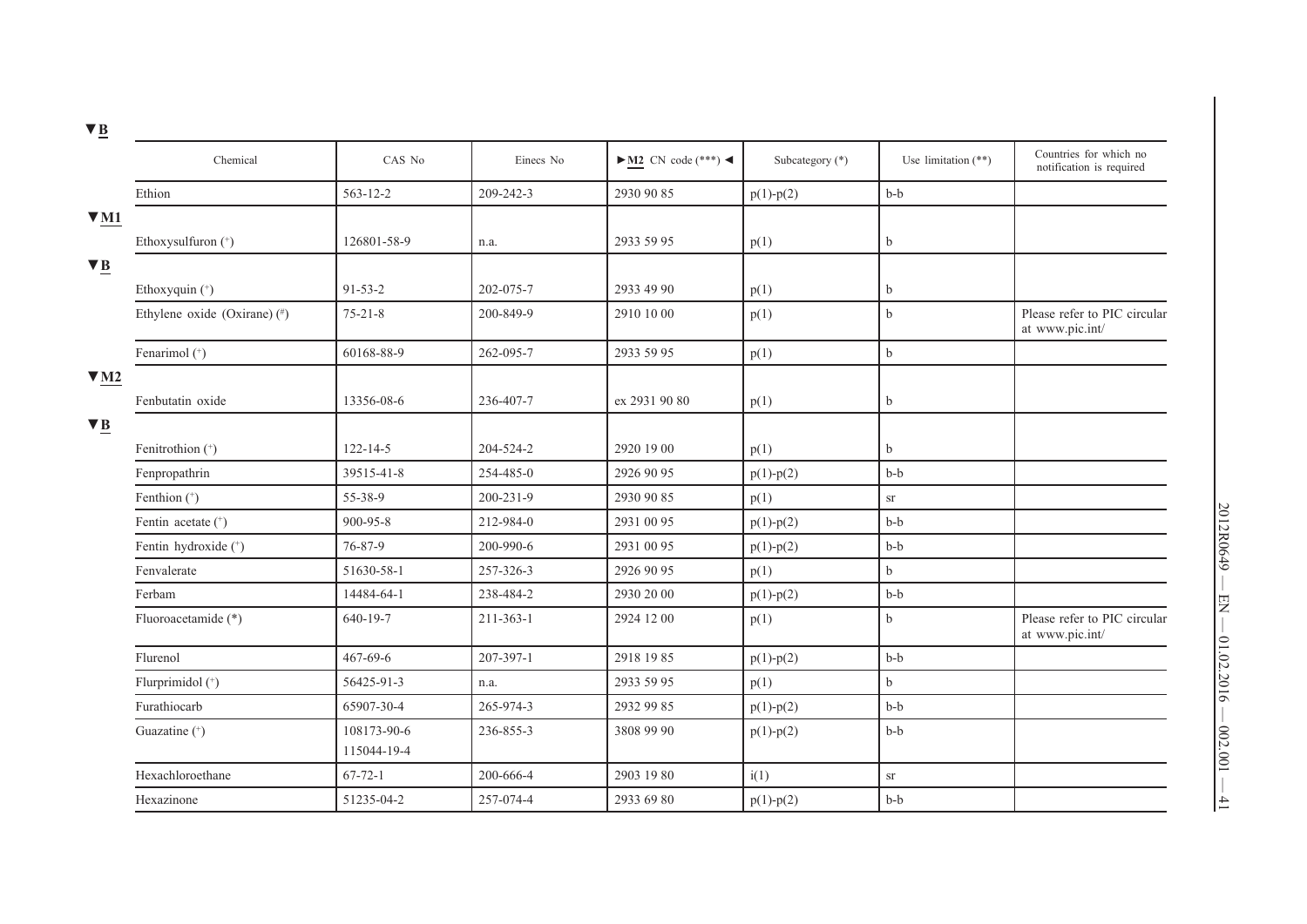▼B

| Chemical | CAS No | Einecs No | ►M2 CN code (***) ◄ | Subcategory (*) | Use limitation (**) | Countries for which no notification is required |
|---|---|---|---|---|---|---|
| Ethion | 563-12-2 | 209-242-3 | 2930 90 85 | p(1)-p(2) | b-b | |
| ▼M1 | | | | | | |
| Ethoxysulfuron (+) | 126801-58-9 | n.a. | 2933 59 95 | p(1) | b | |
| ▼B | | | | | | |
| Ethoxyquin (+) | 91-53-2 | 202-075-7 | 2933 49 90 | p(1) | b | |
| Ethylene oxide (Oxirane) (#) | 75-21-8 | 200-849-9 | 2910 10 00 | p(1) | b | Please refer to PIC circular at www.pic.int/ |
| Fenarimol (+) | 60168-88-9 | 262-095-7 | 2933 59 95 | p(1) | b | |
| ▼M2 | | | | | | |
| Fenbutatin oxide | 13356-08-6 | 236-407-7 | ex 2931 90 80 | p(1) | b | |
| ▼B | | | | | | |
| Fenitrothion (+) | 122-14-5 | 204-524-2 | 2920 19 00 | p(1) | b | |
| Fenpropathrin | 39515-41-8 | 254-485-0 | 2926 90 95 | p(1)-p(2) | b-b | |
| Fenthion (+) | 55-38-9 | 200-231-9 | 2930 90 85 | p(1) | sr | |
| Fentin acetate (+) | 900-95-8 | 212-984-0 | 2931 00 95 | p(1)-p(2) | b-b | |
| Fentin hydroxide (+) | 76-87-9 | 200-990-6 | 2931 00 95 | p(1)-p(2) | b-b | |
| Fenvalerate | 51630-58-1 | 257-326-3 | 2926 90 95 | p(1) | b | |
| Ferbam | 14484-64-1 | 238-484-2 | 2930 20 00 | p(1)-p(2) | b-b | |
| Fluoroacetamide (*) | 640-19-7 | 211-363-1 | 2924 12 00 | p(1) | b | Please refer to PIC circular at www.pic.int/ |
| Flurenol | 467-69-6 | 207-397-1 | 2918 19 85 | p(1)-p(2) | b-b | |
| Flurprimidol (+) | 56425-91-3 | n.a. | 2933 59 95 | p(1) | b | |
| Furathiocarb | 65907-30-4 | 265-974-3 | 2932 99 85 | p(1)-p(2) | b-b | |
| Guazatine (+) | 108173-90-6<br>115044-19-4 | 236-855-3 | 3808 99 90 | p(1)-p(2) | b-b | |
| Hexachloroethane | 67-72-1 | 200-666-4 | 2903 19 80 | i(1) | sr | |
| Hexazinone | 51235-04-2 | 257-074-4 | 2933 69 80 | p(1)-p(2) | b-b | |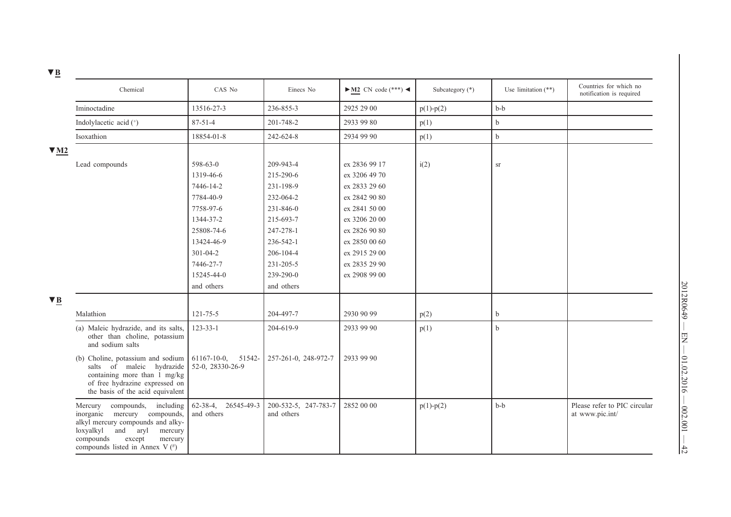▼B

| Chemical | CAS No | Einecs No | ►M2 CN code (***) ◄ | Subcategory (*) | Use limitation (**) | Countries for which no notification is required |
|---|---|---|---|---|---|---|
| Iminoctadine | 13516-27-3 | 236-855-3 | 2925 29 00 | p(1)-p(2) | b-b | |
| Indolylacetic acid (+) | 87-51-4 | 201-748-2 | 2933 99 80 | p(1) | b | |
| Isoxathion | 18854-01-8 | 242-624-8 | 2934 99 90 | p(1) | b | |
| ▼M2 | | | | | | |
| Lead compounds | 598-63-0<br>1319-46-6<br>7446-14-2<br>7784-40-9<br>7758-97-6<br>1344-37-2<br>25808-74-6<br>13424-46-9<br>301-04-2<br>7446-27-7<br>15245-44-0<br>and others | 209-943-4<br>215-290-6<br>231-198-9<br>232-064-2<br>231-846-0<br>215-693-7<br>247-278-1<br>236-542-1<br>206-104-4<br>231-205-5<br>239-290-0<br>and others | ex 2836 99 17<br>ex 3206 49 70<br>ex 2833 29 60<br>ex 2842 90 80<br>ex 2841 50 00<br>ex 3206 20 00<br>ex 2826 90 80<br>ex 2850 00 60<br>ex 2915 29 00<br>ex 2835 29 90<br>ex 2908 99 00 | i(2) | sr | |
| ▼B | | | | | | |
| Malathion | 121-75-5 | 204-497-7 | 2930 90 99 | p(2) | b | |
| (a) Maleic hydrazide, and its salts, other than choline, potassium and sodium salts | 123-33-1 | 204-619-9 | 2933 99 90 | p(1) | b | |
| (b) Choline, potassium and sodium salts of maleic hydrazide containing more than 1 mg/kg of free hydrazine expressed on the basis of the acid equivalent | 61167-10-0, 51542-52-0, 28330-26-9 | 257-261-0, 248-972-7 | 2933 99 90 | | | |
| Mercury compounds, including inorganic mercury compounds, alkyl mercury compounds and alkyloxyalkyl and aryl mercury compounds except mercury compounds listed in Annex V (#) | 62-38-4, 26545-49-3 and others | 200-532-5, 247-783-7 and others | 2852 00 00 | p(1)-p(2) | b-b | Please refer to PIC circular at www.pic.int/ |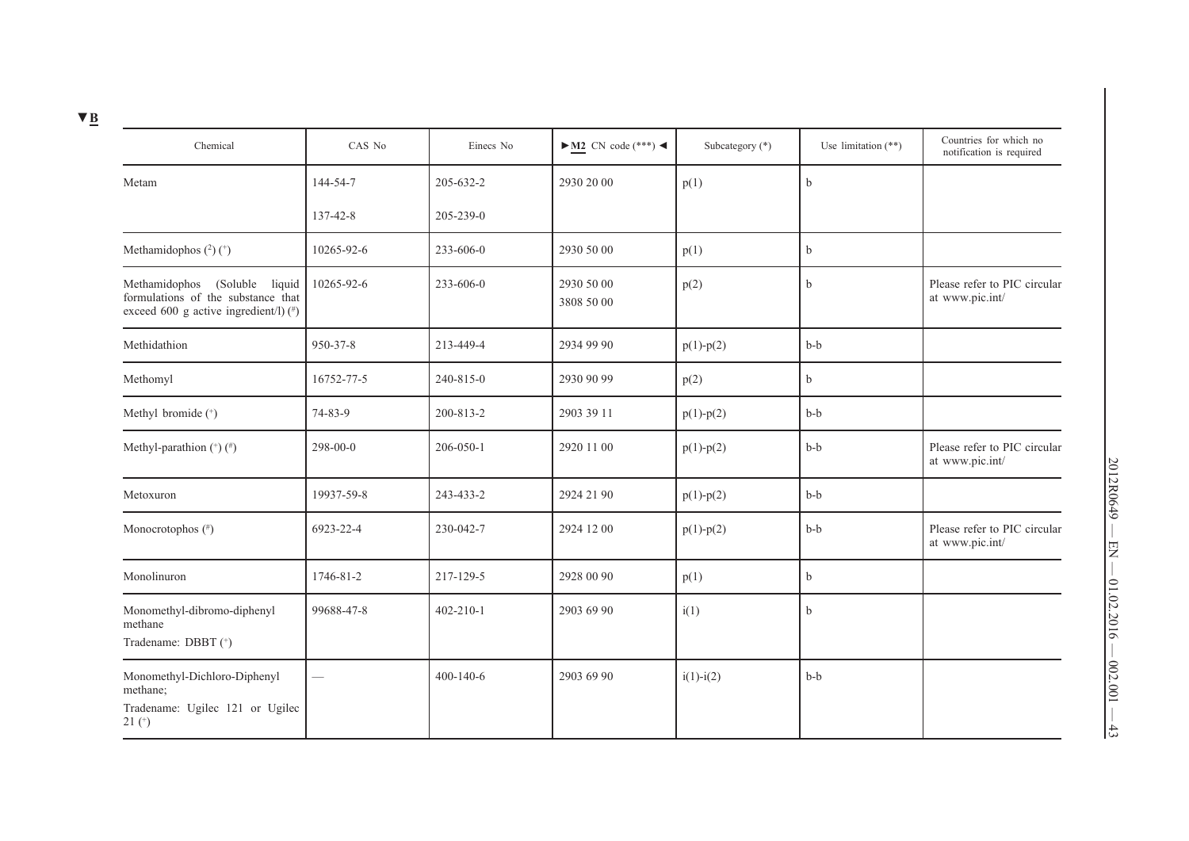▼B

| Chemical | CAS No | Einecs No | ►M2 CN code (***) ◄ | Subcategory (*) | Use limitation (**) | Countries for which no notification is required |
|---|---|---|---|---|---|---|
| Metam | 144-54-7 | 205-632-2 | 2930 20 00 | p(1) | b | |
| | 137-42-8 | 205-239-0 | | | | |
| Methamidophos (2) (+) | 10265-92-6 | 233-606-0 | 2930 50 00 | p(1) | b | |
| Methamidophos (Soluble liquid formulations of the substance that exceed 600 g active ingredient/l) (#) | 10265-92-6 | 233-606-0 | 2930 50 00<br>3808 50 00 | p(2) | b | Please refer to PIC circular at www.pic.int/ |
| Methidathion | 950-37-8 | 213-449-4 | 2934 99 90 | p(1)-p(2) | b-b | |
| Methomyl | 16752-77-5 | 240-815-0 | 2930 90 99 | p(2) | b | |
| Methyl bromide (+) | 74-83-9 | 200-813-2 | 2903 39 11 | p(1)-p(2) | b-b | |
| Methyl-parathion (+) (#) | 298-00-0 | 206-050-1 | 2920 11 00 | p(1)-p(2) | b-b | Please refer to PIC circular at www.pic.int/ |
| Metoxuron | 19937-59-8 | 243-433-2 | 2924 21 90 | p(1)-p(2) | b-b | |
| Monocrotophos (#) | 6923-22-4 | 230-042-7 | 2924 12 00 | p(1)-p(2) | b-b | Please refer to PIC circular at www.pic.int/ |
| Monolinuron | 1746-81-2 | 217-129-5 | 2928 00 90 | p(1) | b | |
| Monomethyl-dibromo-diphenyl methane<br>Tradename: DBBT (+) | 99688-47-8 | 402-210-1 | 2903 69 90 | i(1) | b | |
| Monomethyl-Dichloro-Diphenyl methane;<br>Tradename: Ugilec 121 or Ugilec 21 (+) | — | 400-140-6 | 2903 69 90 | i(1)-i(2) | b-b | |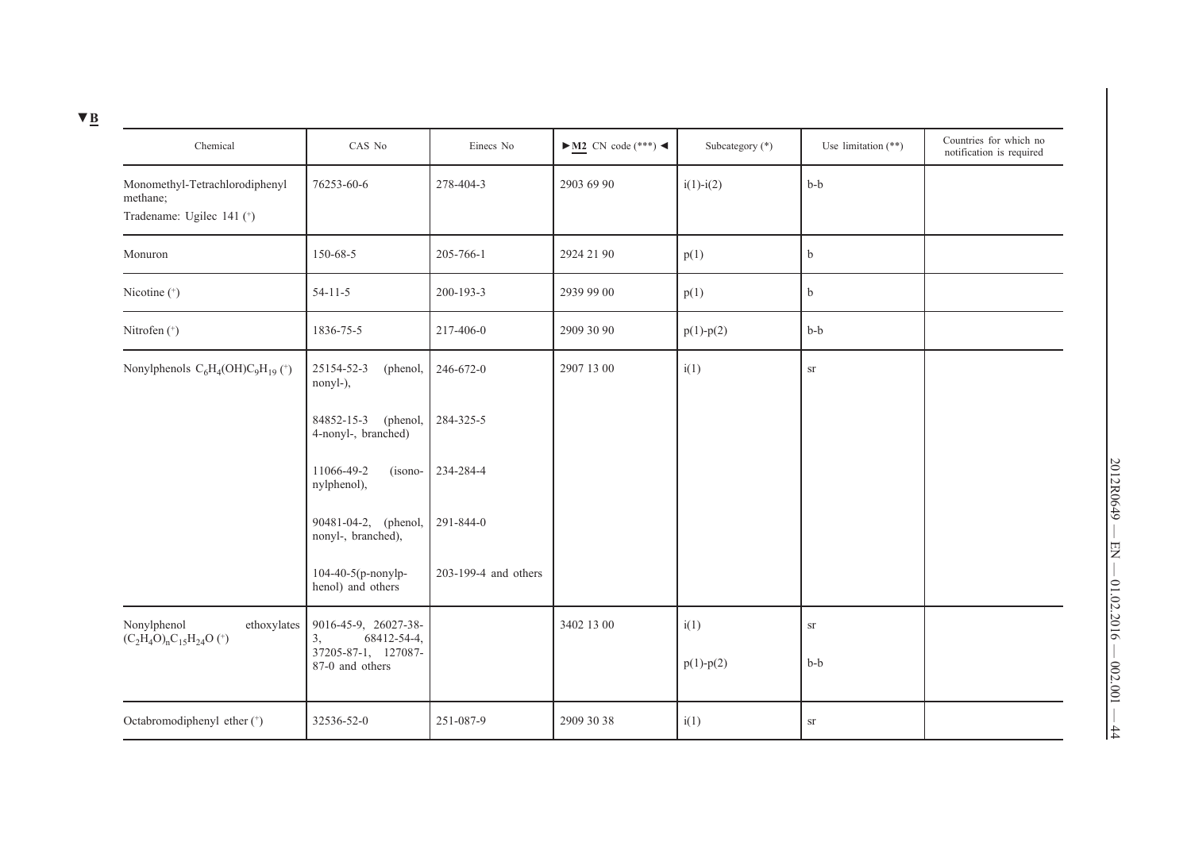▼B

| Chemical | CAS No | Einecs No | ►M2 CN code (***) ◄ | Subcategory (*) | Use limitation (**) | Countries for which no notification is required |
|---|---|---|---|---|---|---|
| Monomethyl-Tetrachlorodiphenyl methane; Tradename: Ugilec 141 (+) | 76253-60-6 | 278-404-3 | 2903 69 90 | i(1)-i(2) | b-b | |
| Monuron | 150-68-5 | 205-766-1 | 2924 21 90 | p(1) | b | |
| Nicotine (+) | 54-11-5 | 200-193-3 | 2939 99 00 | p(1) | b | |
| Nitrofen (+) | 1836-75-5 | 217-406-0 | 2909 30 90 | p(1)-p(2) | b-b | |
| Nonylphenols $C_6H_4(OH)C_9H_{19}$ (+) | 25154-52-3 (phenol, nonyl-), 84852-15-3 (phenol, 4-nonyl-, branched) 11066-49-2 (isononylphenol), 90481-04-2, (phenol, nonyl-, branched), 104-40-5(p-nonylphenol) and others | 246-672-0, 284-325-5, 234-284-4, 291-844-0, 203-199-4 and others | 2907 13 00 | i(1) | sr | |
| Nonylphenol ethoxylates $(C_2H_4O)_nC_{15}H_{24}O$ (+) | 9016-45-9, 26027-38-3, 68412-54-4, 37205-87-1, 127087-87-0 and others | | 3402 13 00 | i(1) p(1)-p(2) | sr b-b | |
| Octabromodiphenyl ether (+) | 32536-52-0 | 251-087-9 | 2909 30 38 | i(1) | sr | |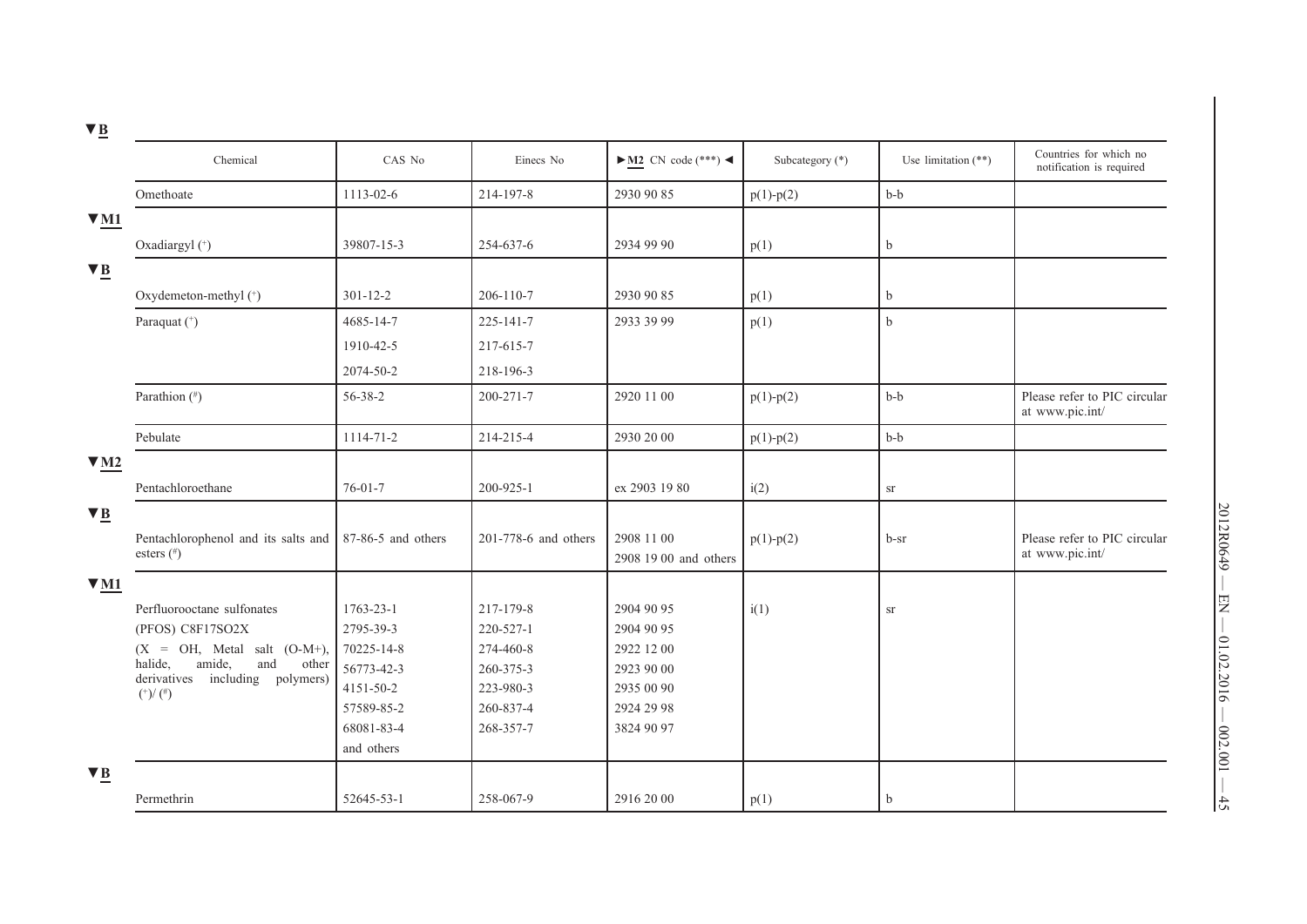▼B

| Chemical | CAS No | Einecs No | ►M2 CN code (***) ◄ | Subcategory (*) | Use limitation (**) | Countries for which no notification is required |
|---|---|---|---|---|---|---|
| Omethoate | 1113-02-6 | 214-197-8 | 2930 90 85 | p(1)-p(2) | b-b | |
| ▼M1 | | | | | | |
| Oxadiargyl (+) | 39807-15-3 | 254-637-6 | 2934 99 90 | p(1) | b | |
| ▼B | | | | | | |
| Oxydemeton-methyl (+) | 301-12-2 | 206-110-7 | 2930 90 85 | p(1) | b | |
| Paraquat (+) | 4685-14-7<br>1910-42-5<br>2074-50-2 | 225-141-7<br>217-615-7<br>218-196-3 | 2933 39 99 | p(1) | b | |
| Parathion (#) | 56-38-2 | 200-271-7 | 2920 11 00 | p(1)-p(2) | b-b | Please refer to PIC circular at www.pic.int/ |
| Pebulate | 1114-71-2 | 214-215-4 | 2930 20 00 | p(1)-p(2) | b-b | |
| ▼M2 | | | | | | |
| Pentachloroethane | 76-01-7 | 200-925-1 | ex 2903 19 80 | i(2) | sr | |
| ▼B | | | | | | |
| Pentachlorophenol and its salts and esters (#) | 87-86-5 and others | 201-778-6 and others | 2908 11 00<br>2908 19 00 and others | p(1)-p(2) | b-sr | Please refer to PIC circular at www.pic.int/ |
| ▼M1 | | | | | | |
| Perfluorooctane sulfonates (PFOS) C8F17SO2X (X = OH, Metal salt (O-M+), halide, amide, and other derivatives including polymers) (+)/ (#) | 1763-23-1<br>2795-39-3<br>70225-14-8<br>56773-42-3<br>4151-50-2<br>57589-85-2<br>68081-83-4<br>and others | 217-179-8<br>220-527-1<br>274-460-8<br>260-375-3<br>223-980-3<br>260-837-4<br>268-357-7 | 2904 90 95<br>2904 90 95<br>2922 12 00<br>2923 90 00<br>2935 00 90<br>2924 29 98<br>3824 90 97 | i(1) | sr | |
| ▼B | | | | | | |
| Permethrin | 52645-53-1 | 258-067-9 | 2916 20 00 | p(1) | b | |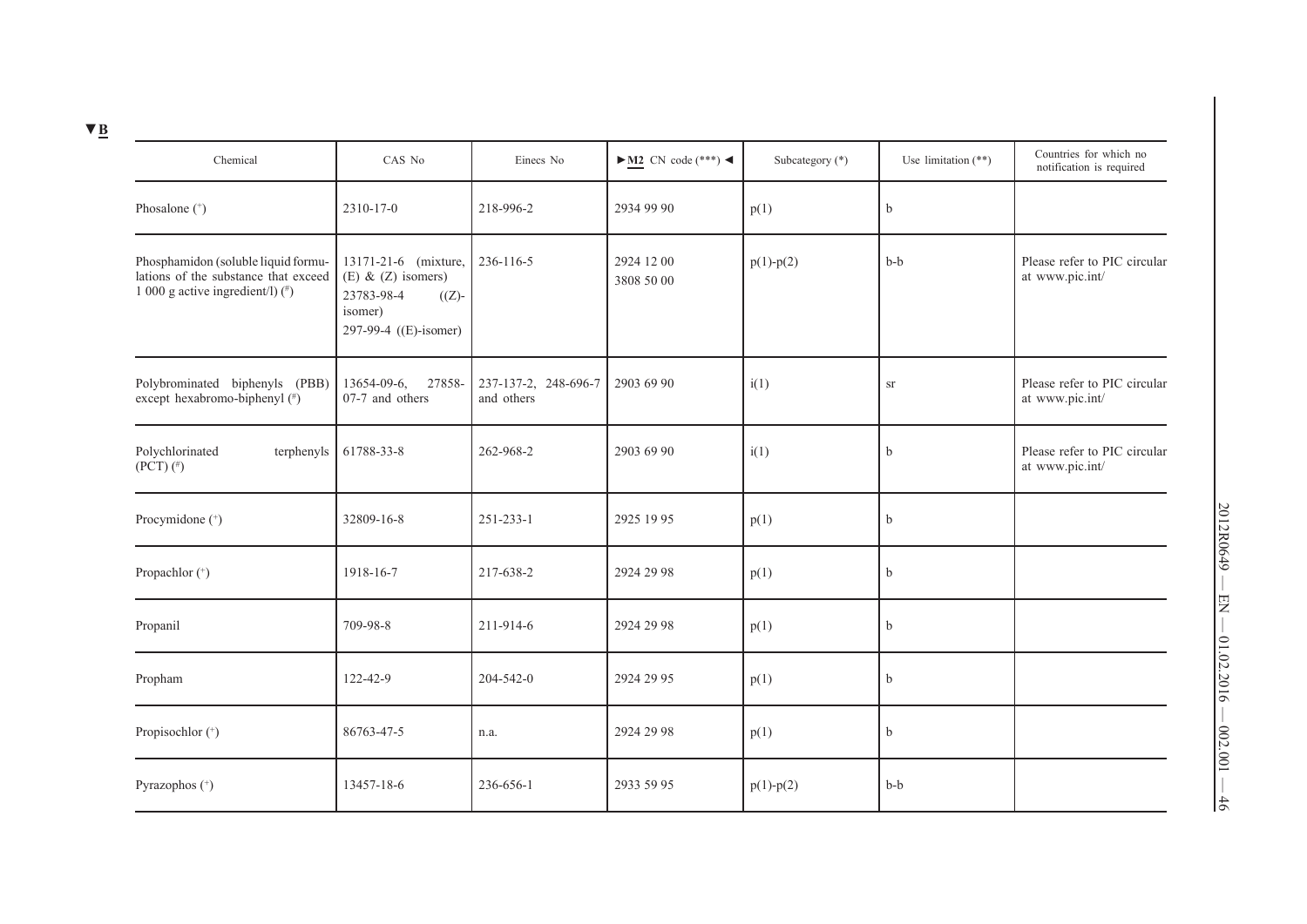▼B

| Chemical | CAS No | Einecs No | ►M2 CN code (***) ◄ | Subcategory (*) | Use limitation (**) | Countries for which no notification is required |
|---|---|---|---|---|---|---|
| Phosalone (+) | 2310-17-0 | 218-996-2 | 2934 99 90 | p(1) | b | |
| Phosphamidon (soluble liquid formulations of the substance that exceed 1 000 g active ingredient/l) (#) | 13171-21-6 (mixture, (E) & (Z) isomers) 23783-98-4 ((Z)-isomer) 297-99-4 ((E)-isomer) | 236-116-5 | 2924 12 00 3808 50 00 | p(1)-p(2) | b-b | Please refer to PIC circular at www.pic.int/ |
| Polybrominated biphenyls (PBB) except hexabromo-biphenyl (#) | 13654-09-6, 27858-07-7 and others | 237-137-2, 248-696-7 and others | 2903 69 90 | i(1) | sr | Please refer to PIC circular at www.pic.int/ |
| Polychlorinated terphenyls (PCT) (#) | 61788-33-8 | 262-968-2 | 2903 69 90 | i(1) | b | Please refer to PIC circular at www.pic.int/ |
| Procymidone (+) | 32809-16-8 | 251-233-1 | 2925 19 95 | p(1) | b | |
| Propachlor (+) | 1918-16-7 | 217-638-2 | 2924 29 98 | p(1) | b | |
| Propanil | 709-98-8 | 211-914-6 | 2924 29 98 | p(1) | b | |
| Propham | 122-42-9 | 204-542-0 | 2924 29 95 | p(1) | b | |
| Propisochlor (+) | 86763-47-5 | n.a. | 2924 29 98 | p(1) | b | |
| Pyrazophos (+) | 13457-18-6 | 236-656-1 | 2933 59 95 | p(1)-p(2) | b-b | |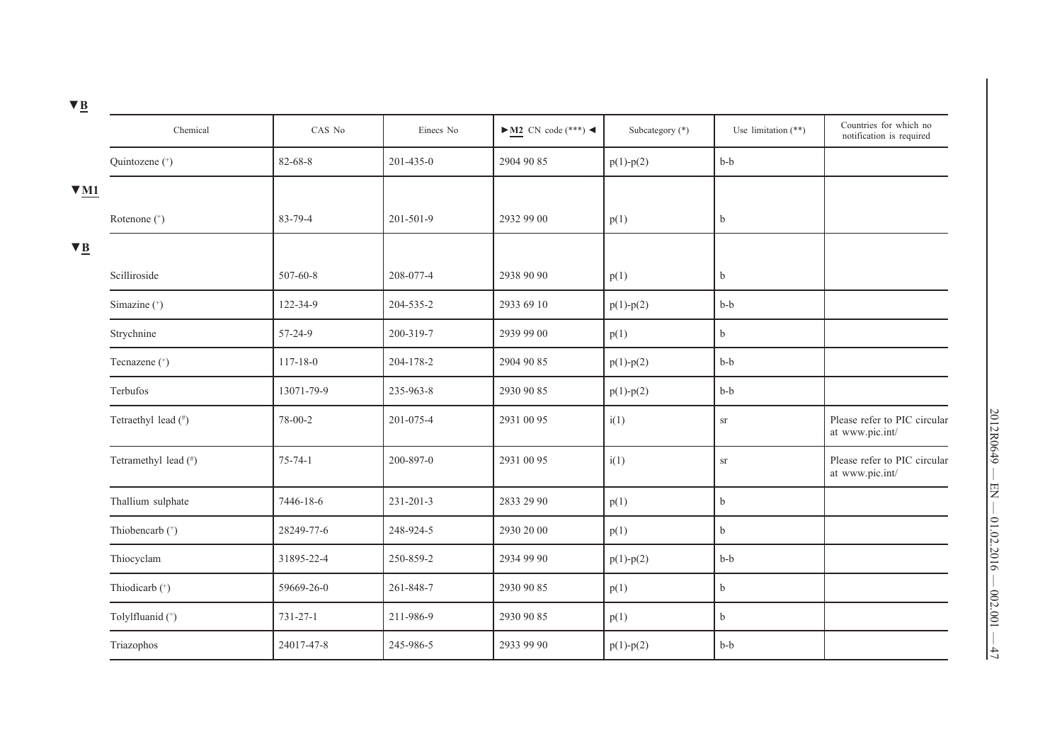▼B

| Chemical | CAS No | Einecs No | ►M2 CN code (***) ◄ | Subcategory (*) | Use limitation (**) | Countries for which no notification is required |
|---|---|---|---|---|---|---|
| Quintozene (+) | 82-68-8 | 201-435-0 | 2904 90 85 | p(1)-p(2) | b-b | |

▼M1

| Chemical | CAS No | Einecs No | CN code | Subcategory | Use limitation | Countries for which no notification is required |
|---|---|---|---|---|---|---|
| Rotenone (+) | 83-79-4 | 201-501-9 | 2932 99 00 | p(1) | b | |

▼B

| Chemical | CAS No | Einecs No | CN code | Subcategory | Use limitation | Countries for which no notification is required |
|---|---|---|---|---|---|---|
| Scilliroside | 507-60-8 | 208-077-4 | 2938 90 90 | p(1) | b | |
| Simazine (+) | 122-34-9 | 204-535-2 | 2933 69 10 | p(1)-p(2) | b-b | |
| Strychnine | 57-24-9 | 200-319-7 | 2939 99 00 | p(1) | b | |
| Tecnazene (+) | 117-18-0 | 204-178-2 | 2904 90 85 | p(1)-p(2) | b-b | |
| Terbufos | 13071-79-9 | 235-963-8 | 2930 90 85 | p(1)-p(2) | b-b | |
| Tetraethyl lead (#) | 78-00-2 | 201-075-4 | 2931 00 95 | i(1) | sr | Please refer to PIC circular at www.pic.int/ |
| Tetramethyl lead (#) | 75-74-1 | 200-897-0 | 2931 00 95 | i(1) | sr | Please refer to PIC circular at www.pic.int/ |
| Thallium sulphate | 7446-18-6 | 231-201-3 | 2833 29 90 | p(1) | b | |
| Thiobencarb (+) | 28249-77-6 | 248-924-5 | 2930 20 00 | p(1) | b | |
| Thiocyclam | 31895-22-4 | 250-859-2 | 2934 99 90 | p(1)-p(2) | b-b | |
| Thiodicarb (+) | 59669-26-0 | 261-848-7 | 2930 90 85 | p(1) | b | |
| Tolylfluanid (+) | 731-27-1 | 211-986-9 | 2930 90 85 | p(1) | b | |
| Triazophos | 24017-47-8 | 245-986-5 | 2933 99 90 | p(1)-p(2) | b-b | |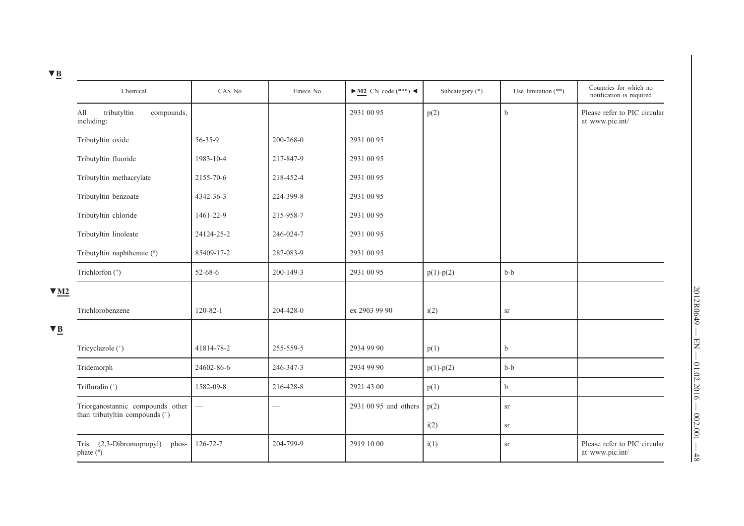▼B

| Chemical | CAS No | Einecs No | ►M2 CN code (***) ◄ | Subcategory (*) | Use limitation (**) | Countries for which no notification is required |
|---|---|---|---|---|---|---|
| All tributyltin compounds, including: | | | 2931 00 95 | p(2) | b | Please refer to PIC circular at www.pic.int/ |
| Tributyltin oxide | 56-35-9 | 200-268-0 | 2931 00 95 | | | |
| Tributyltin fluoride | 1983-10-4 | 217-847-9 | 2931 00 95 | | | |
| Tributyltin methacrylate | 2155-70-6 | 218-452-4 | 2931 00 95 | | | |
| Tributyltin benzoate | 4342-36-3 | 224-399-8 | 2931 00 95 | | | |
| Tributyltin chloride | 1461-22-9 | 215-958-7 | 2931 00 95 | | | |
| Tributyltin linoleate | 24124-25-2 | 246-024-7 | 2931 00 95 | | | |
| Tributyltin naphthenate (#) | 85409-17-2 | 287-083-9 | 2931 00 95 | | | |
| Trichlorfon (+) | 52-68-6 | 200-149-3 | 2931 00 95 | p(1)-p(2) | b-b | |
| ▼M2 | | | | | | |
| Trichlorobenzene | 120-82-1 | 204-428-0 | ex 2903 99 90 | i(2) | sr | |
| ▼B | | | | | | |
| Tricyclazole (+) | 41814-78-2 | 255-559-5 | 2934 99 90 | p(1) | b | |
| Tridemorph | 24602-86-6 | 246-347-3 | 2934 99 90 | p(1)-p(2) | b-b | |
| Trifluralin (+) | 1582-09-8 | 216-428-8 | 2921 43 00 | p(1) | b | |
| Triorganostannic compounds other than tributyltin compounds (+) | — | — | 2931 00 95 and others | p(2) | sr | |
| | | | | i(2) | sr | |
| Tris (2,3-Dibromopropyl) phosphate (#) | 126-72-7 | 204-799-9 | 2919 10 00 | i(1) | sr | Please refer to PIC circular at www.pic.int/ |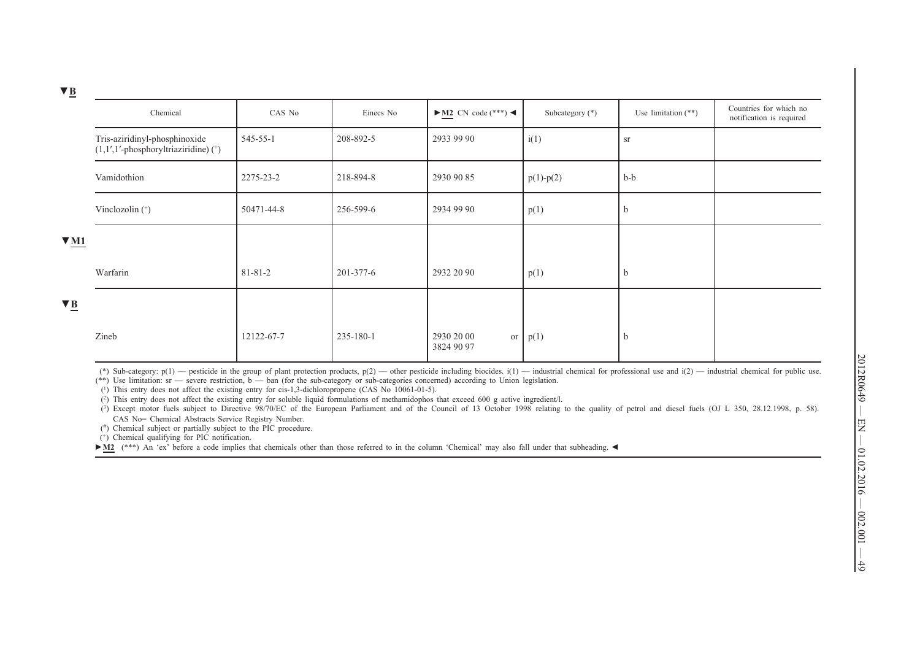▼B

| Chemical | CAS No | Einecs No | ►M2 CN code (***) ◄ | Subcategory (*) | Use limitation (**) | Countries for which no notification is required |
|---|---|---|---|---|---|---|
| Tris-aziridinyl-phosphinoxide (1,1′,1′-phosphoryltriaziridine) (+) | 545-55-1 | 208-892-5 | 2933 99 90 | i(1) | sr | |
| Vamidothion | 2275-23-2 | 218-894-8 | 2930 90 85 | p(1)-p(2) | b-b | |
| Vinclozolin (+) | 50471-44-8 | 256-599-6 | 2934 99 90 | p(1) | b | |

▼M1

| Chemical | CAS No | Einecs No | CN code (***) | Subcategory (*) | Use limitation (**) | Countries for which no notification is required |
|---|---|---|---|---|---|---|
| Warfarin | 81-81-2 | 201-377-6 | 2932 20 90 | p(1) | b | |

▼B

| Chemical | CAS No | Einecs No | CN code (***) | Subcategory (*) | Use limitation (**) | Countries for which no notification is required |
|---|---|---|---|---|---|---|
| Zineb | 12122-67-7 | 235-180-1 | 2930 20 00 or 3824 90 97 | p(1) | b | |

(*) Sub-category: p(1) — pesticide in the group of plant protection products, p(2) — other pesticide including biocides. i(1) — industrial chemical for professional use and i(2) — industrial chemical for public use.

(**) Use limitation: sr — severe restriction, b — ban (for the sub-category or sub-categories concerned) according to Union legislation.

(1) This entry does not affect the existing entry for cis-1,3-dichloropropene (CAS No 10061-01-5).

(2) This entry does not affect the existing entry for soluble liquid formulations of methamidophos that exceed 600 g active ingredient/l.

(3) Except motor fuels subject to Directive 98/70/EC of the European Parliament and of the Council of 13 October 1998 relating to the quality of petrol and diesel fuels (OJ L 350, 28.12.1998, p. 58).

CAS No= Chemical Abstracts Service Registry Number.

(#) Chemical subject or partially subject to the PIC procedure.

(+) Chemical qualifying for PIC notification.

►M2 (***) An 'ex' before a code implies that chemicals other than those referred to in the column 'Chemical' may also fall under that subheading. ◄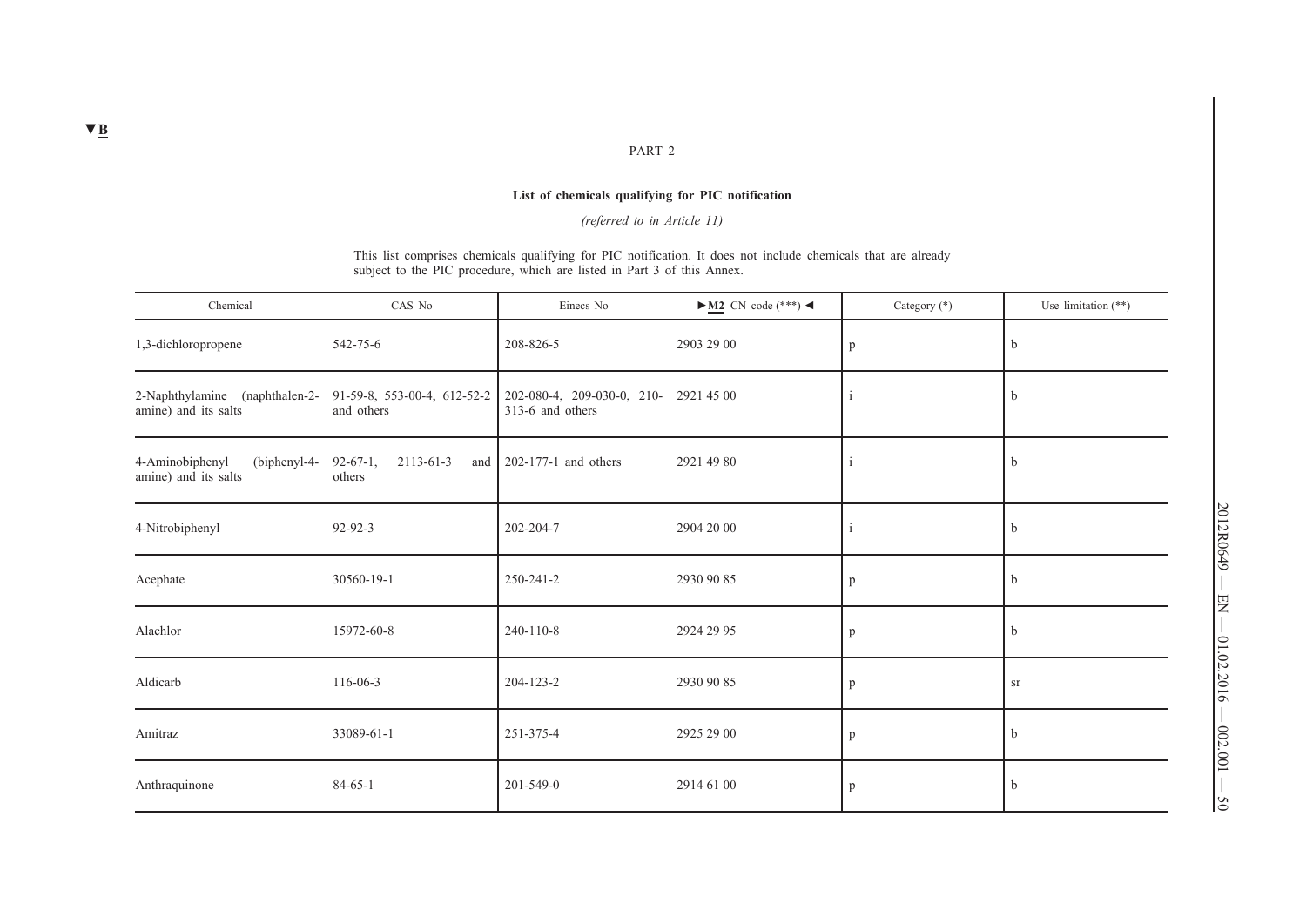▼B

PART 2

**List of chemicals qualifying for PIC notification**

*(referred to in Article 11)*

This list comprises chemicals qualifying for PIC notification. It does not include chemicals that are already subject to the PIC procedure, which are listed in Part 3 of this Annex.

| Chemical | CAS No | Einecs No | ►M2 CN code (***) ◄ | Category (*) | Use limitation (**) |
|---|---|---|---|---|---|
| 1,3-dichloropropene | 542-75-6 | 208-826-5 | 2903 29 00 | p | b |
| 2-Naphthylamine (naphthalen-2-amine) and its salts | 91-59-8, 553-00-4, 612-52-2 and others | 202-080-4, 209-030-0, 210-313-6 and others | 2921 45 00 | i | b |
| 4-Aminobiphenyl (biphenyl-4-amine) and its salts | 92-67-1, 2113-61-3 and others | 202-177-1 and others | 2921 49 80 | i | b |
| 4-Nitrobiphenyl | 92-92-3 | 202-204-7 | 2904 20 00 | i | b |
| Acephate | 30560-19-1 | 250-241-2 | 2930 90 85 | p | b |
| Alachlor | 15972-60-8 | 240-110-8 | 2924 29 95 | p | b |
| Aldicarb | 116-06-3 | 204-123-2 | 2930 90 85 | p | sr |
| Amitraz | 33089-61-1 | 251-375-4 | 2925 29 00 | p | b |
| Anthraquinone | 84-65-1 | 201-549-0 | 2914 61 00 | p | b |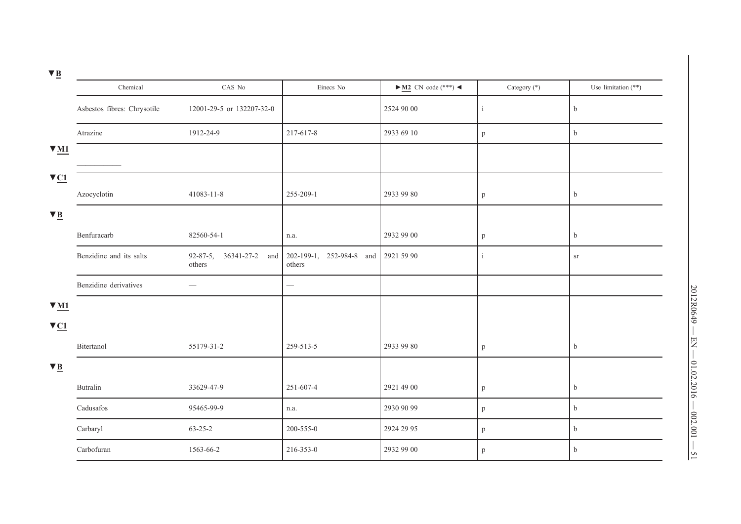▼B

| Chemical | CAS No | Einecs No | ►M2 CN code (***) ◄ | Category (*) | Use limitation (**) |
|---|---|---|---|---|---|
| Asbestos fibres: Chrysotile | 12001-29-5 or 132207-32-0 | | 2524 90 00 | i | b |
| Atrazine | 1912-24-9 | 217-617-8 | 2933 69 10 | p | b |
| ▼M1 | | | | | |
| ___________ | | | | | |
| ▼C1 | | | | | |
| Azocyclotin | 41083-11-8 | 255-209-1 | 2933 99 80 | p | b |
| ▼B | | | | | |
| Benfuracarb | 82560-54-1 | n.a. | 2932 99 00 | p | b |
| Benzidine and its salts | 92-87-5, 36341-27-2 and others | 202-199-1, 252-984-8 and others | 2921 59 90 | i | sr |
| Benzidine derivatives | — | — | | | |
| ▼M1 | | | | | |
| ▼C1 | | | | | |
| Bitertanol | 55179-31-2 | 259-513-5 | 2933 99 80 | p | b |
| ▼B | | | | | |
| Butralin | 33629-47-9 | 251-607-4 | 2921 49 00 | p | b |
| Cadusafos | 95465-99-9 | n.a. | 2930 90 99 | p | b |
| Carbaryl | 63-25-2 | 200-555-0 | 2924 29 95 | p | b |
| Carbofuran | 1563-66-2 | 216-353-0 | 2932 99 00 | p | b |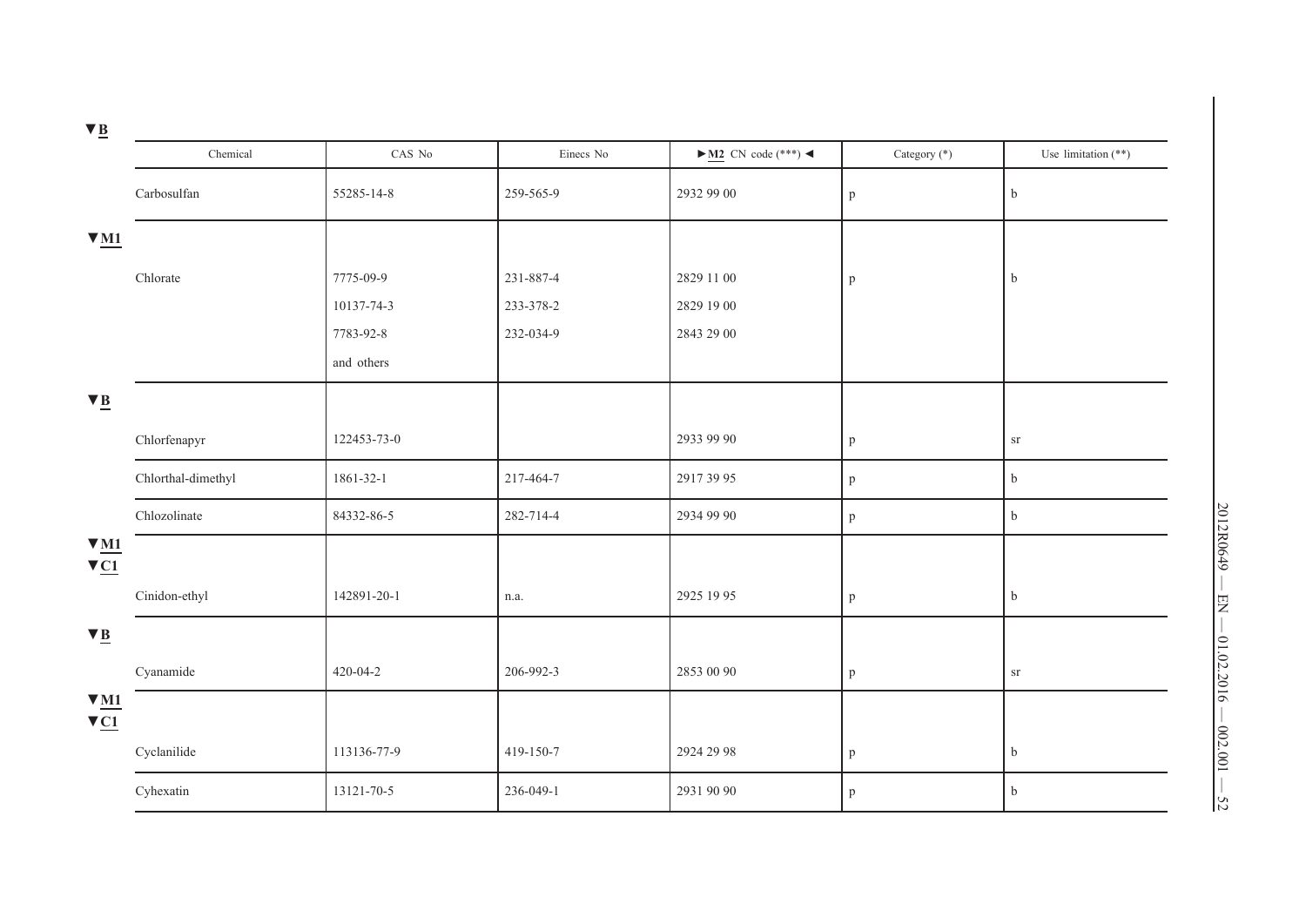▼B

| Chemical | CAS No | Einecs No | ►M2 CN code (***) ◄ | Category (*) | Use limitation (**) |
|---|---|---|---|---|---|
| Carbosulfan | 55285-14-8 | 259-565-9 | 2932 99 00 | p | b |
| ▼M1 | | | | | |
| Chlorate | 7775-09-9<br>10137-74-3<br>7783-92-8<br>and others | 231-887-4<br>233-378-2<br>232-034-9 | 2829 11 00<br>2829 19 00<br>2843 29 00 | p | b |
| ▼B | | | | | |
| Chlorfenapyr | 122453-73-0 | | 2933 99 90 | p | sr |
| Chlorthal-dimethyl | 1861-32-1 | 217-464-7 | 2917 39 95 | p | b |
| Chlozolinate | 84332-86-5 | 282-714-4 | 2934 99 90 | p | b |
| ▼M1<br>▼C1 | | | | | |
| Cinidon-ethyl | 142891-20-1 | n.a. | 2925 19 95 | p | b |
| ▼B | | | | | |
| Cyanamide | 420-04-2 | 206-992-3 | 2853 00 90 | p | sr |
| ▼M1<br>▼C1 | | | | | |
| Cyclanilide | 113136-77-9 | 419-150-7 | 2924 29 98 | p | b |
| Cyhexatin | 13121-70-5 | 236-049-1 | 2931 90 90 | p | b |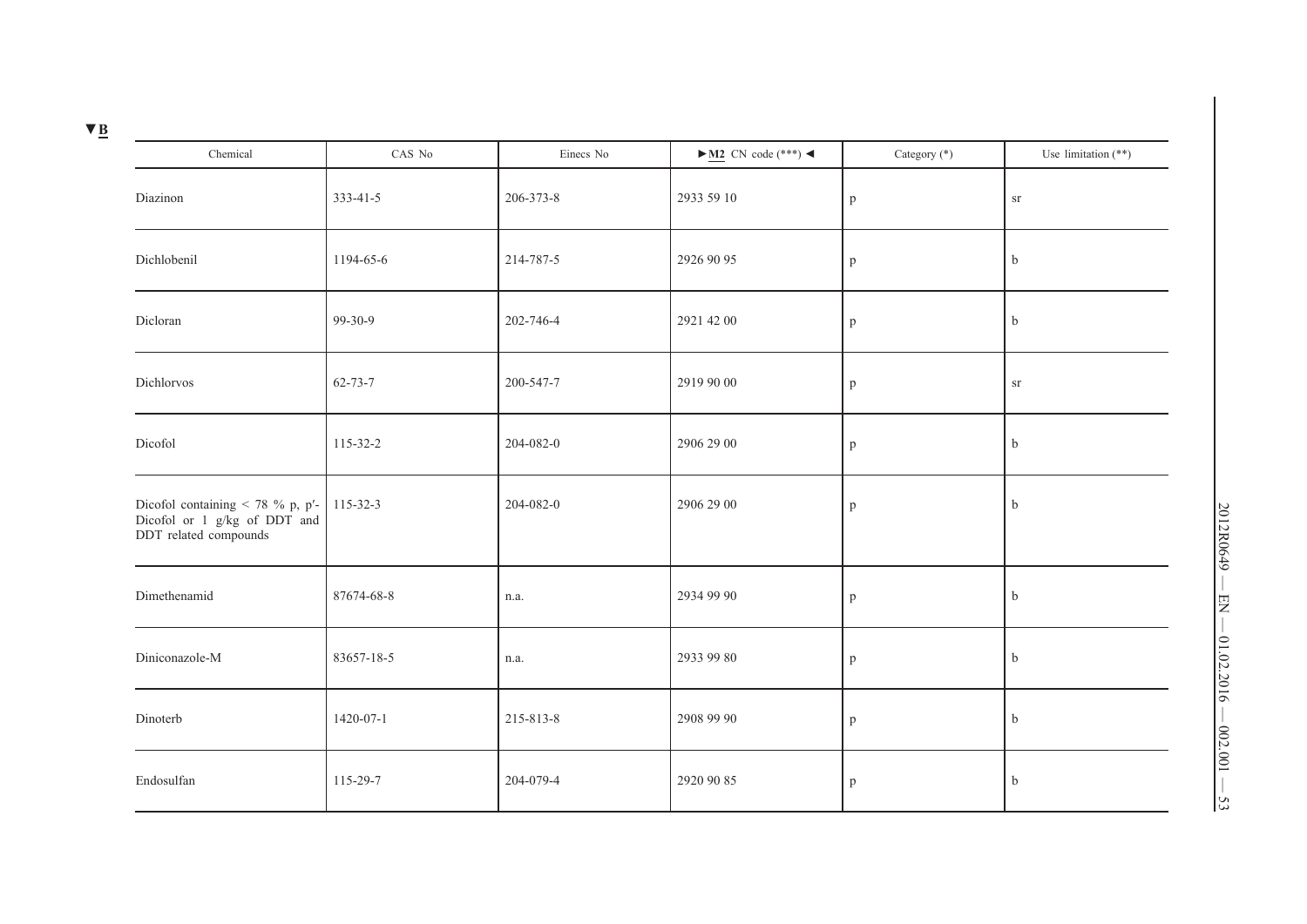▼B

| Chemical | CAS No | Einecs No | ►M2 CN code (***) ◄ | Category (*) | Use limitation (**) |
|---|---|---|---|---|---|
| Diazinon | 333-41-5 | 206-373-8 | 2933 59 10 | p | sr |
| Dichlobenil | 1194-65-6 | 214-787-5 | 2926 90 95 | p | b |
| Dicloran | 99-30-9 | 202-746-4 | 2921 42 00 | p | b |
| Dichlorvos | 62-73-7 | 200-547-7 | 2919 90 00 | p | sr |
| Dicofol | 115-32-2 | 204-082-0 | 2906 29 00 | p | b |
| Dicofol containing < 78 % p, p′-Dicofol or 1 g/kg of DDT and DDT related compounds | 115-32-3 | 204-082-0 | 2906 29 00 | p | b |
| Dimethenamid | 87674-68-8 | n.a. | 2934 99 90 | p | b |
| Diniconazole-M | 83657-18-5 | n.a. | 2933 99 80 | p | b |
| Dinoterb | 1420-07-1 | 215-813-8 | 2908 99 90 | p | b |
| Endosulfan | 115-29-7 | 204-079-4 | 2920 90 85 | p | b |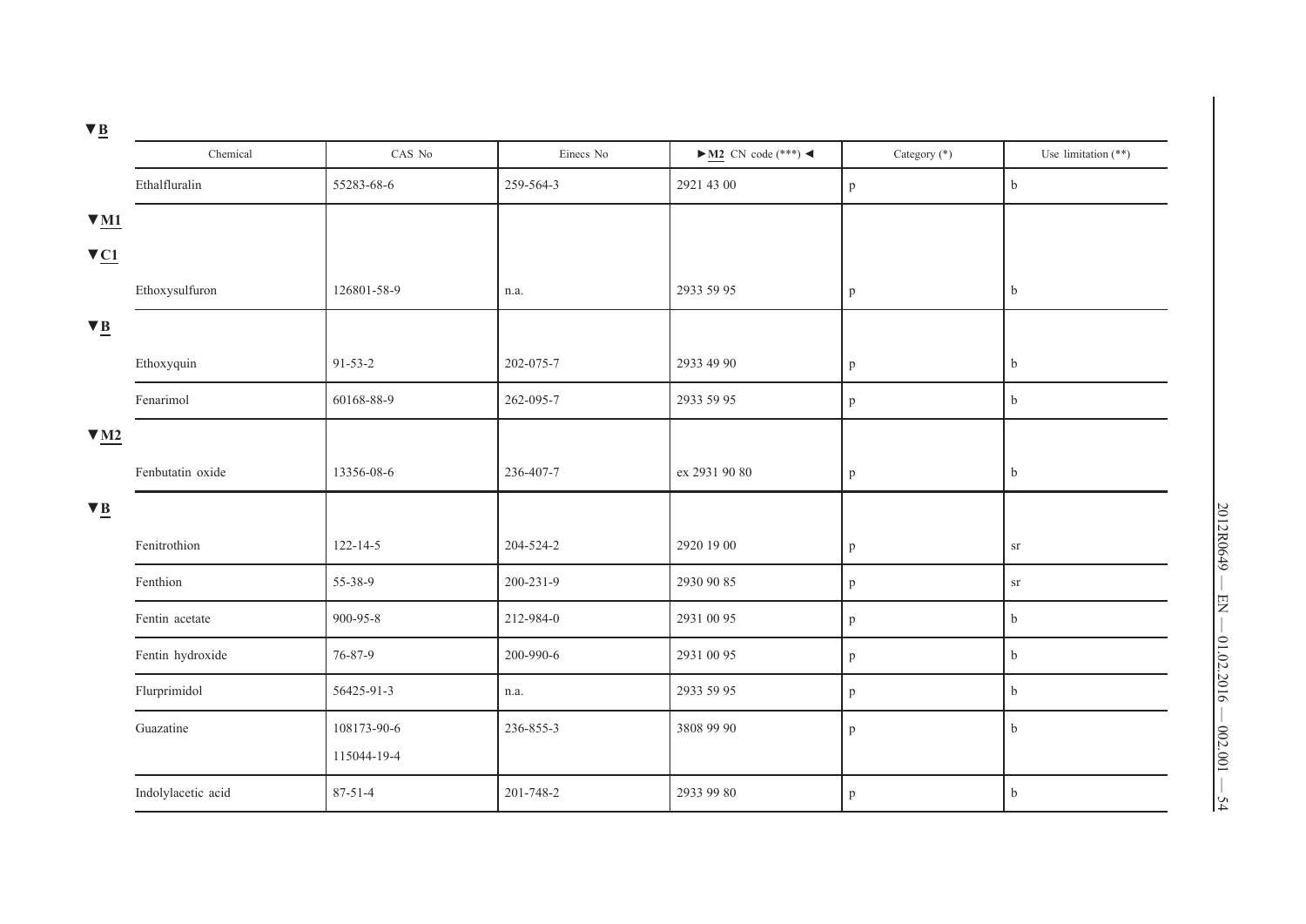▼B

| Chemical | CAS No | Einecs No | ►M2 CN code (***) ◄ | Category (*) | Use limitation (**) |
|---|---|---|---|---|---|
| Ethalfluralin | 55283-68-6 | 259-564-3 | 2921 43 00 | p | b |

▼M1

▼C1

| Chemical | CAS No | Einecs No | ►M2 CN code (***) ◄ | Category (*) | Use limitation (**) |
|---|---|---|---|---|---|
| Ethoxysulfuron | 126801-58-9 | n.a. | 2933 59 95 | p | b |

▼B

| Chemical | CAS No | Einecs No | ►M2 CN code (***) ◄ | Category (*) | Use limitation (**) |
|---|---|---|---|---|---|
| Ethoxyquin | 91-53-2 | 202-075-7 | 2933 49 90 | p | b |
| Fenarimol | 60168-88-9 | 262-095-7 | 2933 59 95 | p | b |

▼M2

| Chemical | CAS No | Einecs No | ►M2 CN code (***) ◄ | Category (*) | Use limitation (**) |
|---|---|---|---|---|---|
| Fenbutatin oxide | 13356-08-6 | 236-407-7 | ex 2931 90 80 | p | b |

▼B

| Chemical | CAS No | Einecs No | ►M2 CN code (***) ◄ | Category (*) | Use limitation (**) |
|---|---|---|---|---|---|
| Fenitrothion | 122-14-5 | 204-524-2 | 2920 19 00 | p | sr |
| Fenthion | 55-38-9 | 200-231-9 | 2930 90 85 | p | sr |
| Fentin acetate | 900-95-8 | 212-984-0 | 2931 00 95 | p | b |
| Fentin hydroxide | 76-87-9 | 200-990-6 | 2931 00 95 | p | b |
| Flurprimidol | 56425-91-3 | n.a. | 2933 59 95 | p | b |
| Guazatine | 108173-90-6<br>115044-19-4 | 236-855-3 | 3808 99 90 | p | b |
| Indolylacetic acid | 87-51-4 | 201-748-2 | 2933 99 80 | p | b |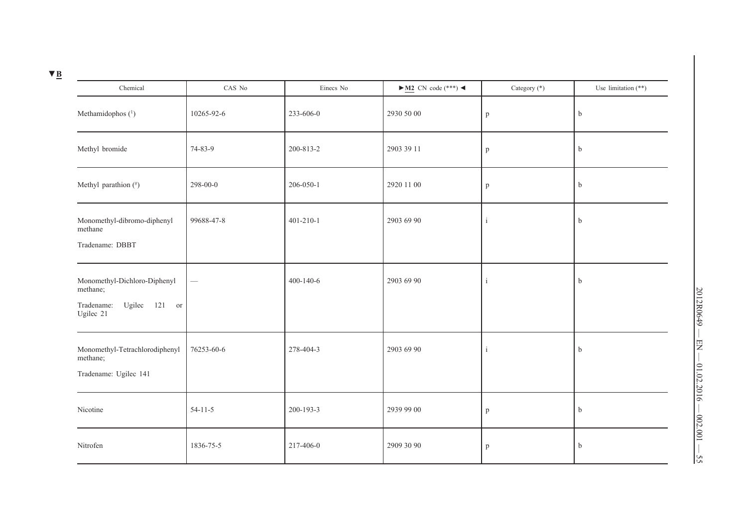▼B

| Chemical | CAS No | Einecs No | ►M2 CN code (***) ◄ | Category (*) | Use limitation (**) |
|---|---|---|---|---|---|
| Methamidophos ([1]) | 10265-92-6 | 233-606-0 | 2930 50 00 | p | b |
| Methyl bromide | 74-83-9 | 200-813-2 | 2903 39 11 | p | b |
| Methyl parathion (#) | 298-00-0 | 206-050-1 | 2920 11 00 | p | b |
| Monomethyl-dibromo-diphenyl methane<br>Tradename: DBBT | 99688-47-8 | 401-210-1 | 2903 69 90 | i | b |
| Monomethyl-Dichloro-Diphenyl methane;<br>Tradename: Ugilec 121 or Ugilec 21 | — | 400-140-6 | 2903 69 90 | i | b |
| Monomethyl-Tetrachlorodiphenyl methane;<br>Tradename: Ugilec 141 | 76253-60-6 | 278-404-3 | 2903 69 90 | i | b |
| Nicotine | 54-11-5 | 200-193-3 | 2939 99 00 | p | b |
| Nitrofen | 1836-75-5 | 217-406-0 | 2909 30 90 | p | b |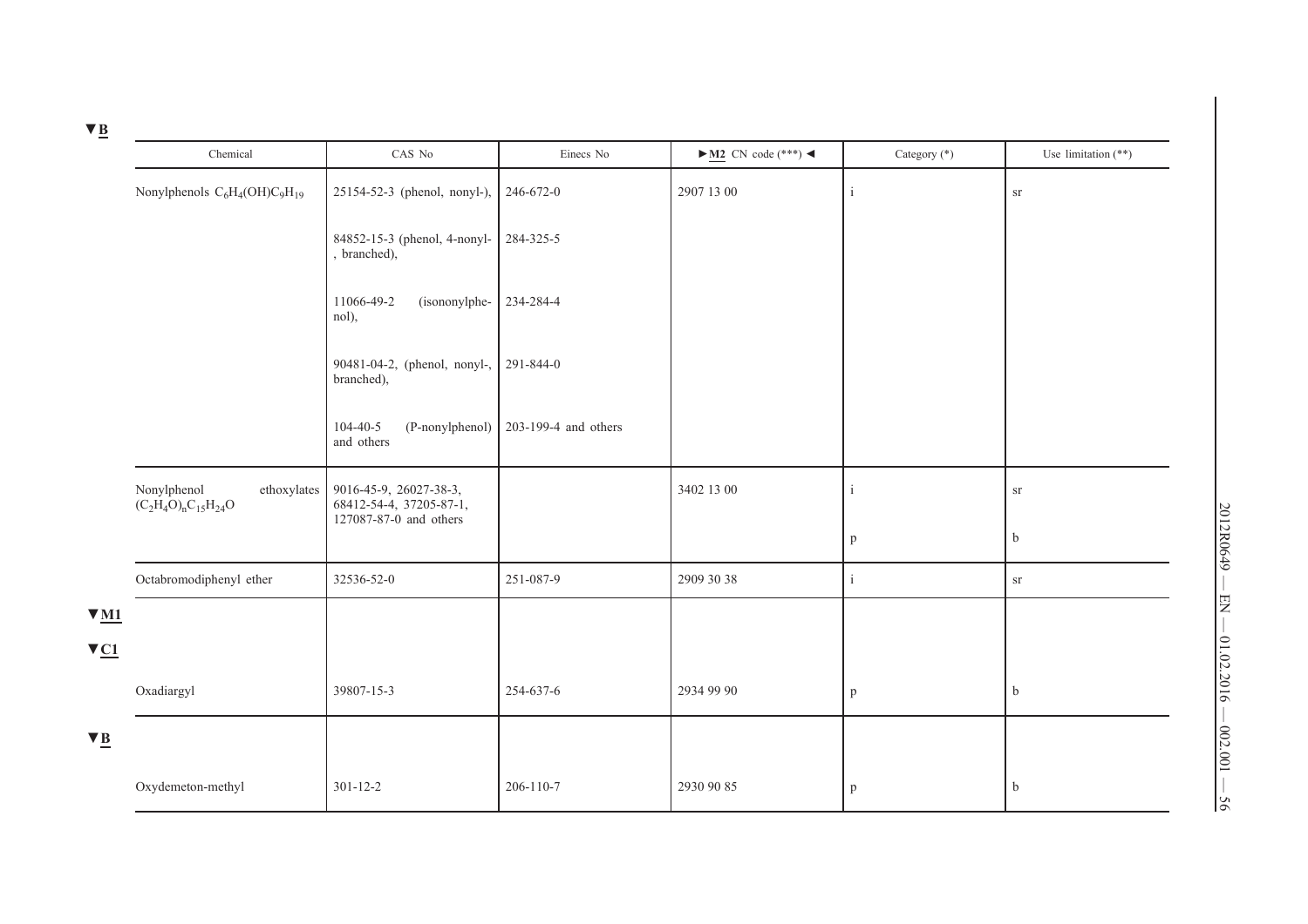▼B

| Chemical | CAS No | Einecs No | ►M2 CN code (***) ◄ | Category (*) | Use limitation (**) |
|---|---|---|---|---|---|
| Nonylphenols $C_6H_4(OH)C_9H_{19}$ | 25154-52-3 (phenol, nonyl-), | 246-672-0 | 2907 13 00 | i | sr |
| | 84852-15-3 (phenol, 4-nonyl-, branched), | 284-325-5 | | | |
| | 11066-49-2 (isononylphenol), | 234-284-4 | | | |
| | 90481-04-2, (phenol, nonyl-, branched), | 291-844-0 | | | |
| | 104-40-5 (P-nonylphenol) and others | 203-199-4 and others | | | |
| Nonylphenol ethoxylates $(C_2H_4O)_nC_{15}H_{24}O$ | 9016-45-9, 26027-38-3, 68412-54-4, 37205-87-1, 127087-87-0 and others | | 3402 13 00 | i | sr |
| | | | | p | b |
| Octabromodiphenyl ether | 32536-52-0 | 251-087-9 | 2909 30 38 | i | sr |

▼M1

▼C1

| Chemical | CAS No | Einecs No | CN code | Category | Use limitation |
|---|---|---|---|---|---|
| Oxadiargyl | 39807-15-3 | 254-637-6 | 2934 99 90 | p | b |

▼B

| Chemical | CAS No | Einecs No | CN code | Category | Use limitation |
|---|---|---|---|---|---|
| Oxydemeton-methyl | 301-12-2 | 206-110-7 | 2930 90 85 | p | b |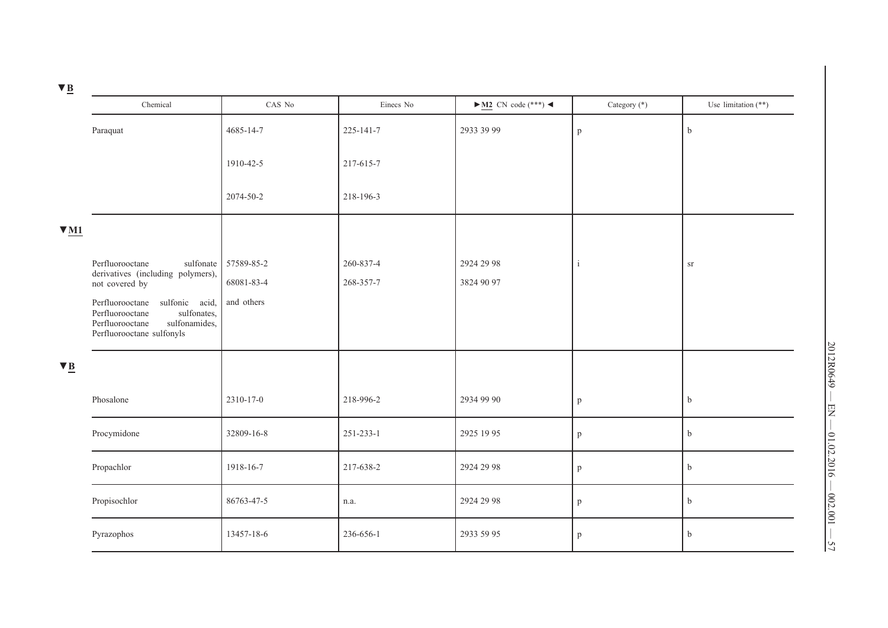▼B

| Chemical | CAS No | Einecs No | ►M2 CN code (***) ◄ | Category (*) | Use limitation (**) |
|---|---|---|---|---|---|
| Paraquat | 4685-14-7 | 225-141-7 | 2933 39 99 | p | b |
| | 1910-42-5 | 217-615-7 | | | |
| | 2074-50-2 | 218-196-3 | | | |
| ▼M1 | | | | | |
| Perfluorooctane sulfonate derivatives (including polymers), not covered by Perfluorooctane sulfonic acid, Perfluorooctane sulfonates, Perfluorooctane sulfonamides, Perfluorooctane sulfonyls | 57589-85-2<br>68081-83-4<br>and others | 260-837-4<br>268-357-7 | 2924 29 98<br>3824 90 97 | i | sr |
| ▼B | | | | | |
| Phosalone | 2310-17-0 | 218-996-2 | 2934 99 90 | p | b |
| Procymidone | 32809-16-8 | 251-233-1 | 2925 19 95 | p | b |
| Propachlor | 1918-16-7 | 217-638-2 | 2924 29 98 | p | b |
| Propisochlor | 86763-47-5 | n.a. | 2924 29 98 | p | b |
| Pyrazophos | 13457-18-6 | 236-656-1 | 2933 59 95 | p | b |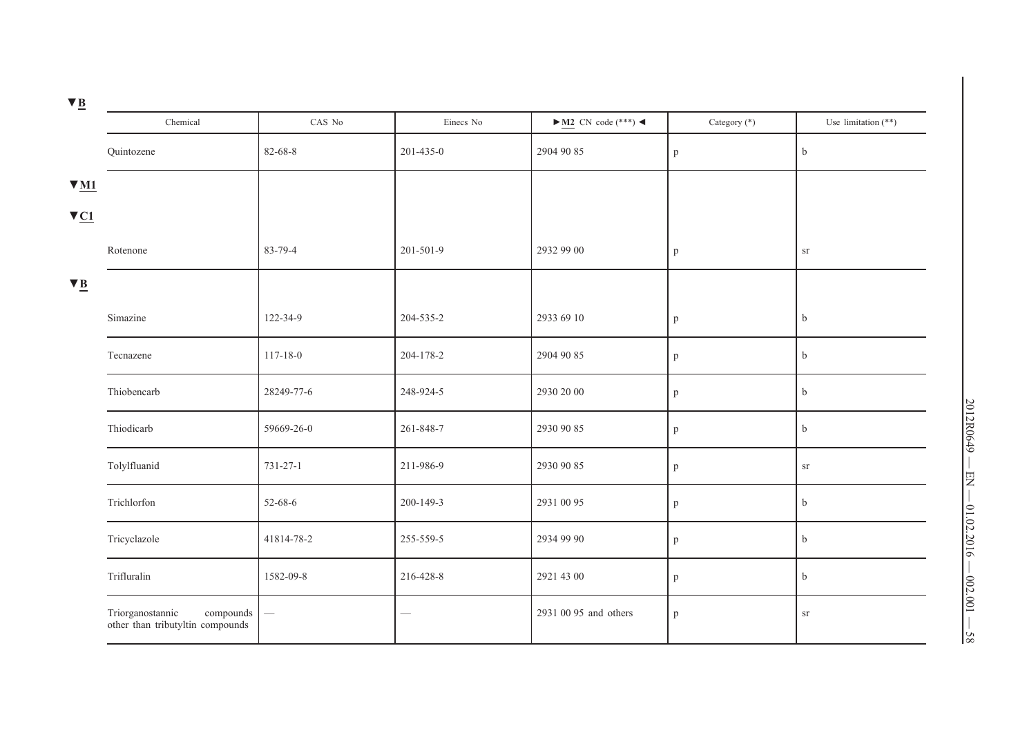▼B

| Chemical | CAS No | Einecs No | ►M2 CN code (***) ◄ | Category (*) | Use limitation (**) |
|---|---|---|---|---|---|
| Quintozene | 82-68-8 | 201-435-0 | 2904 90 85 | p | b |
| ▼M1 ▼C1 | | | | | |
| Rotenone | 83-79-4 | 201-501-9 | 2932 99 00 | p | sr |
| ▼B | | | | | |
| Simazine | 122-34-9 | 204-535-2 | 2933 69 10 | p | b |
| Tecnazene | 117-18-0 | 204-178-2 | 2904 90 85 | p | b |
| Thiobencarb | 28249-77-6 | 248-924-5 | 2930 20 00 | p | b |
| Thiodicarb | 59669-26-0 | 261-848-7 | 2930 90 85 | p | b |
| Tolylfluanid | 731-27-1 | 211-986-9 | 2930 90 85 | p | sr |
| Trichlorfon | 52-68-6 | 200-149-3 | 2931 00 95 | p | b |
| Tricyclazole | 41814-78-2 | 255-559-5 | 2934 99 90 | p | b |
| Trifluralin | 1582-09-8 | 216-428-8 | 2921 43 00 | p | b |
| Triorganostannic compounds other than tributyltin compounds | — | — | 2931 00 95 and others | p | sr |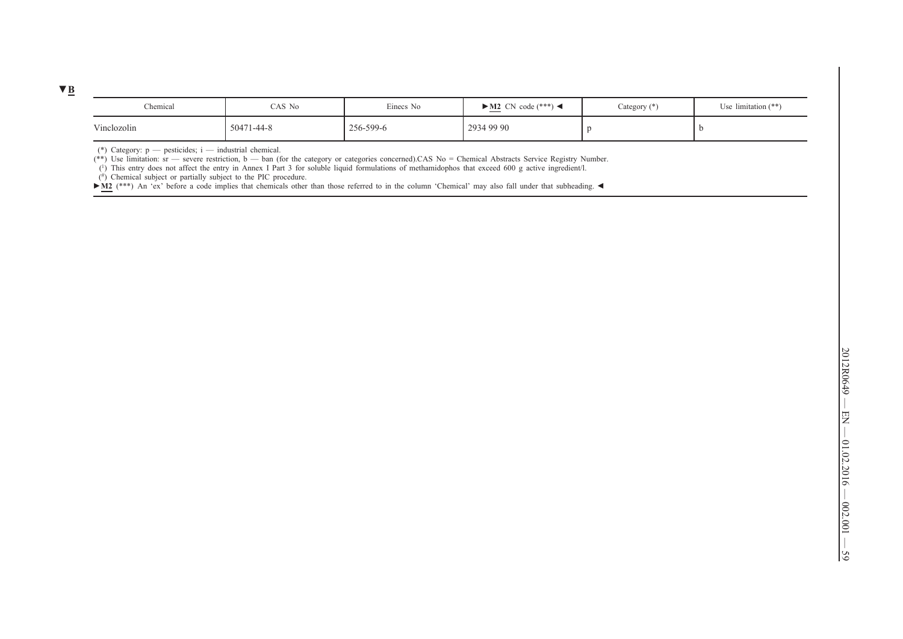▼B

| Chemical | CAS No | Einecs No | ►M2 CN code (***) ◄ | Category (*) | Use limitation (**) |
| --- | --- | --- | --- | --- | --- |
| Vinclozolin | 50471-44-8 | 256-599-6 | 2934 99 90 | p | b |

(*) Category: p — pesticides; i — industrial chemical.
(**) Use limitation: sr — severe restriction, b — ban (for the category or categories concerned).CAS No = Chemical Abstracts Service Registry Number.
([1]) This entry does not affect the entry in Annex I Part 3 for soluble liquid formulations of methamidophos that exceed 600 g active ingredient/l.
([#]) Chemical subject or partially subject to the PIC procedure.
►M2 (***) An 'ex' before a code implies that chemicals other than those referred to in the column 'Chemical' may also fall under that subheading. ◄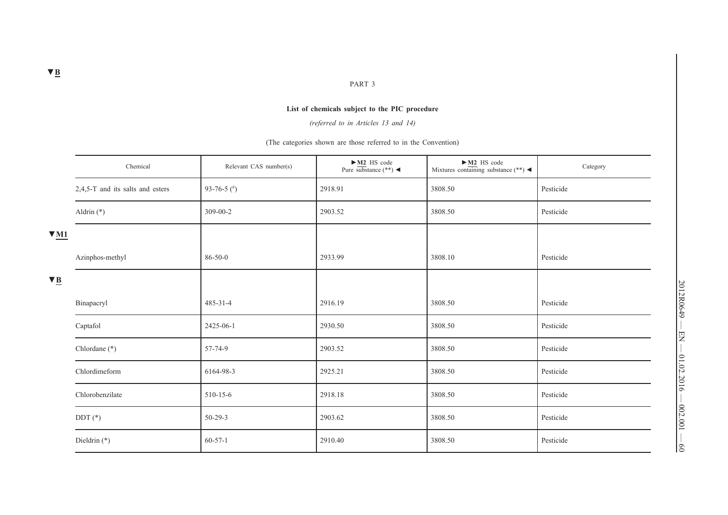▼B

PART 3

**List of chemicals subject to the PIC procedure**

*(referred to in Articles 13 and 14)*

(The categories shown are those referred to in the Convention)

| Chemical | Relevant CAS number(s) | ►M2 HS code Pure substance (**) ◄ | ►M2 HS code Mixtures containing substance (**) ◄ | Category |
|---|---|---|---|---|
| 2,4,5-T and its salts and esters | 93-76-5 (#) | 2918.91 | 3808.50 | Pesticide |
| Aldrin (*) | 309-00-2 | 2903.52 | 3808.50 | Pesticide |
| ▼M1 | | | | |
| Azinphos-methyl | 86-50-0 | 2933.99 | 3808.10 | Pesticide |
| ▼B | | | | |
| Binapacryl | 485-31-4 | 2916.19 | 3808.50 | Pesticide |
| Captafol | 2425-06-1 | 2930.50 | 3808.50 | Pesticide |
| Chlordane (*) | 57-74-9 | 2903.52 | 3808.50 | Pesticide |
| Chlordimeform | 6164-98-3 | 2925.21 | 3808.50 | Pesticide |
| Chlorobenzilate | 510-15-6 | 2918.18 | 3808.50 | Pesticide |
| DDT (*) | 50-29-3 | 2903.62 | 3808.50 | Pesticide |
| Dieldrin (*) | 60-57-1 | 2910.40 | 3808.50 | Pesticide |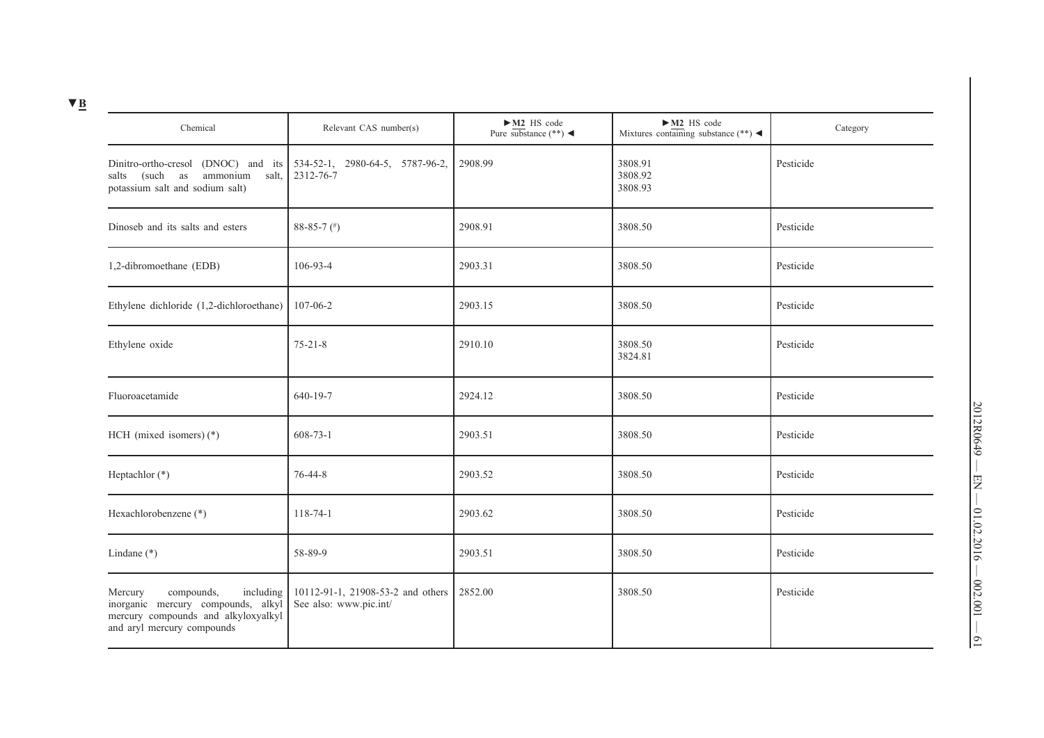▼B

| Chemical | Relevant CAS number(s) | ►M2 HS code Pure substance (**) ◄ | ►M2 HS code Mixtures containing substance (**) ◄ | Category |
|---|---|---|---|---|
| Dinitro-ortho-cresol (DNOC) and its salts (such as ammonium salt, potassium salt and sodium salt) | 534-52-1, 2980-64-5, 5787-96-2, 2312-76-7 | 2908.99 | 3808.91<br>3808.92<br>3808.93 | Pesticide |
| Dinoseb and its salts and esters | 88-85-7 (#) | 2908.91 | 3808.50 | Pesticide |
| 1,2-dibromoethane (EDB) | 106-93-4 | 2903.31 | 3808.50 | Pesticide |
| Ethylene dichloride (1,2-dichloroethane) | 107-06-2 | 2903.15 | 3808.50 | Pesticide |
| Ethylene oxide | 75-21-8 | 2910.10 | 3808.50<br>3824.81 | Pesticide |
| Fluoroacetamide | 640-19-7 | 2924.12 | 3808.50 | Pesticide |
| HCH (mixed isomers) (*) | 608-73-1 | 2903.51 | 3808.50 | Pesticide |
| Heptachlor (*) | 76-44-8 | 2903.52 | 3808.50 | Pesticide |
| Hexachlorobenzene (*) | 118-74-1 | 2903.62 | 3808.50 | Pesticide |
| Lindane (*) | 58-89-9 | 2903.51 | 3808.50 | Pesticide |
| Mercury compounds, including inorganic mercury compounds, alkyl mercury compounds and alkyloxyalkyl and aryl mercury compounds | 10112-91-1, 21908-53-2 and others See also: www.pic.int/ | 2852.00 | 3808.50 | Pesticide |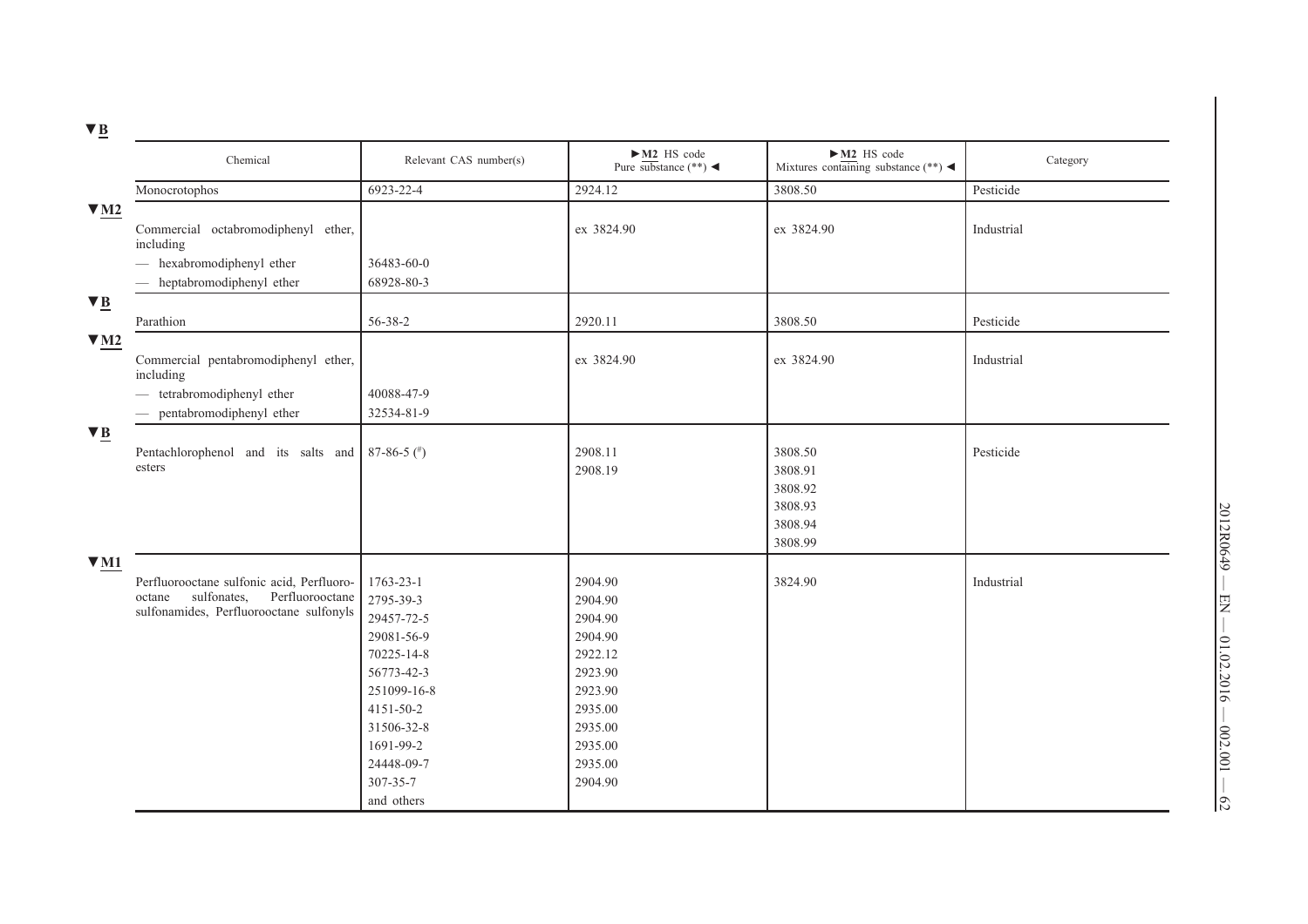▼B

| Chemical | Relevant CAS number(s) | ►M2 HS code Pure substance (**) ◄ | ►M2 HS code Mixtures containing substance (**) ◄ | Category |
|---|---|---|---|---|
| Monocrotophos | 6923-22-4 | 2924.12 | 3808.50 | Pesticide |

▼M2

| Chemical | Relevant CAS number(s) | ►M2 HS code Pure substance (**) ◄ | ►M2 HS code Mixtures containing substance (**) ◄ | Category |
|---|---|---|---|---|
| Commercial octabromodiphenyl ether, including<br>— hexabromodiphenyl ether<br>— heptabromodiphenyl ether | <br>36483-60-0<br>68928-80-3 | ex 3824.90 | ex 3824.90 | Industrial |

▼B

| Chemical | Relevant CAS number(s) | ►M2 HS code Pure substance (**) ◄ | ►M2 HS code Mixtures containing substance (**) ◄ | Category |
|---|---|---|---|---|
| Parathion | 56-38-2 | 2920.11 | 3808.50 | Pesticide |

▼M2

| Chemical | Relevant CAS number(s) | ►M2 HS code Pure substance (**) ◄ | ►M2 HS code Mixtures containing substance (**) ◄ | Category |
|---|---|---|---|---|
| Commercial pentabromodiphenyl ether, including<br>— tetrabromodiphenyl ether<br>— pentabromodiphenyl ether | <br>40088-47-9<br>32534-81-9 | ex 3824.90 | ex 3824.90 | Industrial |

▼B

| Chemical | Relevant CAS number(s) | ►M2 HS code Pure substance (**) ◄ | ►M2 HS code Mixtures containing substance (**) ◄ | Category |
|---|---|---|---|---|
| Pentachlorophenol and its salts and esters | 87-86-5 (#) | 2908.11<br>2908.19 | 3808.50<br>3808.91<br>3808.92<br>3808.93<br>3808.94<br>3808.99 | Pesticide |

▼M1

| Chemical | Relevant CAS number(s) | ►M2 HS code Pure substance (**) ◄ | ►M2 HS code Mixtures containing substance (**) ◄ | Category |
|---|---|---|---|---|
| Perfluorooctane sulfonic acid, Perfluorooctane sulfonates, Perfluorooctane sulfonamides, Perfluorooctane sulfonyls | 1763-23-1<br>2795-39-3<br>29457-72-5<br>29081-56-9<br>70225-14-8<br>56773-42-3<br>251099-16-8<br>4151-50-2<br>31506-32-8<br>1691-99-2<br>24448-09-7<br>307-35-7<br>and others | 2904.90<br>2904.90<br>2904.90<br>2904.90<br>2922.12<br>2923.90<br>2923.90<br>2935.00<br>2935.00<br>2935.00<br>2935.00<br>2904.90 | 3824.90 | Industrial |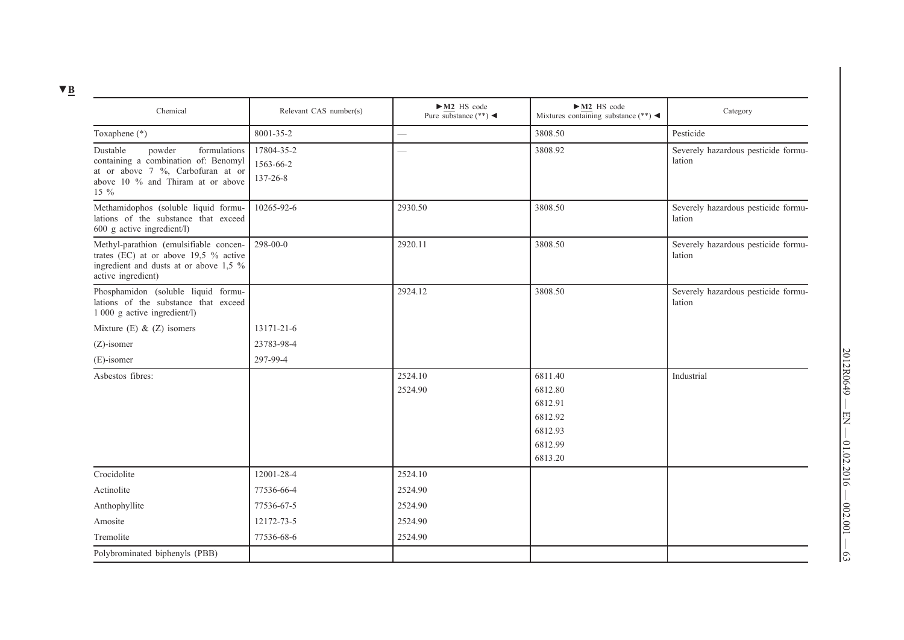▼B

| Chemical | Relevant CAS number(s) | ►M2 HS code Pure substance (**) ◄ | ►M2 HS code Mixtures containing substance (**) ◄ | Category |
|---|---|---|---|---|
| Toxaphene (*) | 8001-35-2 | — | 3808.50 | Pesticide |
| Dustable powder formulations containing a combination of: Benomyl at or above 7 %, Carbofuran at or above 10 % and Thiram at or above 15 % | 17804-35-2<br>1563-66-2<br>137-26-8 | — | 3808.92 | Severely hazardous pesticide formulation |
| Methamidophos (soluble liquid formulations of the substance that exceed 600 g active ingredient/l) | 10265-92-6 | 2930.50 | 3808.50 | Severely hazardous pesticide formulation |
| Methyl-parathion (emulsifiable concentrates (EC) at or above 19,5 % active ingredient and dusts at or above 1,5 % active ingredient) | 298-00-0 | 2920.11 | 3808.50 | Severely hazardous pesticide formulation |
| Phosphamidon (soluble liquid formulations of the substance that exceed 1 000 g active ingredient/l) | | 2924.12 | 3808.50 | Severely hazardous pesticide formulation |
| Mixture (E) & (Z) isomers | 13171-21-6 | | | |
| (Z)-isomer | 23783-98-4 | | | |
| (E)-isomer | 297-99-4 | | | |
| Asbestos fibres: | | 2524.10<br>2524.90 | 6811.40<br>6812.80<br>6812.91<br>6812.92<br>6812.93<br>6812.99<br>6813.20 | Industrial |
| Crocidolite | 12001-28-4 | 2524.10 | | |
| Actinolite | 77536-66-4 | 2524.90 | | |
| Anthophyllite | 77536-67-5 | 2524.90 | | |
| Amosite | 12172-73-5 | 2524.90 | | |
| Tremolite | 77536-68-6 | 2524.90 | | |
| Polybrominated biphenyls (PBB) | | | | |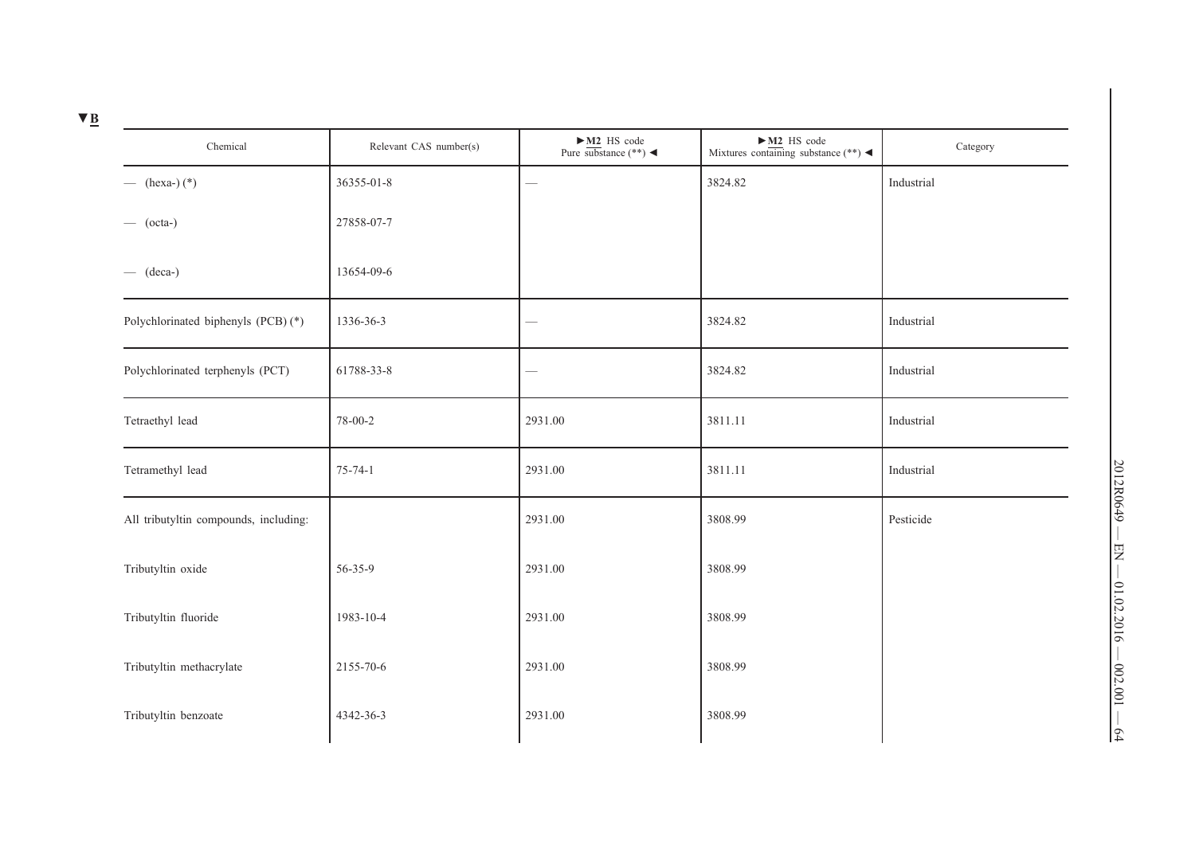▼B

| Chemical | Relevant CAS number(s) | ►M2 HS code Pure substance (**) ◄ | ►M2 HS code Mixtures containing substance (**) ◄ | Category |
|---|---|---|---|---|
| — (hexa-) (*) | 36355-01-8 | — | 3824.82 | Industrial |
| — (octa-) | 27858-07-7 | | | |
| — (deca-) | 13654-09-6 | | | |
| Polychlorinated biphenyls (PCB) (*) | 1336-36-3 | — | 3824.82 | Industrial |
| Polychlorinated terphenyls (PCT) | 61788-33-8 | — | 3824.82 | Industrial |
| Tetraethyl lead | 78-00-2 | 2931.00 | 3811.11 | Industrial |
| Tetramethyl lead | 75-74-1 | 2931.00 | 3811.11 | Industrial |
| All tributyltin compounds, including: | | 2931.00 | 3808.99 | Pesticide |
| Tributyltin oxide | 56-35-9 | 2931.00 | 3808.99 | |
| Tributyltin fluoride | 1983-10-4 | 2931.00 | 3808.99 | |
| Tributyltin methacrylate | 2155-70-6 | 2931.00 | 3808.99 | |
| Tributyltin benzoate | 4342-36-3 | 2931.00 | 3808.99 | |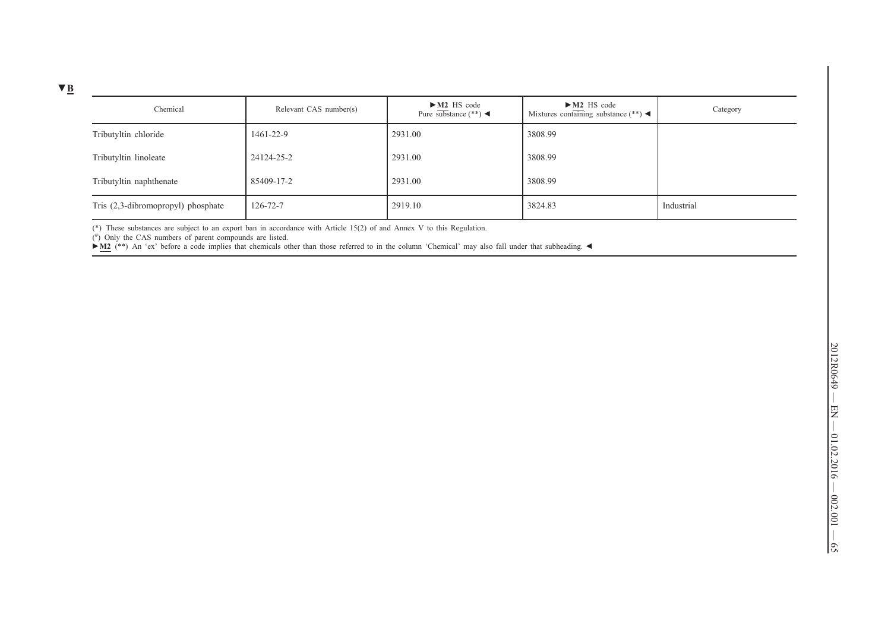▼B

| Chemical | Relevant CAS number(s) | ►M2 HS code Pure substance (**) ◄ | ►M2 HS code Mixtures containing substance (**) ◄ | Category |
|---|---|---|---|---|
| Tributyltin chloride | 1461-22-9 | 2931.00 | 3808.99 | |
| Tributyltin linoleate | 24124-25-2 | 2931.00 | 3808.99 | |
| Tributyltin naphthenate | 85409-17-2 | 2931.00 | 3808.99 | |
| Tris (2,3-dibromopropyl) phosphate | 126-72-7 | 2919.10 | 3824.83 | Industrial |

(*) These substances are subject to an export ban in accordance with Article 15(2) of and Annex V to this Regulation.

(#) Only the CAS numbers of parent compounds are listed.

►M2 (**) An 'ex' before a code implies that chemicals other than those referred to in the column 'Chemical' may also fall under that subheading. ◄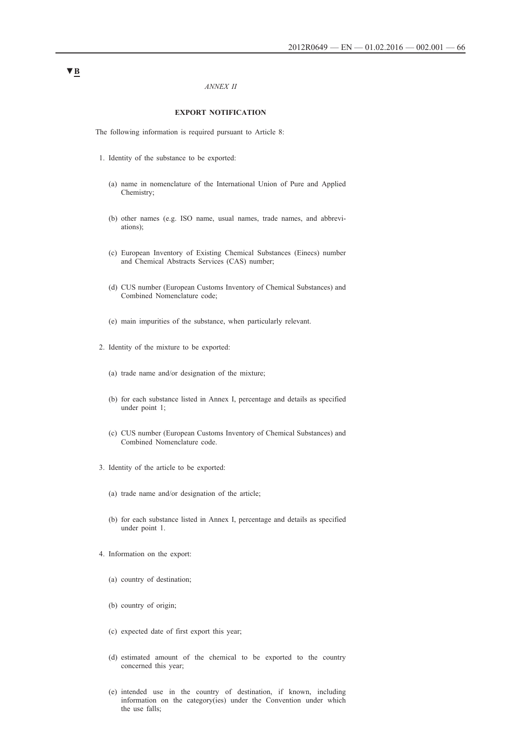▼B

*ANNEX II*

**EXPORT NOTIFICATION**

The following information is required pursuant to Article 8:

1. Identity of the substance to be exported:

   (a) name in nomenclature of the International Union of Pure and Applied Chemistry;

   (b) other names (e.g. ISO name, usual names, trade names, and abbreviations);

   (c) European Inventory of Existing Chemical Substances (Einecs) number and Chemical Abstracts Services (CAS) number;

   (d) CUS number (European Customs Inventory of Chemical Substances) and Combined Nomenclature code;

   (e) main impurities of the substance, when particularly relevant.

2. Identity of the mixture to be exported:

   (a) trade name and/or designation of the mixture;

   (b) for each substance listed in Annex I, percentage and details as specified under point 1;

   (c) CUS number (European Customs Inventory of Chemical Substances) and Combined Nomenclature code.

3. Identity of the article to be exported:

   (a) trade name and/or designation of the article;

   (b) for each substance listed in Annex I, percentage and details as specified under point 1.

4. Information on the export:

   (a) country of destination;

   (b) country of origin;

   (c) expected date of first export this year;

   (d) estimated amount of the chemical to be exported to the country concerned this year;

   (e) intended use in the country of destination, if known, including information on the category(ies) under the Convention under which the use falls;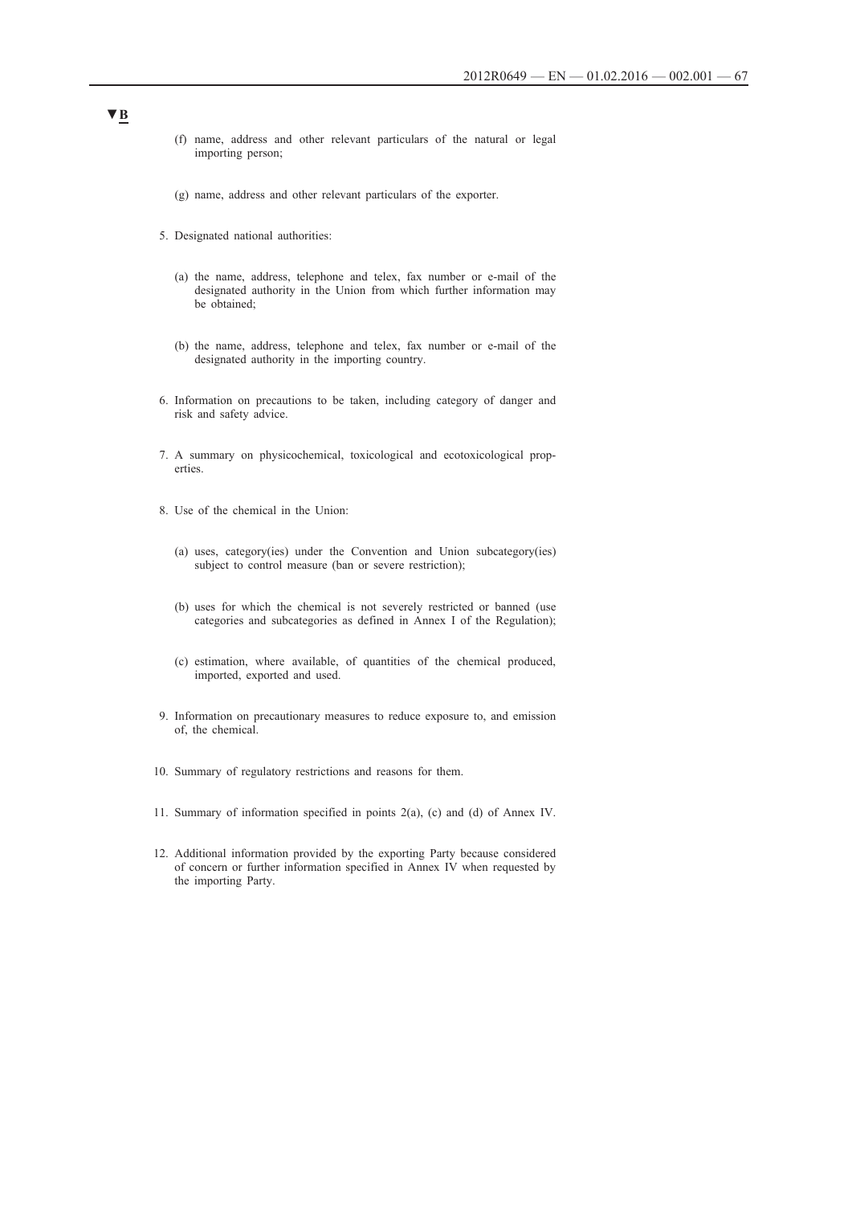▼B

(f) name, address and other relevant particulars of the natural or legal importing person;

(g) name, address and other relevant particulars of the exporter.

5. Designated national authorities:

(a) the name, address, telephone and telex, fax number or e-mail of the designated authority in the Union from which further information may be obtained;

(b) the name, address, telephone and telex, fax number or e-mail of the designated authority in the importing country.

6. Information on precautions to be taken, including category of danger and risk and safety advice.

7. A summary on physicochemical, toxicological and ecotoxicological properties.

8. Use of the chemical in the Union:

(a) uses, category(ies) under the Convention and Union subcategory(ies) subject to control measure (ban or severe restriction);

(b) uses for which the chemical is not severely restricted or banned (use categories and subcategories as defined in Annex I of the Regulation);

(c) estimation, where available, of quantities of the chemical produced, imported, exported and used.

9. Information on precautionary measures to reduce exposure to, and emission of, the chemical.

10. Summary of regulatory restrictions and reasons for them.

11. Summary of information specified in points 2(a), (c) and (d) of Annex IV.

12. Additional information provided by the exporting Party because considered of concern or further information specified in Annex IV when requested by the importing Party.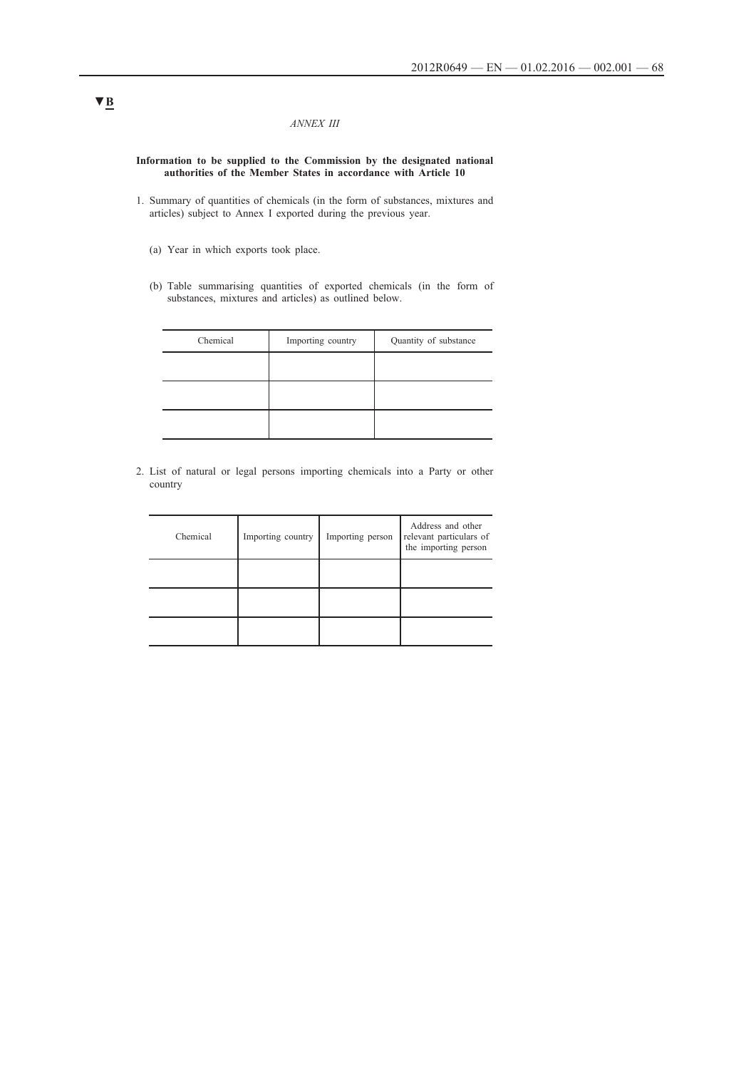▼B

*ANNEX III*

**Information to be supplied to the Commission by the designated national authorities of the Member States in accordance with Article 10**

1. Summary of quantities of chemicals (in the form of substances, mixtures and articles) subject to Annex I exported during the previous year.

   (a) Year in which exports took place.

   (b) Table summarising quantities of exported chemicals (in the form of substances, mixtures and articles) as outlined below.

| Chemical | Importing country | Quantity of substance |
|---|---|---|
| | | |
| | | |
| | | |

2. List of natural or legal persons importing chemicals into a Party or other country

| Chemical | Importing country | Importing person | Address and other relevant particulars of the importing person |
|---|---|---|---|
| | | | |
| | | | |
| | | | |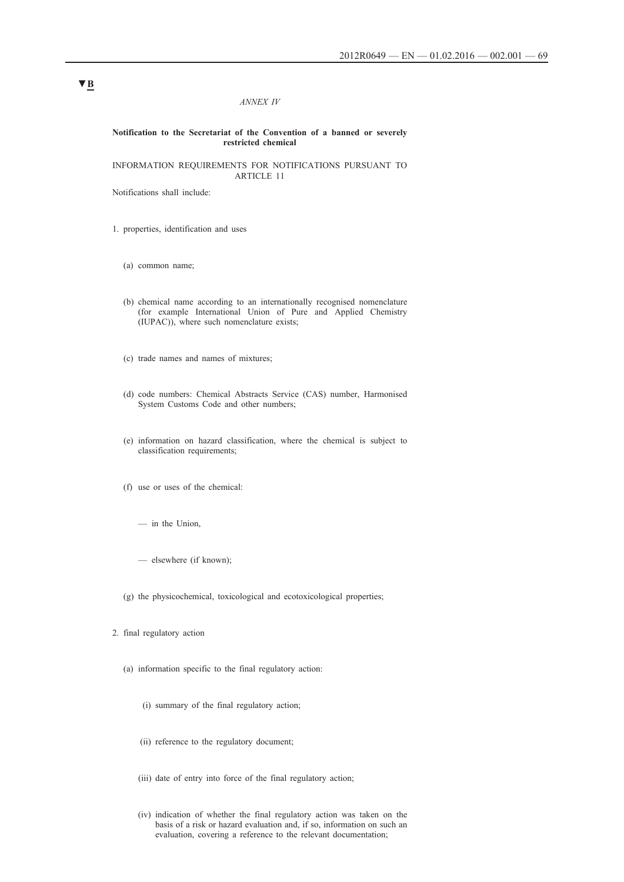▼B

*ANNEX IV*

**Notification to the Secretariat of the Convention of a banned or severely restricted chemical**

INFORMATION REQUIREMENTS FOR NOTIFICATIONS PURSUANT TO ARTICLE 11

Notifications shall include:

1. properties, identification and uses

   (a) common name;

   (b) chemical name according to an internationally recognised nomenclature (for example International Union of Pure and Applied Chemistry (IUPAC)), where such nomenclature exists;

   (c) trade names and names of mixtures;

   (d) code numbers: Chemical Abstracts Service (CAS) number, Harmonised System Customs Code and other numbers;

   (e) information on hazard classification, where the chemical is subject to classification requirements;

   (f) use or uses of the chemical:

   — in the Union,

   — elsewhere (if known);

   (g) the physicochemical, toxicological and ecotoxicological properties;

2. final regulatory action

   (a) information specific to the final regulatory action:

   (i) summary of the final regulatory action;

   (ii) reference to the regulatory document;

   (iii) date of entry into force of the final regulatory action;

   (iv) indication of whether the final regulatory action was taken on the basis of a risk or hazard evaluation and, if so, information on such an evaluation, covering a reference to the relevant documentation;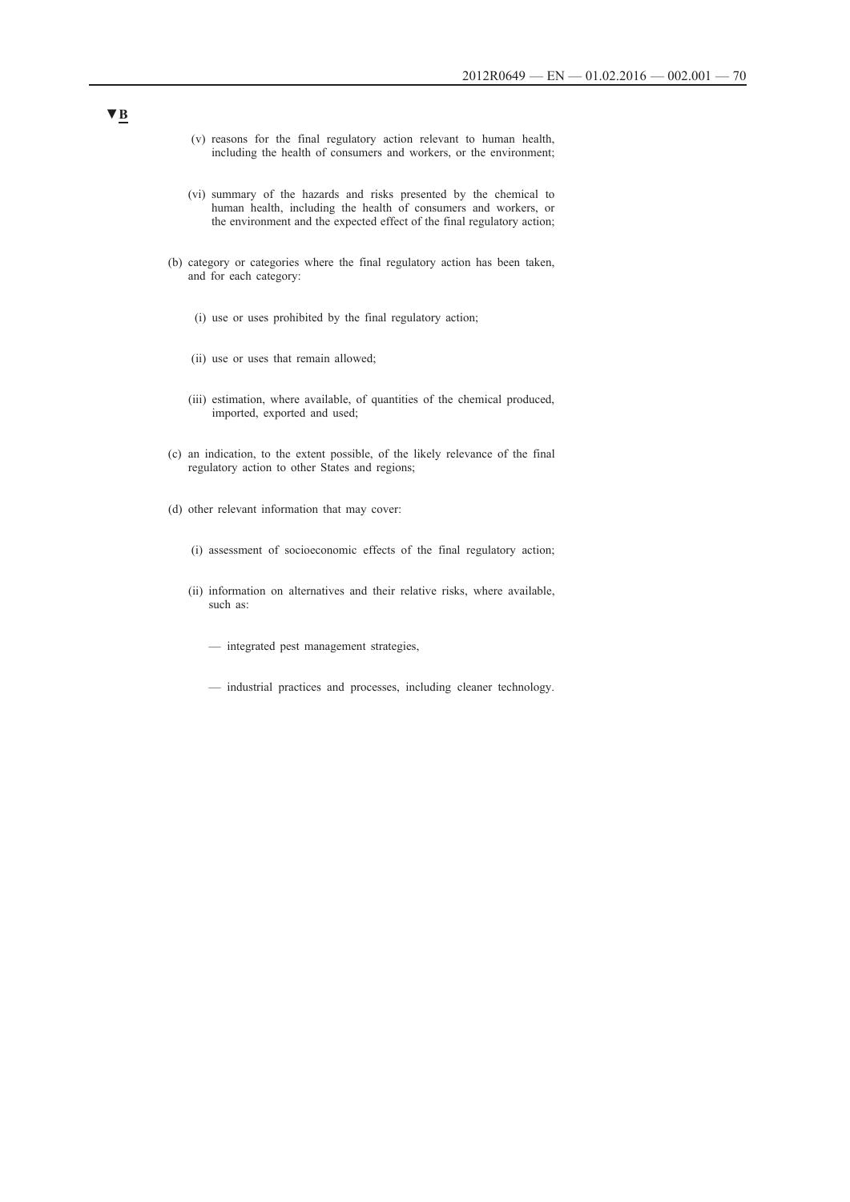▼B

(v) reasons for the final regulatory action relevant to human health, including the health of consumers and workers, or the environment;

(vi) summary of the hazards and risks presented by the chemical to human health, including the health of consumers and workers, or the environment and the expected effect of the final regulatory action;

(b) category or categories where the final regulatory action has been taken, and for each category:

(i) use or uses prohibited by the final regulatory action;

(ii) use or uses that remain allowed;

(iii) estimation, where available, of quantities of the chemical produced, imported, exported and used;

(c) an indication, to the extent possible, of the likely relevance of the final regulatory action to other States and regions;

(d) other relevant information that may cover:

(i) assessment of socioeconomic effects of the final regulatory action;

(ii) information on alternatives and their relative risks, where available, such as:

— integrated pest management strategies,

— industrial practices and processes, including cleaner technology.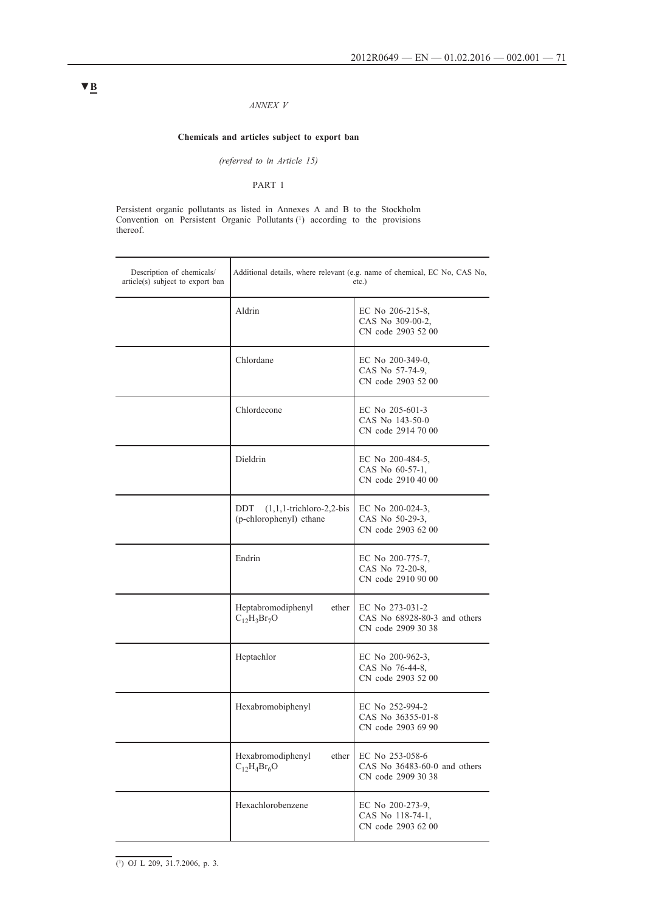▼B

*ANNEX V*

**Chemicals and articles subject to export ban**

*(referred to in Article 15)*

PART 1

Persistent organic pollutants as listed in Annexes A and B to the Stockholm Convention on Persistent Organic Pollutants [1] according to the provisions thereof.

| Description of chemicals/ article(s) subject to export ban | Additional details, where relevant (e.g. name of chemical, EC No, CAS No, etc.) | |
|---|---|---|
| | Aldrin | EC No 206-215-8, CAS No 309-00-2, CN code 2903 52 00 |
| | Chlordane | EC No 200-349-0, CAS No 57-74-9, CN code 2903 52 00 |
| | Chlordecone | EC No 205-601-3 CAS No 143-50-0 CN code 2914 70 00 |
| | Dieldrin | EC No 200-484-5, CAS No 60-57-1, CN code 2910 40 00 |
| | DDT (1,1,1-trichloro-2,2-bis (p-chlorophenyl) ethane | EC No 200-024-3, CAS No 50-29-3, CN code 2903 62 00 |
| | Endrin | EC No 200-775-7, CAS No 72-20-8, CN code 2910 90 00 |
| | Heptabromodiphenyl ether $C_{12}H_3Br_7O$ | EC No 273-031-2 CAS No 68928-80-3 and others CN code 2909 30 38 |
| | Heptachlor | EC No 200-962-3, CAS No 76-44-8, CN code 2903 52 00 |
| | Hexabromobiphenyl | EC No 252-994-2 CAS No 36355-01-8 CN code 2903 69 90 |
| | Hexabromodiphenyl ether $C_{12}H_4Br_6O$ | EC No 253-058-6 CAS No 36483-60-0 and others CN code 2909 30 38 |
| | Hexachlorobenzene | EC No 200-273-9, CAS No 118-74-1, CN code 2903 62 00 |

[1] OJ L 209, 31.7.2006, p. 3.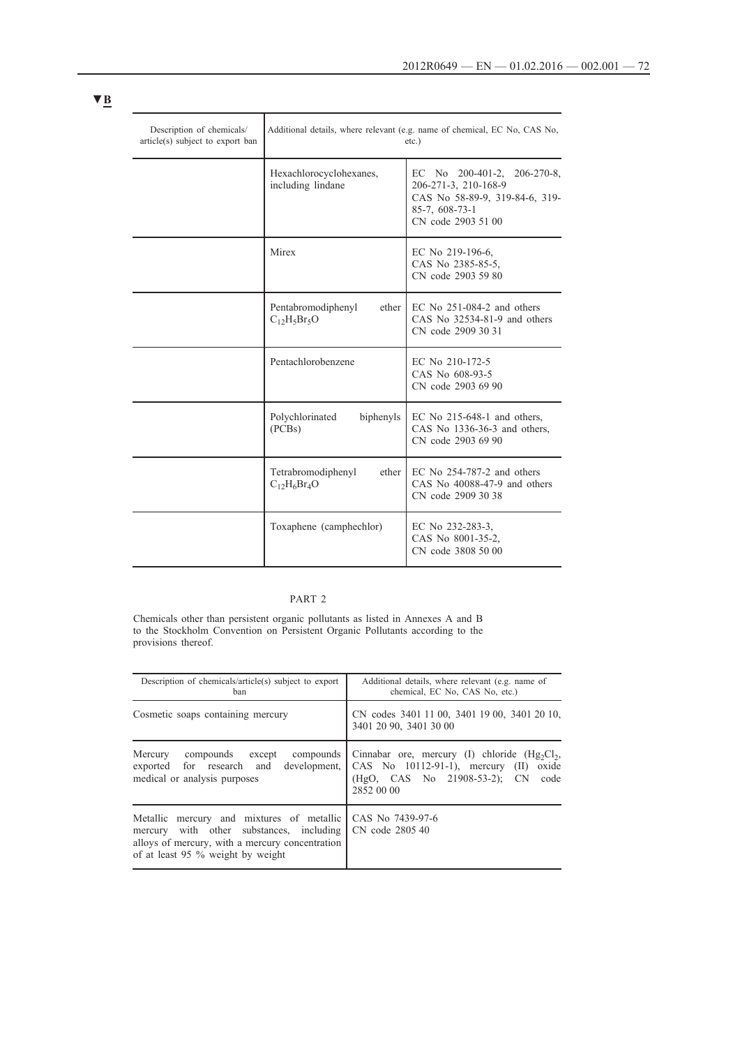▼B

| Description of chemicals/ article(s) subject to export ban | Additional details, where relevant (e.g. name of chemical, EC No, CAS No, etc.) | |
|---|---|---|
| | Hexachlorocyclohexanes, including lindane | EC No 200-401-2, 206-270-8, 206-271-3, 210-168-9<br>CAS No 58-89-9, 319-84-6, 319-85-7, 608-73-1<br>CN code 2903 51 00 |
| | Mirex | EC No 219-196-6,<br>CAS No 2385-85-5,<br>CN code 2903 59 80 |
| | Pentabromodiphenyl ether $C_{12}H_5Br_5O$ | EC No 251-084-2 and others<br>CAS No 32534-81-9 and others<br>CN code 2909 30 31 |
| | Pentachlorobenzene | EC No 210-172-5<br>CAS No 608-93-5<br>CN code 2903 69 90 |
| | Polychlorinated biphenyls (PCBs) | EC No 215-648-1 and others,<br>CAS No 1336-36-3 and others,<br>CN code 2903 69 90 |
| | Tetrabromodiphenyl ether $C_{12}H_6Br_4O$ | EC No 254-787-2 and others<br>CAS No 40088-47-9 and others<br>CN code 2909 30 38 |
| | Toxaphene (camphechlor) | EC No 232-283-3,<br>CAS No 8001-35-2,<br>CN code 3808 50 00 |

PART 2

Chemicals other than persistent organic pollutants as listed in Annexes A and B to the Stockholm Convention on Persistent Organic Pollutants according to the provisions thereof.

| Description of chemicals/article(s) subject to export ban | Additional details, where relevant (e.g. name of chemical, EC No, CAS No, etc.) |
|---|---|
| Cosmetic soaps containing mercury | CN codes 3401 11 00, 3401 19 00, 3401 20 10, 3401 20 90, 3401 30 00 |
| Mercury compounds except compounds exported for research and development, medical or analysis purposes | Cinnabar ore, mercury (I) chloride ($Hg_2Cl_2$, CAS No 10112-91-1), mercury (II) oxide (HgO, CAS No 21908-53-2); CN code 2852 00 00 |
| Metallic mercury and mixtures of metallic mercury with other substances, including alloys of mercury, with a mercury concentration of at least 95 % weight by weight | CAS No 7439-97-6<br>CN code 2805 40 |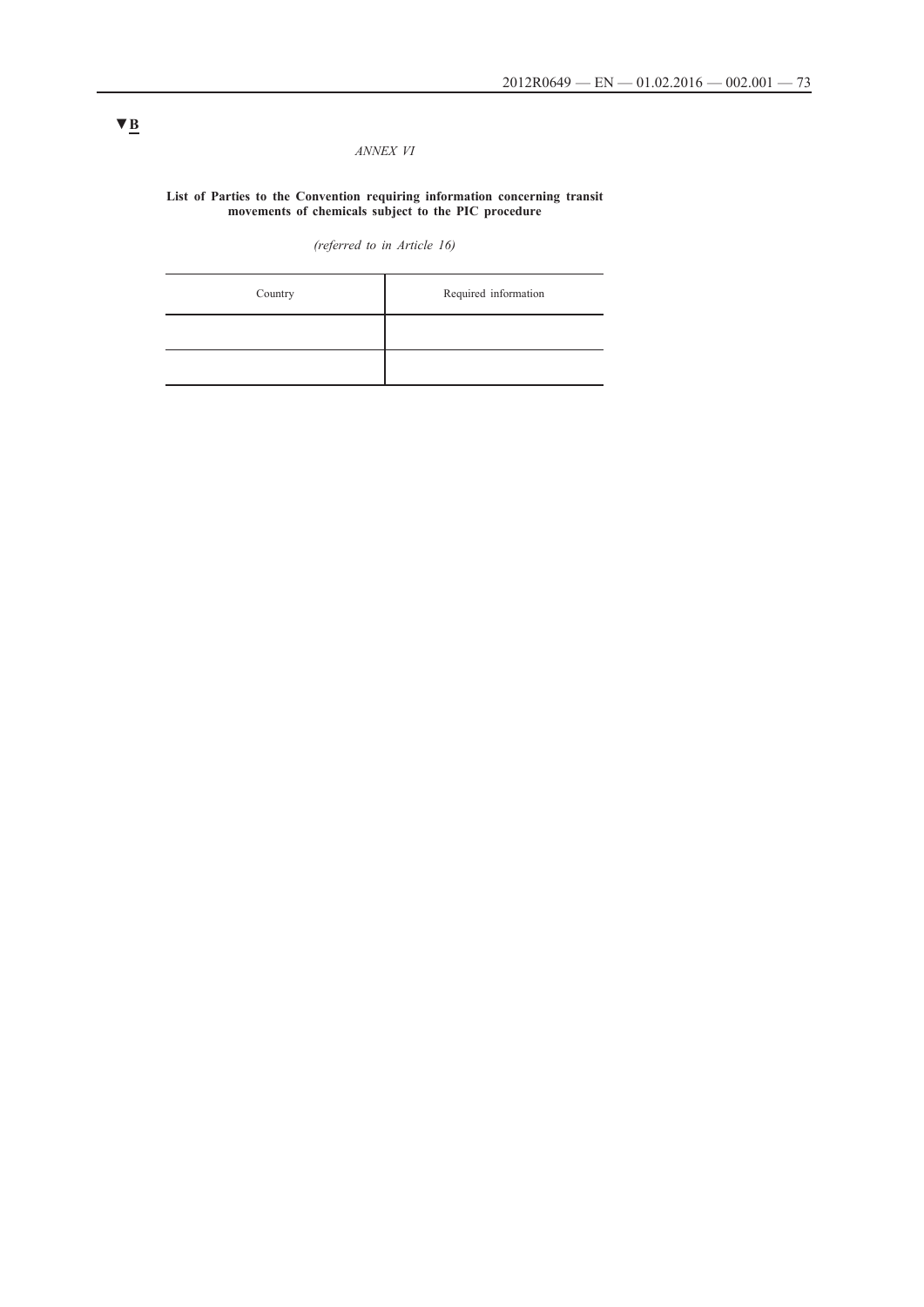▼B

*ANNEX VI*

**List of Parties to the Convention requiring information concerning transit movements of chemicals subject to the PIC procedure**

*(referred to in Article 16)*

| Country | Required information |
|---|---|
| | |
| | |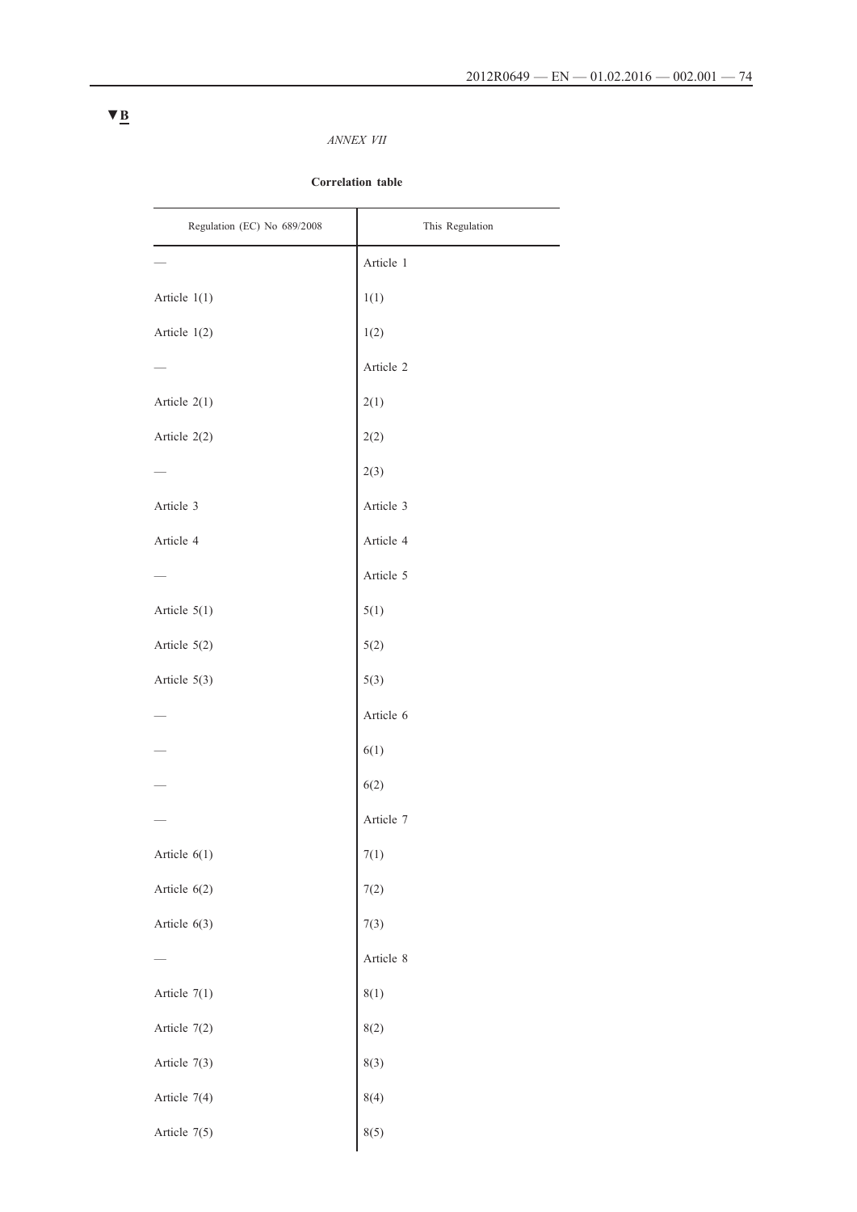▼B

*ANNEX VII*

**Correlation table**

| Regulation (EC) No 689/2008 | This Regulation |
|---|---|
| — | Article 1 |
| Article 1(1) | 1(1) |
| Article 1(2) | 1(2) |
| — | Article 2 |
| Article 2(1) | 2(1) |
| Article 2(2) | 2(2) |
| — | 2(3) |
| Article 3 | Article 3 |
| Article 4 | Article 4 |
| — | Article 5 |
| Article 5(1) | 5(1) |
| Article 5(2) | 5(2) |
| Article 5(3) | 5(3) |
| — | Article 6 |
| — | 6(1) |
| — | 6(2) |
| — | Article 7 |
| Article 6(1) | 7(1) |
| Article 6(2) | 7(2) |
| Article 6(3) | 7(3) |
| — | Article 8 |
| Article 7(1) | 8(1) |
| Article 7(2) | 8(2) |
| Article 7(3) | 8(3) |
| Article 7(4) | 8(4) |
| Article 7(5) | 8(5) |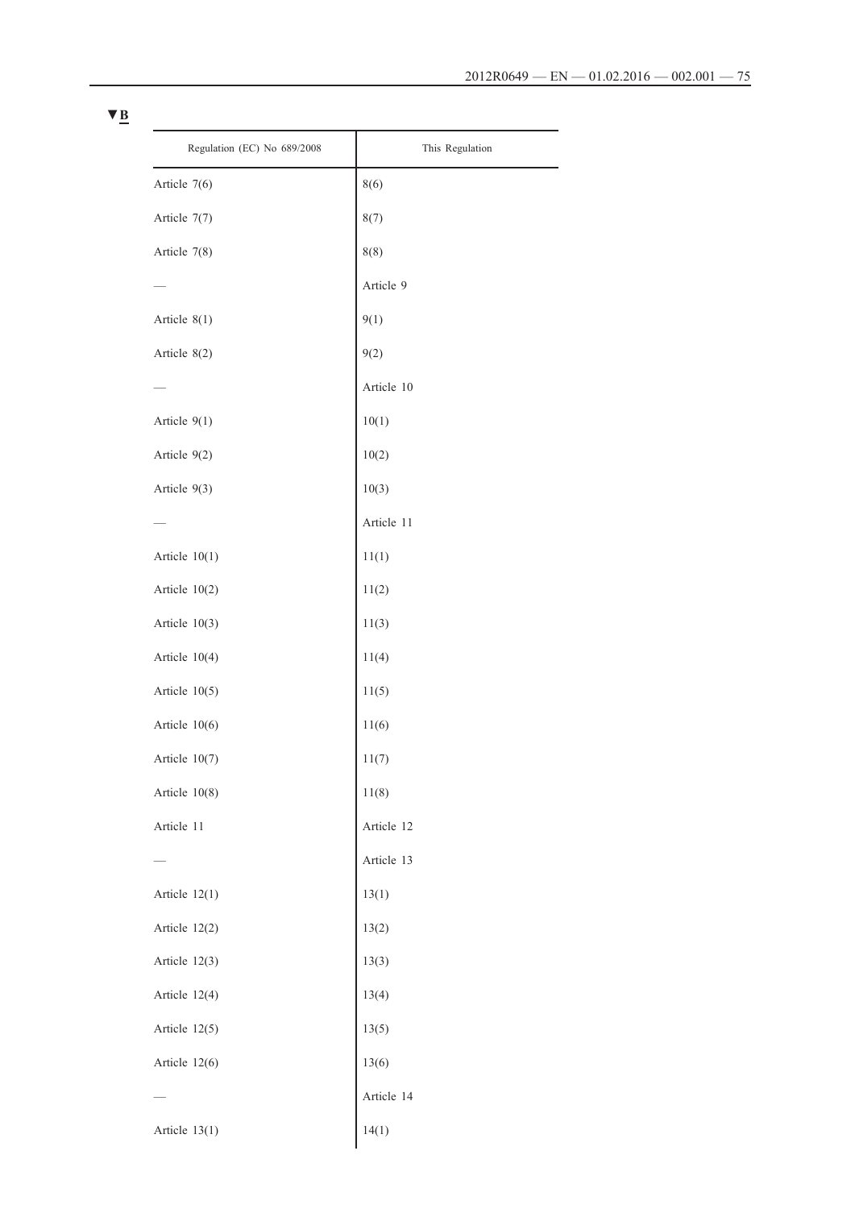▼B

| Regulation (EC) No 689/2008 | This Regulation |
| --- | --- |
| Article 7(6) | 8(6) |
| Article 7(7) | 8(7) |
| Article 7(8) | 8(8) |
| — | Article 9 |
| Article 8(1) | 9(1) |
| Article 8(2) | 9(2) |
| — | Article 10 |
| Article 9(1) | 10(1) |
| Article 9(2) | 10(2) |
| Article 9(3) | 10(3) |
| — | Article 11 |
| Article 10(1) | 11(1) |
| Article 10(2) | 11(2) |
| Article 10(3) | 11(3) |
| Article 10(4) | 11(4) |
| Article 10(5) | 11(5) |
| Article 10(6) | 11(6) |
| Article 10(7) | 11(7) |
| Article 10(8) | 11(8) |
| Article 11 | Article 12 |
| — | Article 13 |
| Article 12(1) | 13(1) |
| Article 12(2) | 13(2) |
| Article 12(3) | 13(3) |
| Article 12(4) | 13(4) |
| Article 12(5) | 13(5) |
| Article 12(6) | 13(6) |
| — | Article 14 |
| Article 13(1) | 14(1) |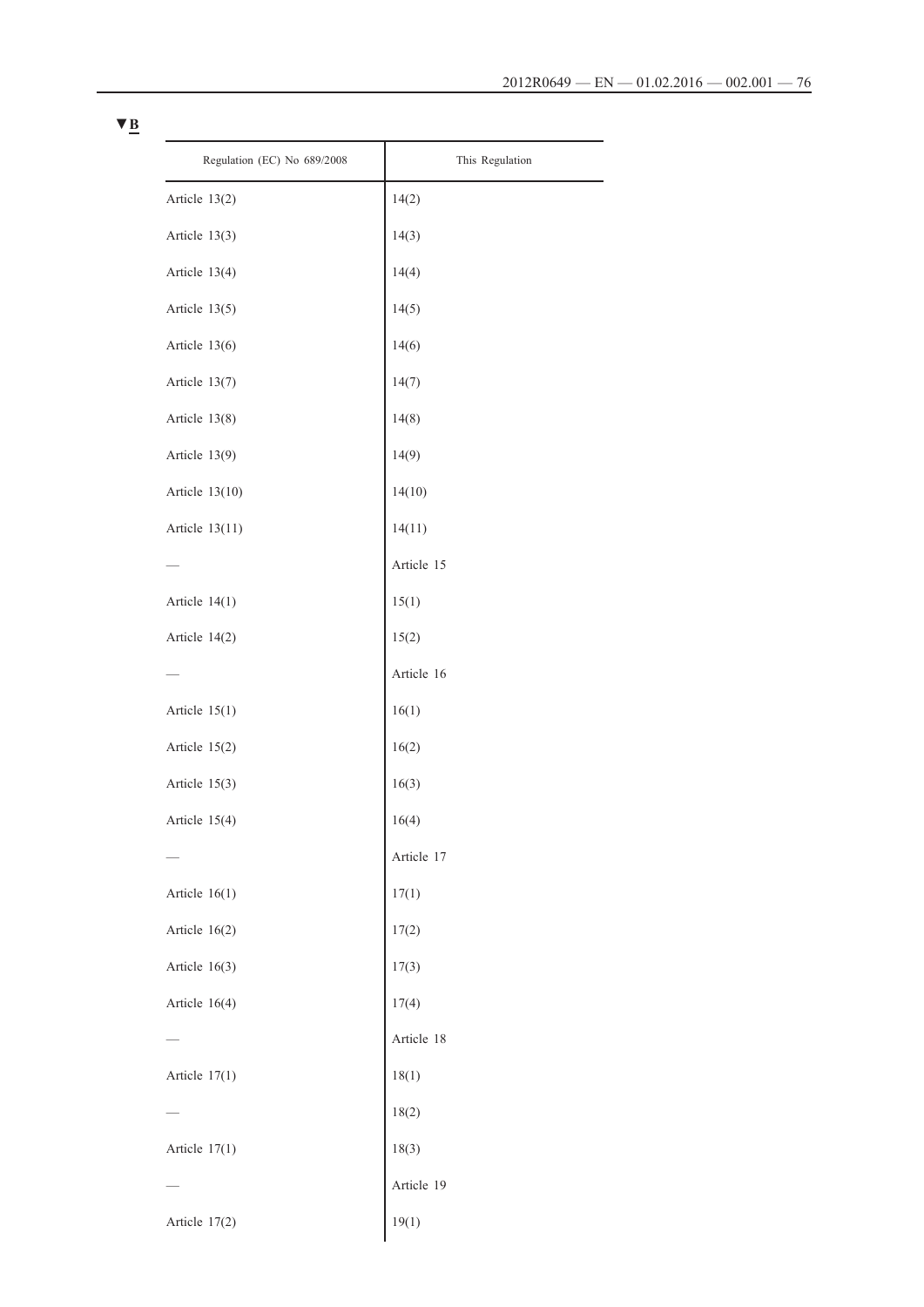▼B

| Regulation (EC) No 689/2008 | This Regulation |
|---|---|
| Article 13(2) | 14(2) |
| Article 13(3) | 14(3) |
| Article 13(4) | 14(4) |
| Article 13(5) | 14(5) |
| Article 13(6) | 14(6) |
| Article 13(7) | 14(7) |
| Article 13(8) | 14(8) |
| Article 13(9) | 14(9) |
| Article 13(10) | 14(10) |
| Article 13(11) | 14(11) |
| — | Article 15 |
| Article 14(1) | 15(1) |
| Article 14(2) | 15(2) |
| — | Article 16 |
| Article 15(1) | 16(1) |
| Article 15(2) | 16(2) |
| Article 15(3) | 16(3) |
| Article 15(4) | 16(4) |
| — | Article 17 |
| Article 16(1) | 17(1) |
| Article 16(2) | 17(2) |
| Article 16(3) | 17(3) |
| Article 16(4) | 17(4) |
| — | Article 18 |
| Article 17(1) | 18(1) |
| — | 18(2) |
| Article 17(1) | 18(3) |
| — | Article 19 |
| Article 17(2) | 19(1) |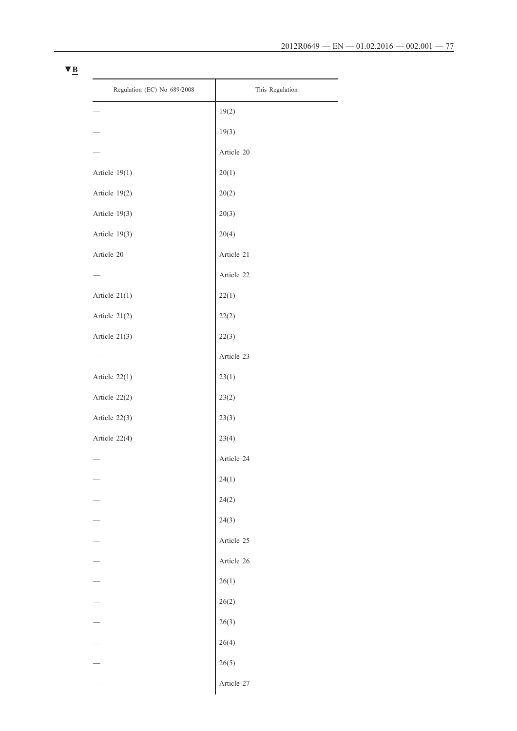▼B

| Regulation (EC) No 689/2008 | This Regulation |
|---|---|
| — | 19(2) |
| — | 19(3) |
| — | Article 20 |
| Article 19(1) | 20(1) |
| Article 19(2) | 20(2) |
| Article 19(3) | 20(3) |
| Article 19(3) | 20(4) |
| Article 20 | Article 21 |
| — | Article 22 |
| Article 21(1) | 22(1) |
| Article 21(2) | 22(2) |
| Article 21(3) | 22(3) |
| — | Article 23 |
| Article 22(1) | 23(1) |
| Article 22(2) | 23(2) |
| Article 22(3) | 23(3) |
| Article 22(4) | 23(4) |
| — | Article 24 |
| — | 24(1) |
| — | 24(2) |
| — | 24(3) |
| — | Article 25 |
| — | Article 26 |
| — | 26(1) |
| — | 26(2) |
| — | 26(3) |
| — | 26(4) |
| — | 26(5) |
| — | Article 27 |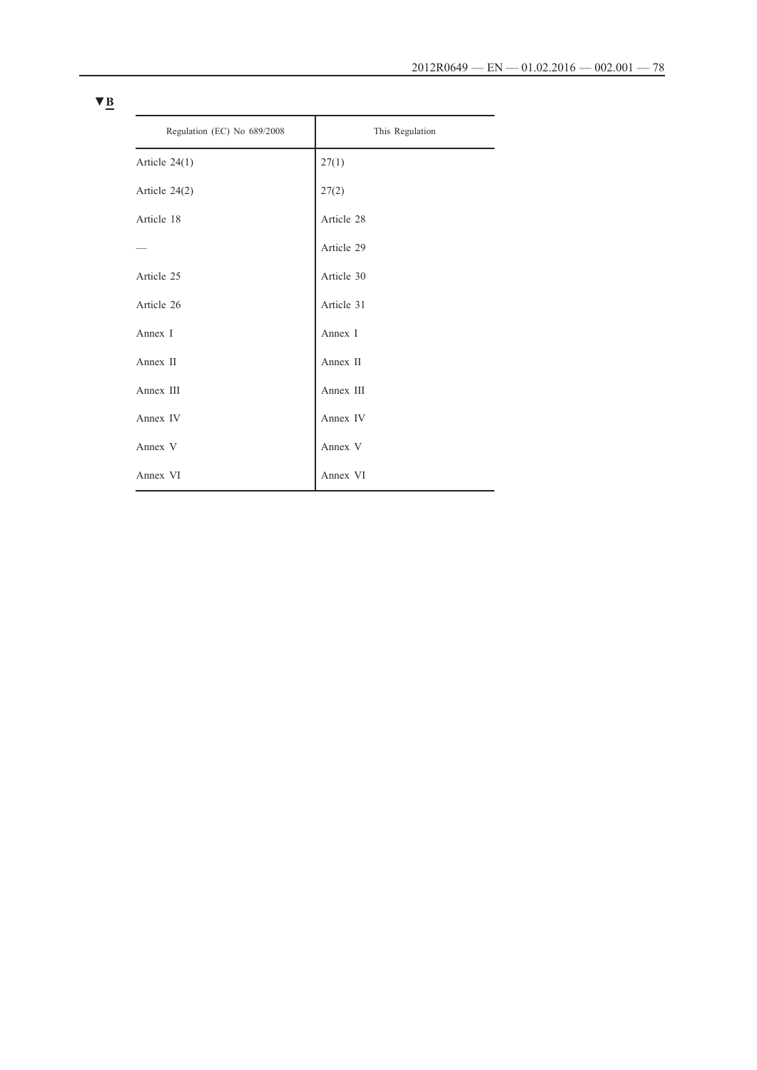▼B

| Regulation (EC) No 689/2008 | This Regulation |
|---|---|
| Article 24(1) | 27(1) |
| Article 24(2) | 27(2) |
| Article 18 | Article 28 |
| — | Article 29 |
| Article 25 | Article 30 |
| Article 26 | Article 31 |
| Annex I | Annex I |
| Annex II | Annex II |
| Annex III | Annex III |
| Annex IV | Annex IV |
| Annex V | Annex V |
| Annex VI | Annex VI |